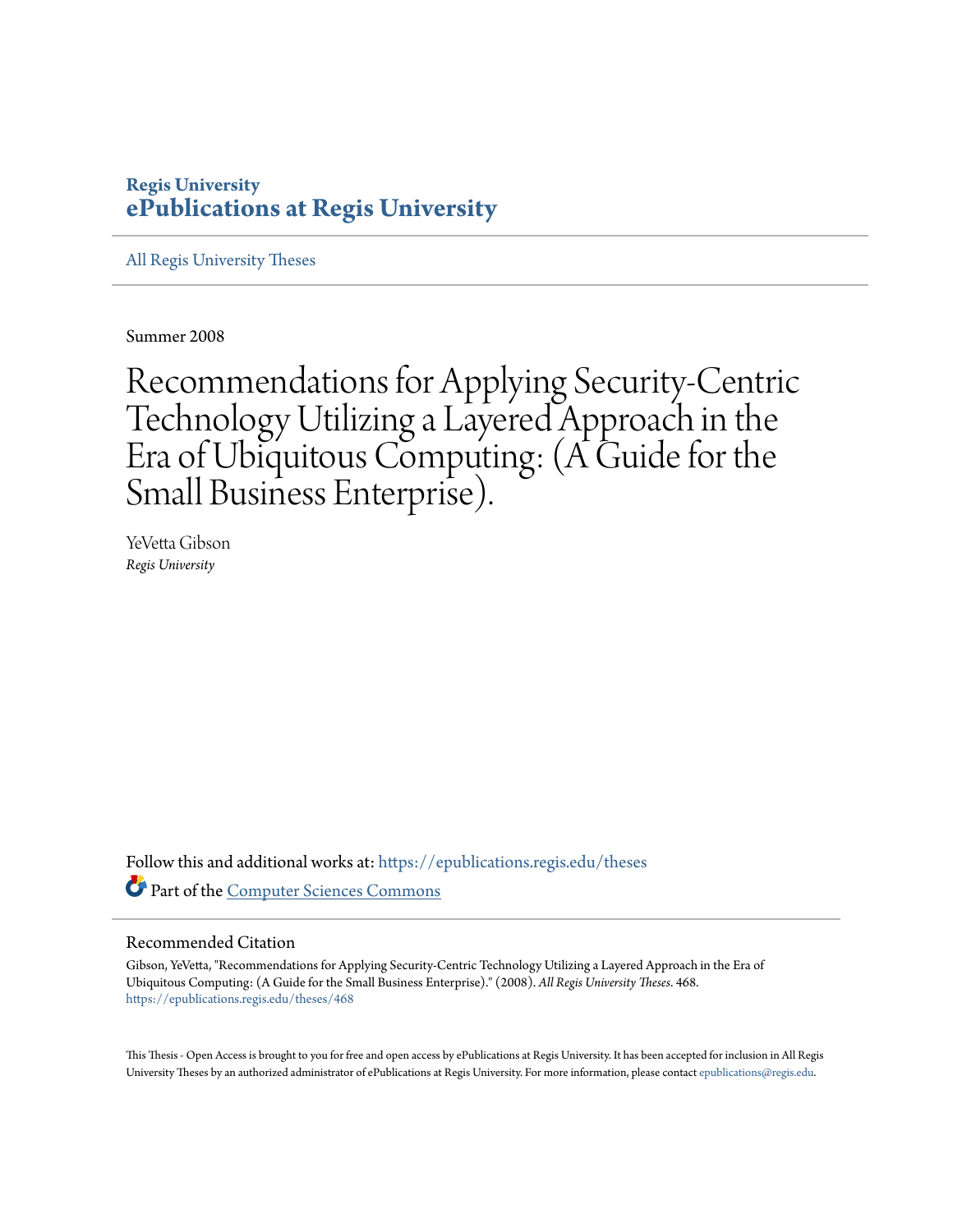**Regis University**
**ePublications at Regis University**

All Regis University Theses

Summer 2008

# Recommendations for Applying Security-Centric Technology Utilizing a Layered Approach in the Era of Ubiquitous Computing: (A Guide for the Small Business Enterprise).

YeVetta Gibson
*Regis University*

Follow this and additional works at: https://epublications.regis.edu/theses

Part of the Computer Sciences Commons

## Recommended Citation

Gibson, YeVetta, "Recommendations for Applying Security-Centric Technology Utilizing a Layered Approach in the Era of Ubiquitous Computing: (A Guide for the Small Business Enterprise)." (2008). *All Regis University Theses*. 468.
https://epublications.regis.edu/theses/468

This Thesis - Open Access is brought to you for free and open access by ePublications at Regis University. It has been accepted for inclusion in All Regis University Theses by an authorized administrator of ePublications at Regis University. For more information, please contact epublications@regis.edu.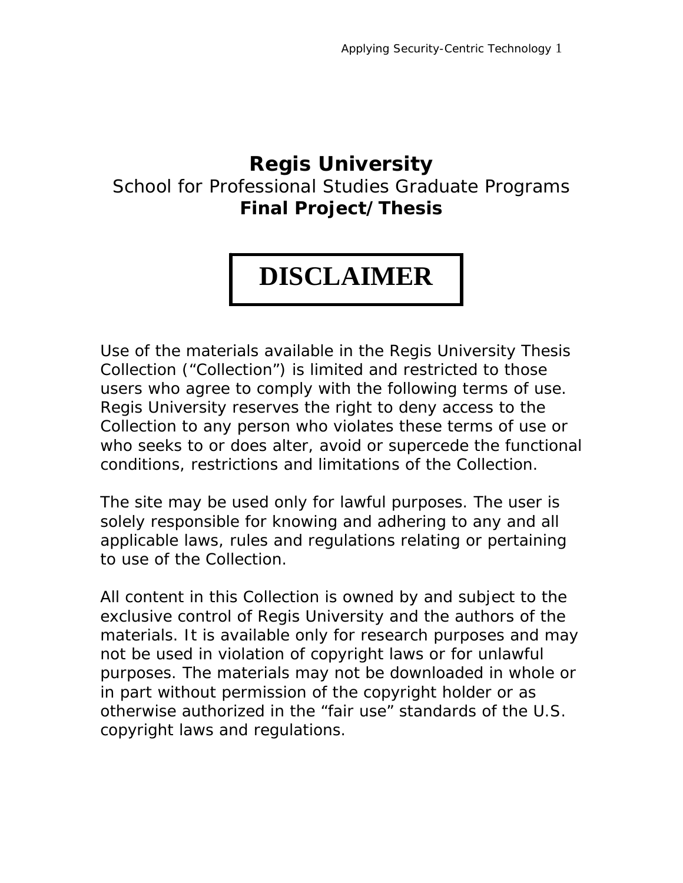# Regis University

School for Professional Studies Graduate Programs

**Final Project/Thesis**

## DISCLAIMER

Use of the materials available in the Regis University Thesis Collection (“Collection”) is limited and restricted to those users who agree to comply with the following terms of use. Regis University reserves the right to deny access to the Collection to any person who violates these terms of use or who seeks to or does alter, avoid or supercede the functional conditions, restrictions and limitations of the Collection.

The site may be used only for lawful purposes. The user is solely responsible for knowing and adhering to any and all applicable laws, rules and regulations relating or pertaining to use of the Collection.

All content in this Collection is owned by and subject to the exclusive control of Regis University and the authors of the materials. It is available only for research purposes and may not be used in violation of copyright laws or for unlawful purposes. The materials may not be downloaded in whole or in part without permission of the copyright holder or as otherwise authorized in the “fair use” standards of the U.S. copyright laws and regulations.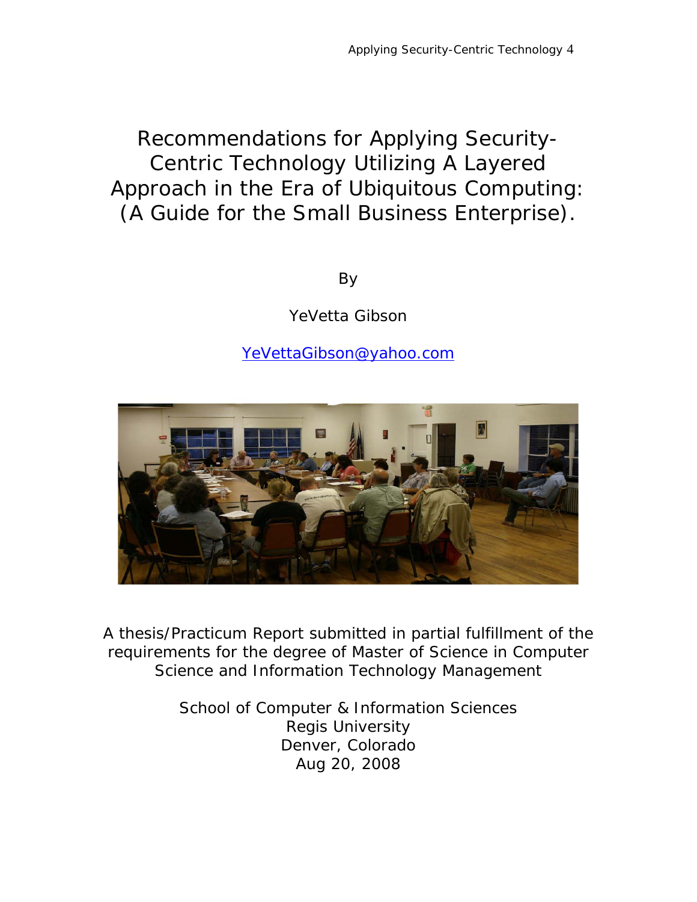# Recommendations for Applying Security-Centric Technology Utilizing A Layered Approach in the Era of Ubiquitous Computing: (A Guide for the Small Business Enterprise).

By

YeVetta Gibson

YeVettaGibson@yahoo.com

A thesis/Practicum Report submitted in partial fulfillment of the requirements for the degree of Master of Science in Computer Science and Information Technology Management

School of Computer & Information Sciences
Regis University
Denver, Colorado
Aug 20, 2008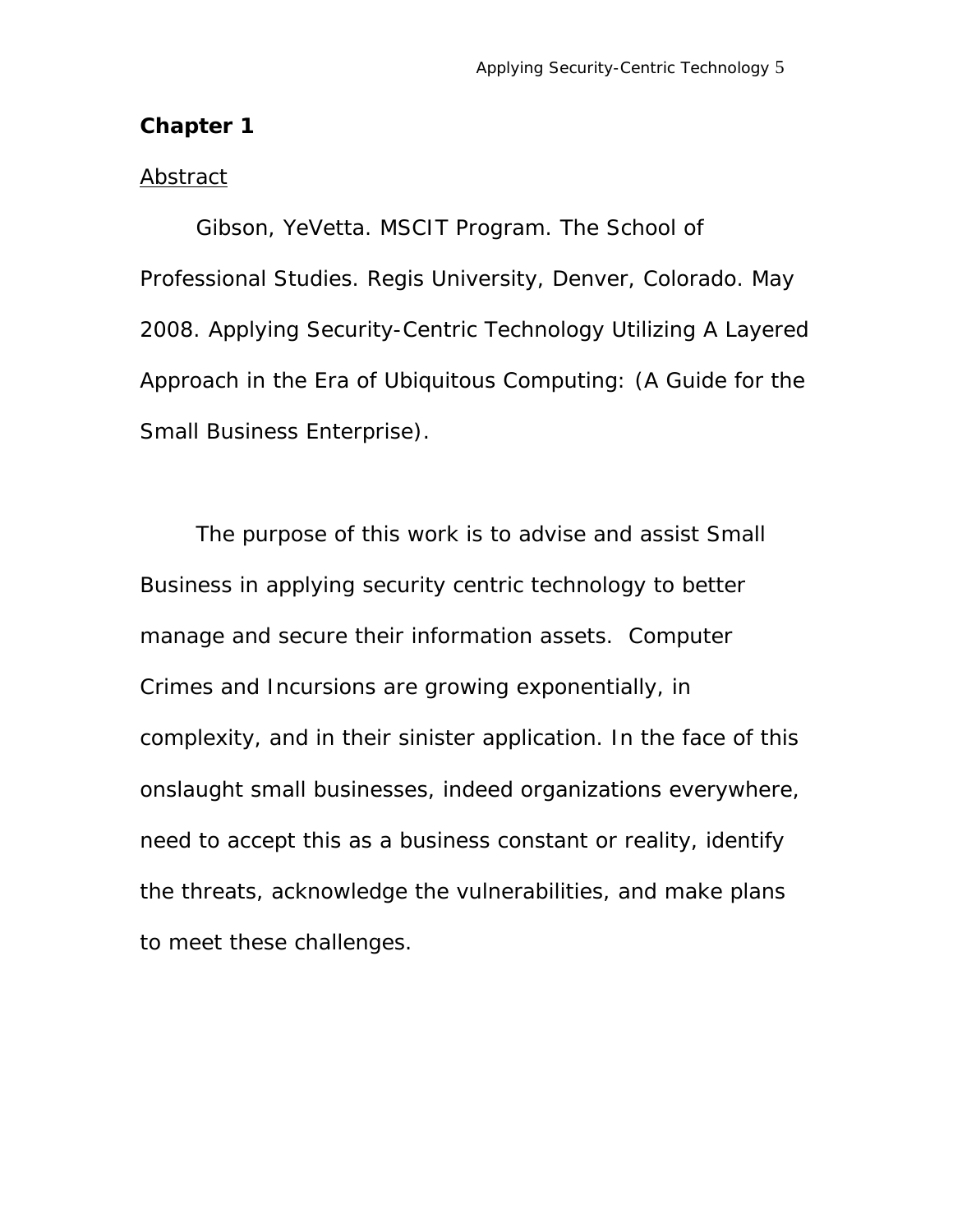## Chapter 1

### Abstract

Gibson, YeVetta. MSCIT Program. The School of Professional Studies. Regis University, Denver, Colorado. May 2008. Applying Security-Centric Technology Utilizing A Layered Approach in the Era of Ubiquitous Computing: (A Guide for the Small Business Enterprise).

The purpose of this work is to advise and assist Small Business in applying security centric technology to better manage and secure their information assets. Computer Crimes and Incursions are growing exponentially, in complexity, and in their sinister application. In the face of this onslaught small businesses, indeed organizations everywhere, need to accept this as a business constant or reality, identify the threats, acknowledge the vulnerabilities, and make plans to meet these challenges.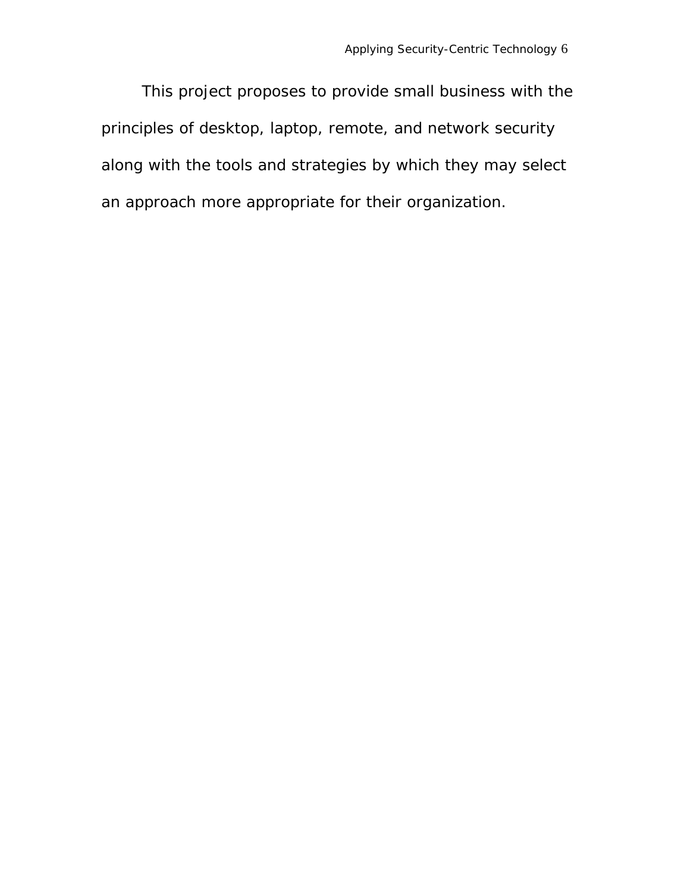This project proposes to provide small business with the principles of desktop, laptop, remote, and network security along with the tools and strategies by which they may select an approach more appropriate for their organization.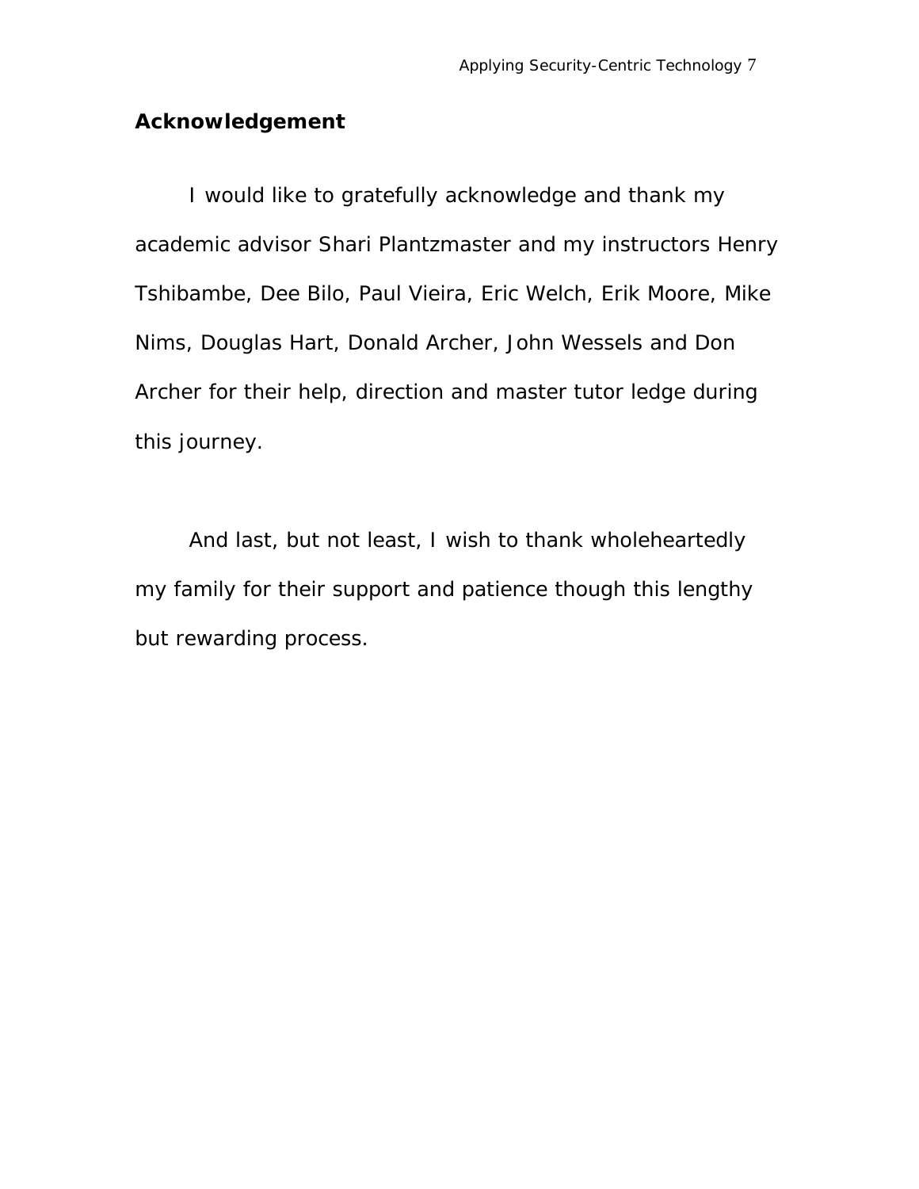## Acknowledgement

I would like to gratefully acknowledge and thank my academic advisor Shari Plantzmaster and my instructors Henry Tshibambe, Dee Bilo, Paul Vieira, Eric Welch, Erik Moore, Mike Nims, Douglas Hart, Donald Archer, John Wessels and Don Archer for their help, direction and master tutor ledge during this journey.

And last, but not least, I wish to thank wholeheartedly my family for their support and patience though this lengthy but rewarding process.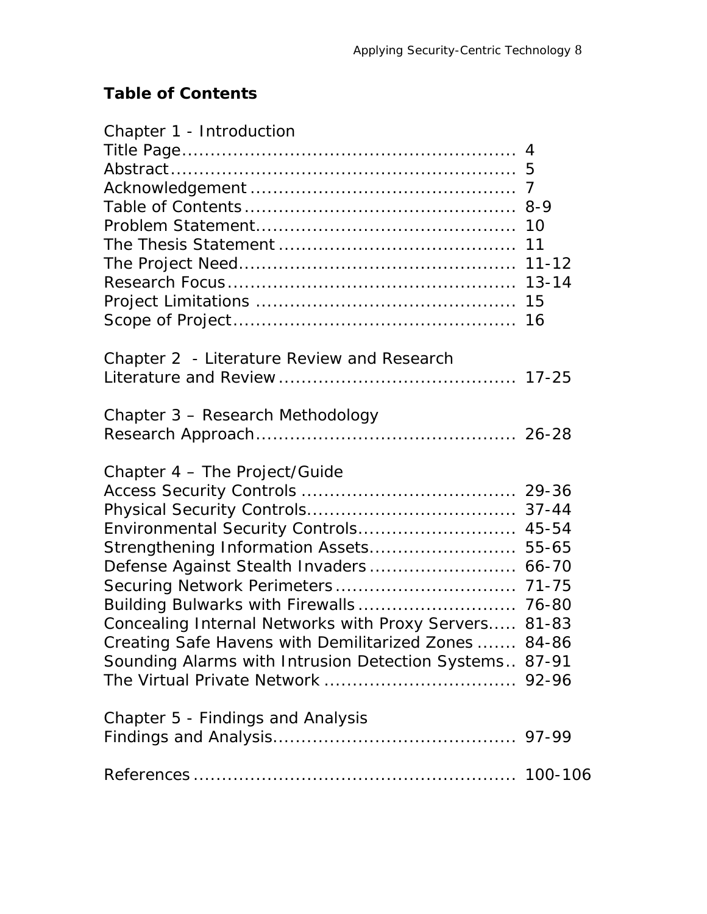## Table of Contents

| | |
|---|---|
| **Chapter 1 - Introduction** | |
| Title Page | 4 |
| Abstract | 5 |
| Acknowledgement | 7 |
| Table of Contents | 8-9 |
| Problem Statement | 10 |
| The Thesis Statement | 11 |
| The Project Need | 11-12 |
| Research Focus | 13-14 |
| Project Limitations | 15 |
| Scope of Project | 16 |
| **Chapter 2 - Literature Review and Research** | |
| Literature and Review | 17-25 |
| **Chapter 3 – Research Methodology** | |
| Research Approach | 26-28 |
| **Chapter 4 – The Project/Guide** | |
| Access Security Controls | 29-36 |
| Physical Security Controls | 37-44 |
| Environmental Security Controls | 45-54 |
| Strengthening Information Assets | 55-65 |
| Defense Against Stealth Invaders | 66-70 |
| Securing Network Perimeters | 71-75 |
| Building Bulwarks with Firewalls | 76-80 |
| Concealing Internal Networks with Proxy Servers | 81-83 |
| Creating Safe Havens with Demilitarized Zones | 84-86 |
| Sounding Alarms with Intrusion Detection Systems | 87-91 |
| The Virtual Private Network | 92-96 |
| **Chapter 5 - Findings and Analysis** | |
| Findings and Analysis | 97-99 |
| References | 100-106 |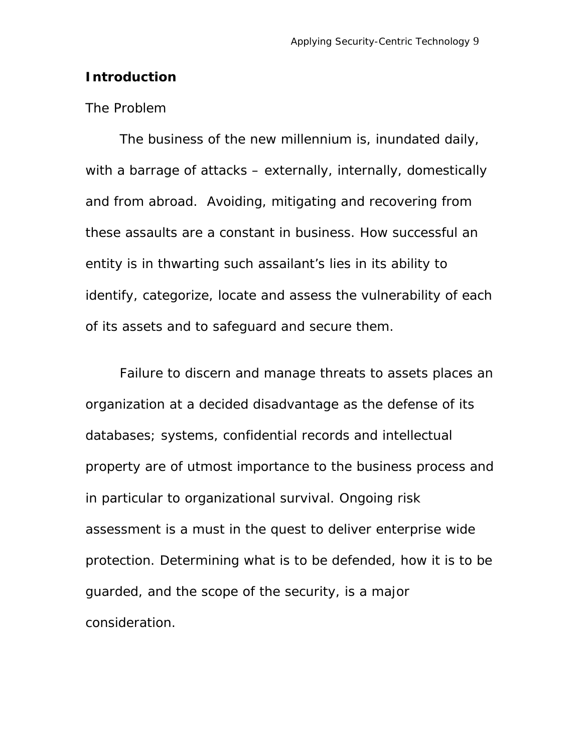## Introduction

### The Problem

The business of the new millennium is, inundated daily, with a barrage of attacks – externally, internally, domestically and from abroad. Avoiding, mitigating and recovering from these assaults are a constant in business. How successful an entity is in thwarting such assailant's lies in its ability to identify, categorize, locate and assess the vulnerability of each of its assets and to safeguard and secure them.

Failure to discern and manage threats to assets places an organization at a decided disadvantage as the defense of its databases; systems, confidential records and intellectual property are of utmost importance to the business process and in particular to organizational survival. Ongoing risk assessment is a must in the quest to deliver enterprise wide protection. Determining what is to be defended, how it is to be guarded, and the scope of the security, is a major consideration.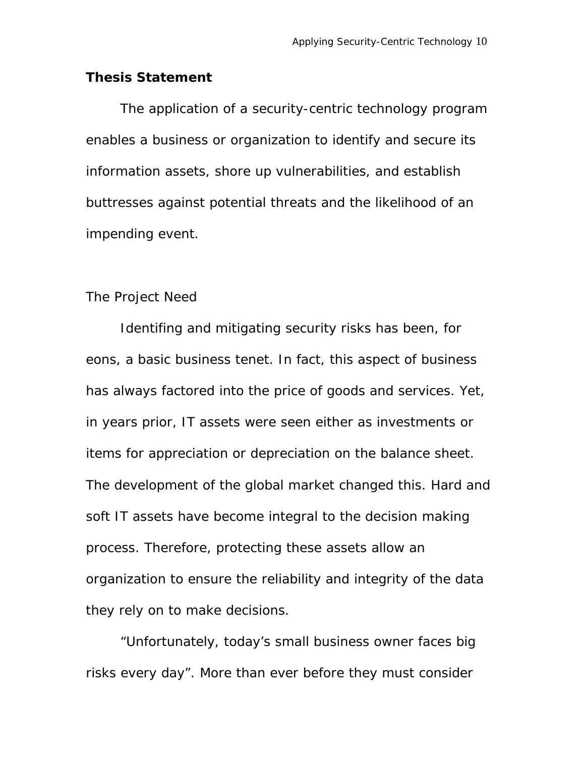**Thesis Statement**

The application of a security-centric technology program enables a business or organization to identify and secure its information assets, shore up vulnerabilities, and establish buttresses against potential threats and the likelihood of an impending event.

The Project Need

Identifing and mitigating security risks has been, for eons, a basic business tenet. In fact, this aspect of business has always factored into the price of goods and services. Yet, in years prior, IT assets were seen either as investments or items for appreciation or depreciation on the balance sheet. The development of the global market changed this. Hard and soft IT assets have become integral to the decision making process. Therefore, protecting these assets allow an organization to ensure the reliability and integrity of the data they rely on to make decisions.

"Unfortunately, today's small business owner faces big risks every day". More than ever before they must consider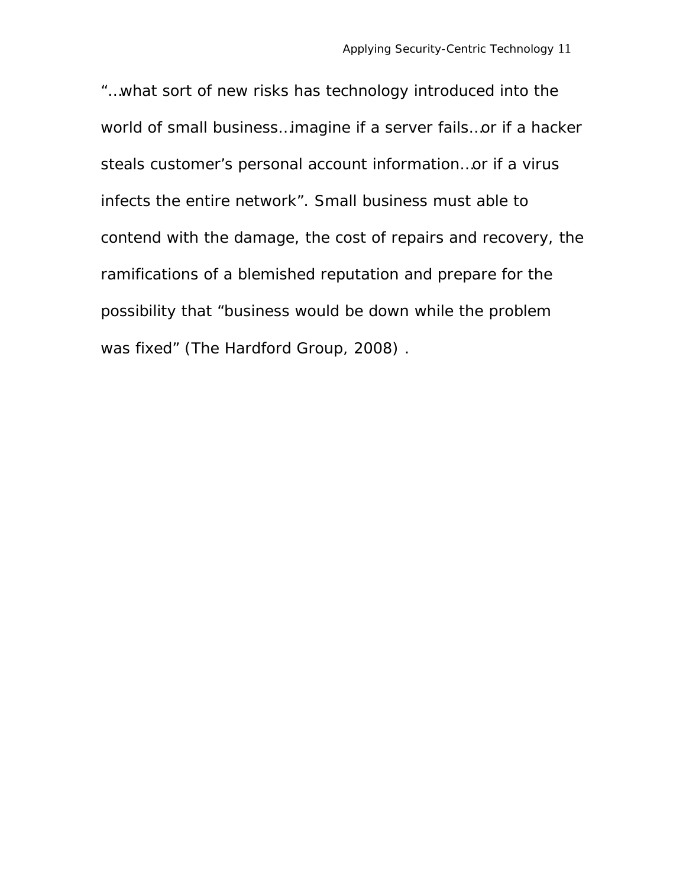"…what sort of new risks has technology introduced into the world of small business…imagine if a server fails…or if a hacker steals customer's personal account information…or if a virus infects the entire network". Small business must able to contend with the damage, the cost of repairs and recovery, the ramifications of a blemished reputation and prepare for the possibility that "business would be down while the problem was fixed" (The Hardford Group, 2008) .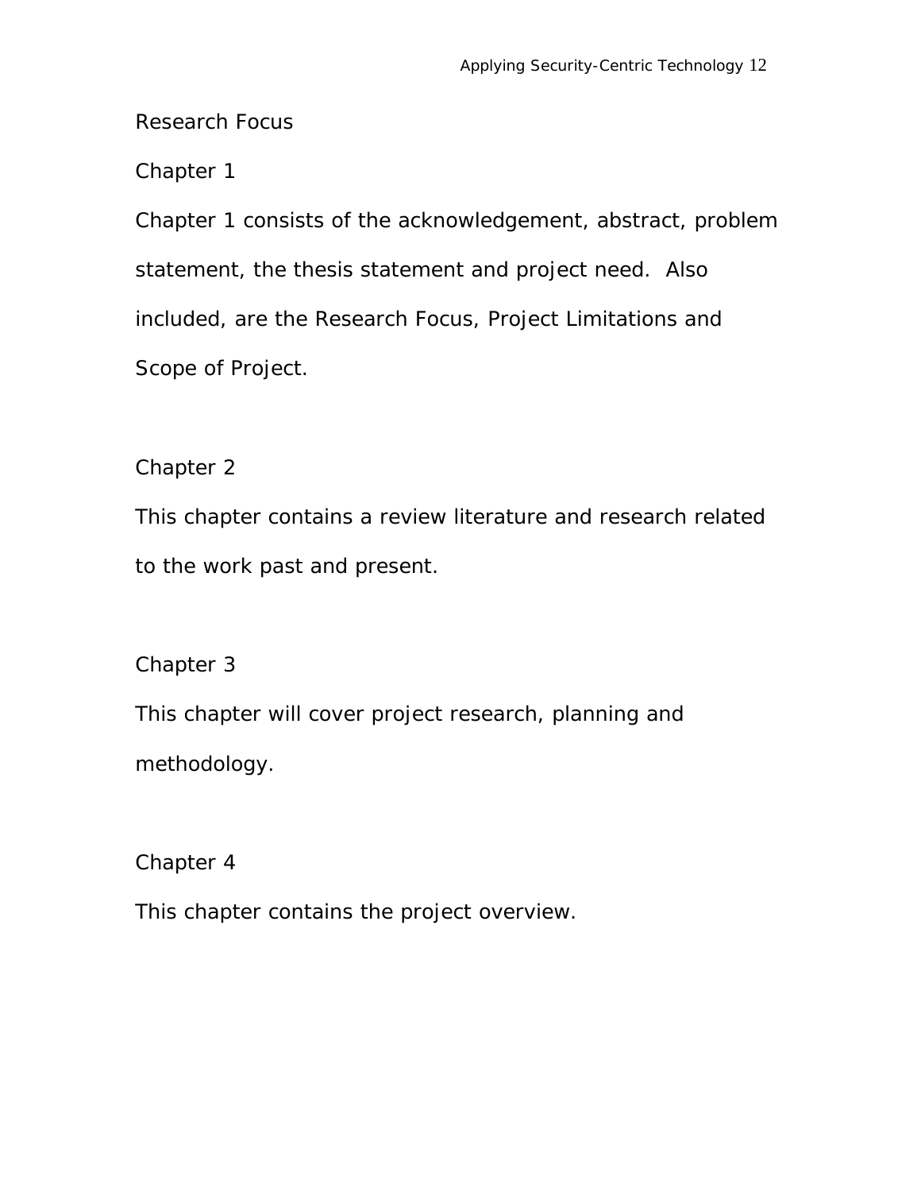## Research Focus

### Chapter 1

Chapter 1 consists of the acknowledgement, abstract, problem statement, the thesis statement and project need. Also included, are the Research Focus, Project Limitations and Scope of Project.

### Chapter 2

This chapter contains a review literature and research related to the work past and present.

### Chapter 3

This chapter will cover project research, planning and methodology.

### Chapter 4

This chapter contains the project overview.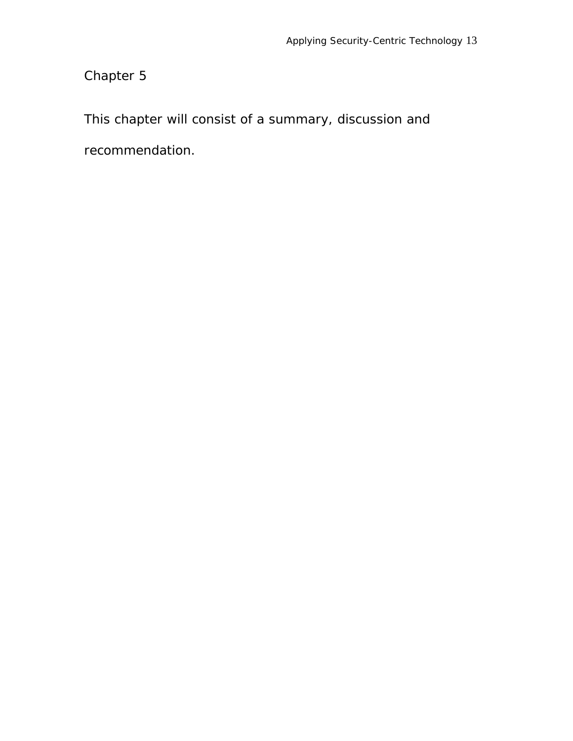# Chapter 5

This chapter will consist of a summary, discussion and recommendation.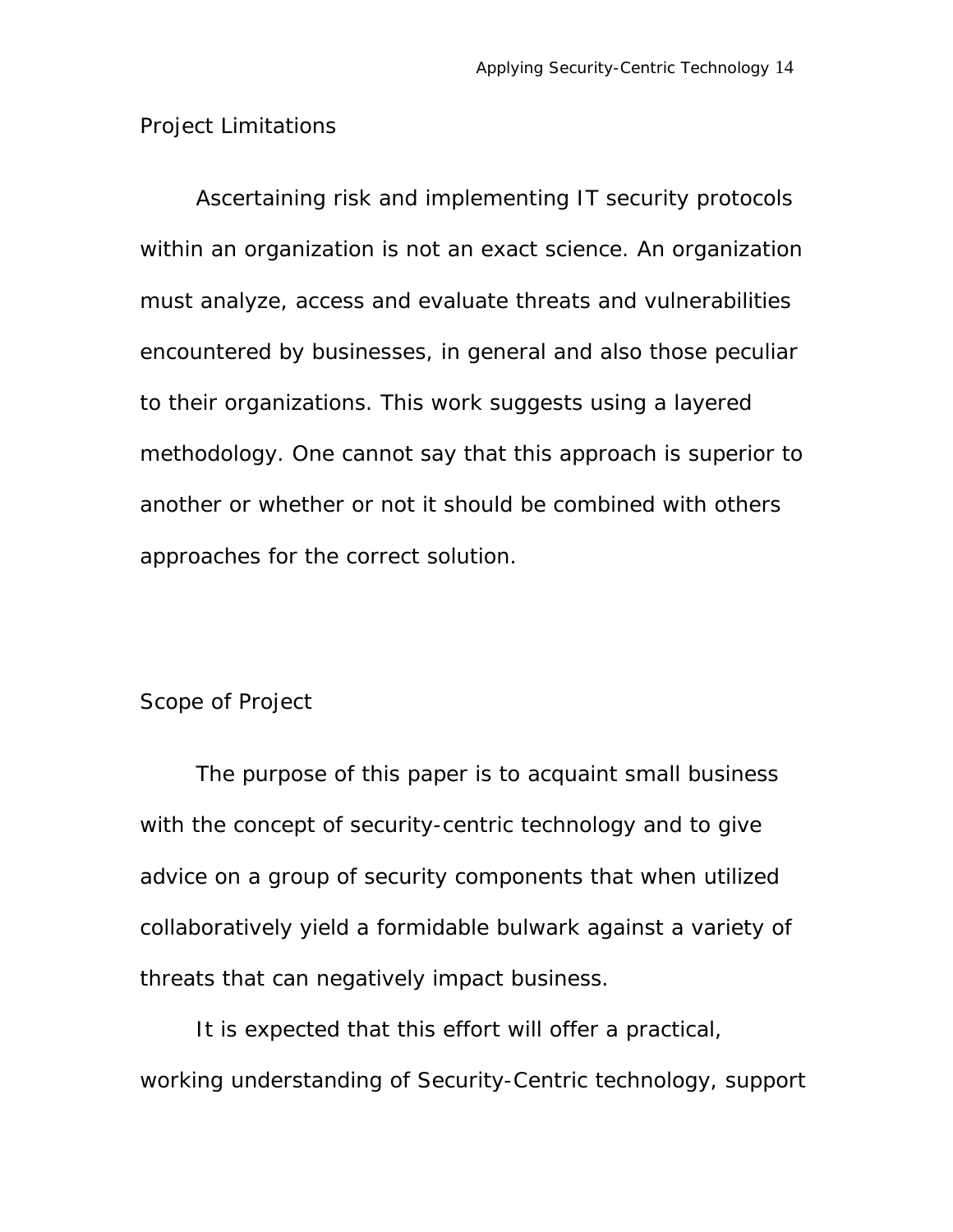## Project Limitations

Ascertaining risk and implementing IT security protocols within an organization is not an exact science. An organization must analyze, access and evaluate threats and vulnerabilities encountered by businesses, in general and also those peculiar to their organizations. This work suggests using a layered methodology. One cannot say that this approach is superior to another or whether or not it should be combined with others approaches for the correct solution.

## Scope of Project

The purpose of this paper is to acquaint small business with the concept of security-centric technology and to give advice on a group of security components that when utilized collaboratively yield a formidable bulwark against a variety of threats that can negatively impact business.

It is expected that this effort will offer a practical, working understanding of Security-Centric technology, support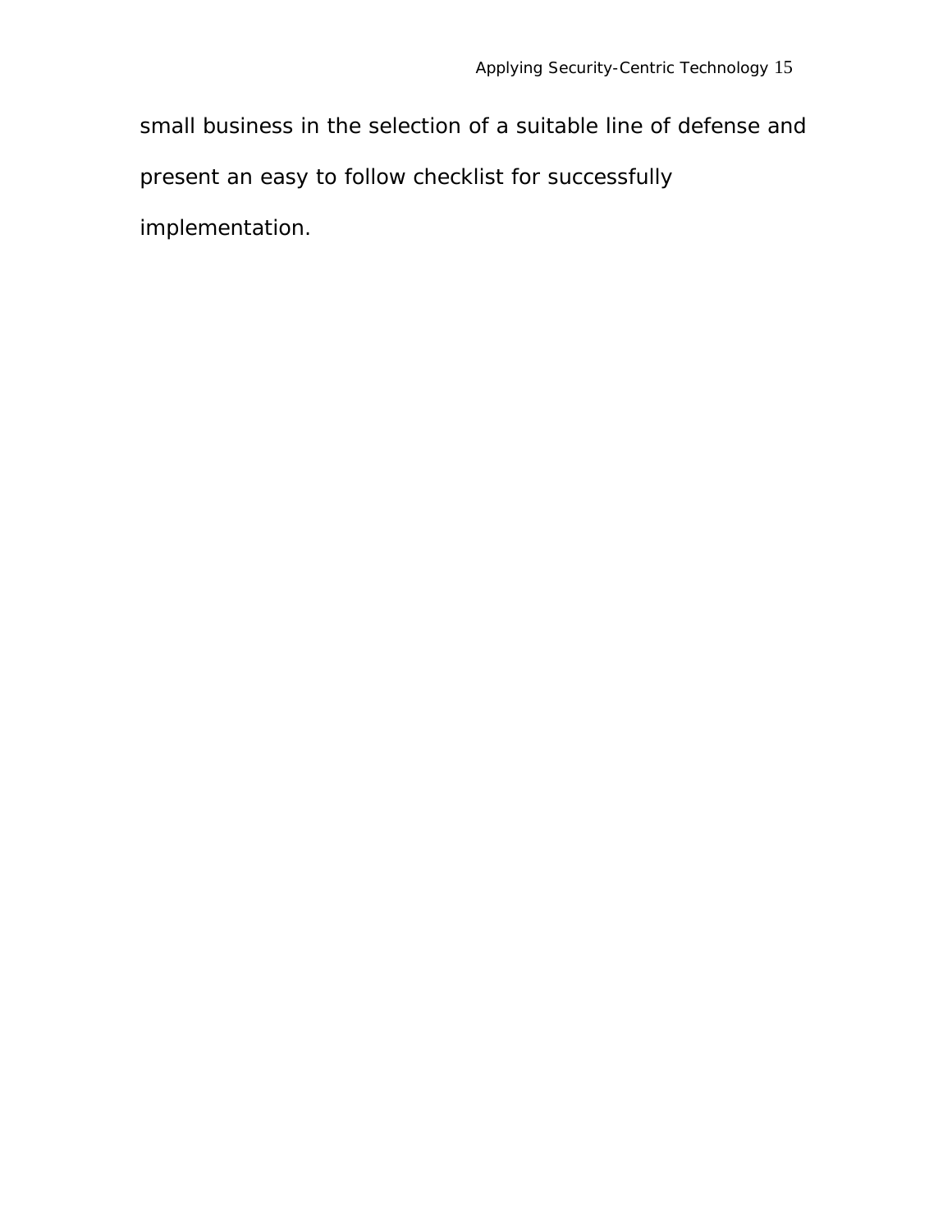small business in the selection of a suitable line of defense and present an easy to follow checklist for successfully implementation.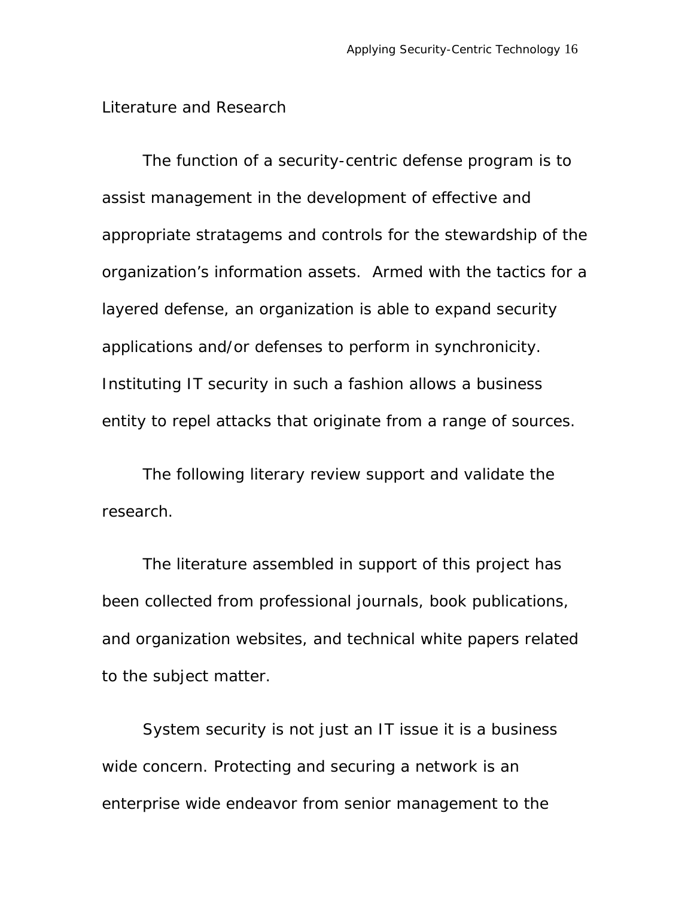## Literature and Research

The function of a security-centric defense program is to assist management in the development of effective and appropriate stratagems and controls for the stewardship of the organization's information assets. Armed with the tactics for a layered defense, an organization is able to expand security applications and/or defenses to perform in synchronicity. Instituting IT security in such a fashion allows a business entity to repel attacks that originate from a range of sources.

The following literary review support and validate the research.

The literature assembled in support of this project has been collected from professional journals, book publications, and organization websites, and technical white papers related to the subject matter.

System security is not just an IT issue it is a business wide concern. Protecting and securing a network is an enterprise wide endeavor from senior management to the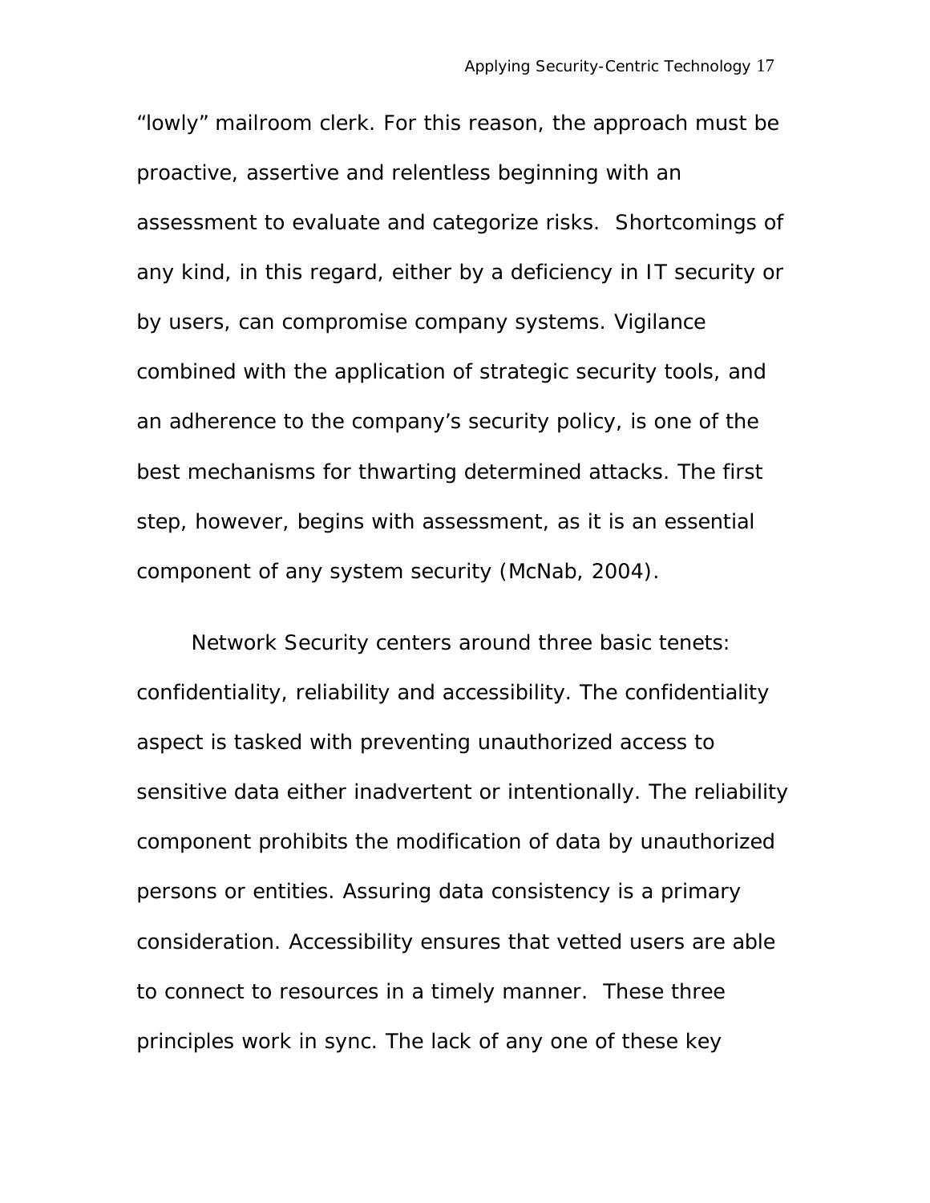"lowly" mailroom clerk. For this reason, the approach must be proactive, assertive and relentless beginning with an assessment to evaluate and categorize risks.  Shortcomings of any kind, in this regard, either by a deficiency in IT security or by users, can compromise company systems. Vigilance combined with the application of strategic security tools, and an adherence to the company's security policy, is one of the best mechanisms for thwarting determined attacks. The first step, however, begins with assessment, as it is an essential component of any system security (McNab, 2004).

Network Security centers around three basic tenets: confidentiality, reliability and accessibility. The confidentiality aspect is tasked with preventing unauthorized access to sensitive data either inadvertent or intentionally. The reliability component prohibits the modification of data by unauthorized persons or entities. Assuring data consistency is a primary consideration. Accessibility ensures that vetted users are able to connect to resources in a timely manner.  These three principles work in sync. The lack of any one of these key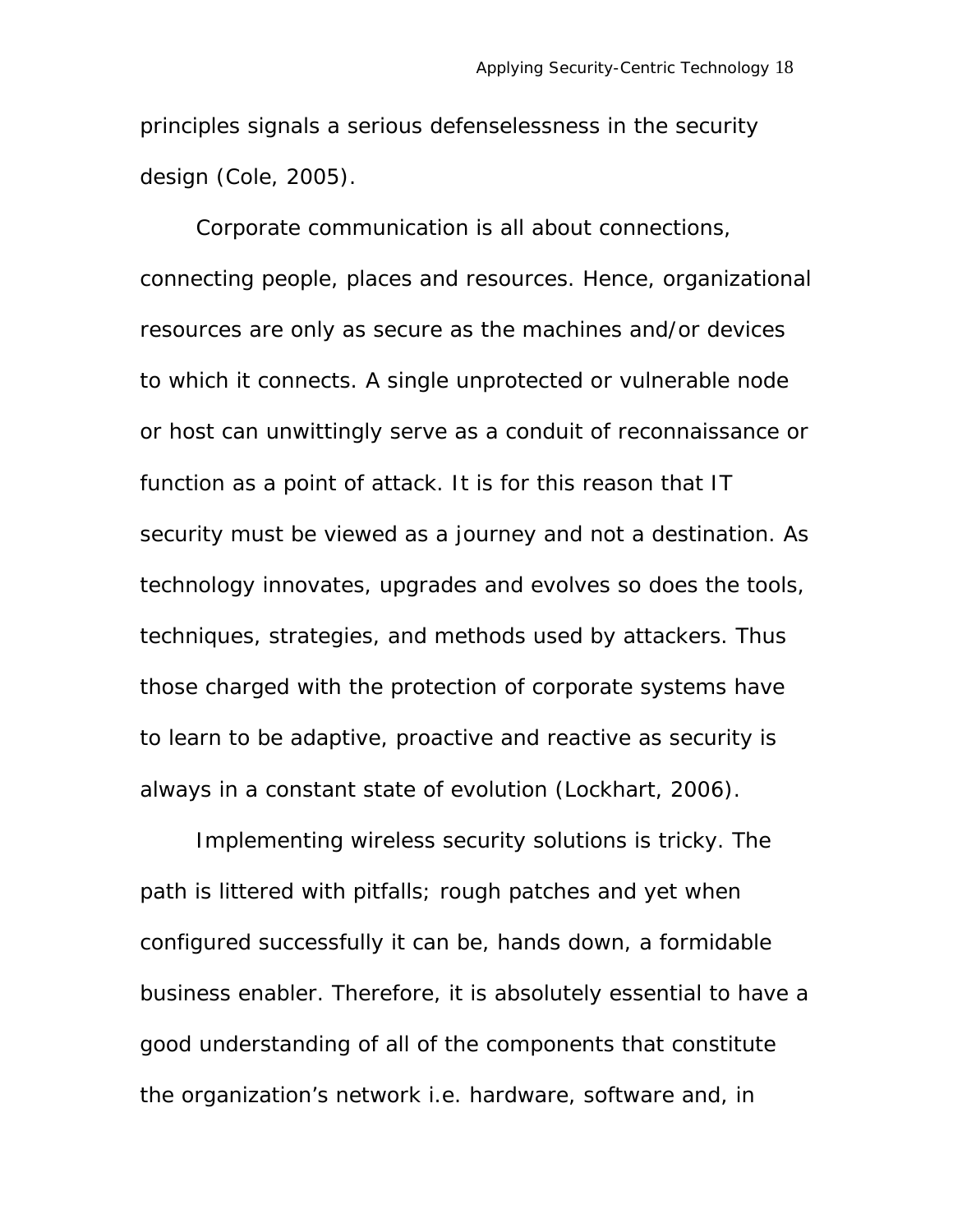principles signals a serious defenselessness in the security design (Cole, 2005).

Corporate communication is all about connections, connecting people, places and resources. Hence, organizational resources are only as secure as the machines and/or devices to which it connects. A single unprotected or vulnerable node or host can unwittingly serve as a conduit of reconnaissance or function as a point of attack. It is for this reason that IT security must be viewed as a journey and not a destination. As technology innovates, upgrades and evolves so does the tools, techniques, strategies, and methods used by attackers. Thus those charged with the protection of corporate systems have to learn to be adaptive, proactive and reactive as security is always in a constant state of evolution (Lockhart, 2006).

Implementing wireless security solutions is tricky. The path is littered with pitfalls; rough patches and yet when configured successfully it can be, hands down, a formidable business enabler. Therefore, it is absolutely essential to have a good understanding of all of the components that constitute the organization's network i.e. hardware, software and, in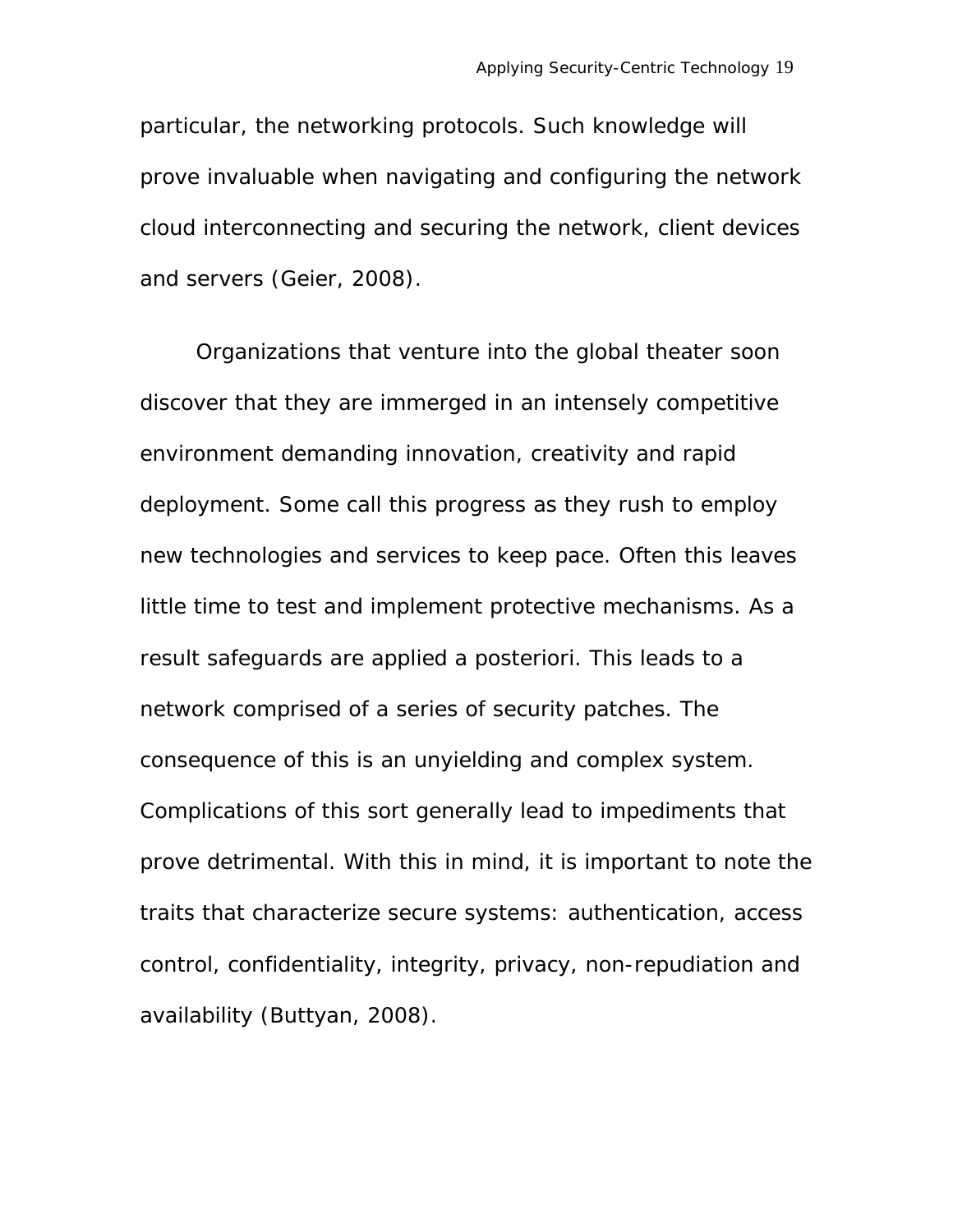particular, the networking protocols. Such knowledge will prove invaluable when navigating and configuring the network cloud interconnecting and securing the network, client devices and servers (Geier, 2008).

Organizations that venture into the global theater soon discover that they are immerged in an intensely competitive environment demanding innovation, creativity and rapid deployment. Some call this progress as they rush to employ new technologies and services to keep pace. Often this leaves little time to test and implement protective mechanisms. As a result safeguards are applied a posteriori. This leads to a network comprised of a series of security patches. The consequence of this is an unyielding and complex system. Complications of this sort generally lead to impediments that prove detrimental. With this in mind, it is important to note the traits that characterize secure systems: authentication, access control, confidentiality, integrity, privacy, non-repudiation and availability (Buttyan, 2008).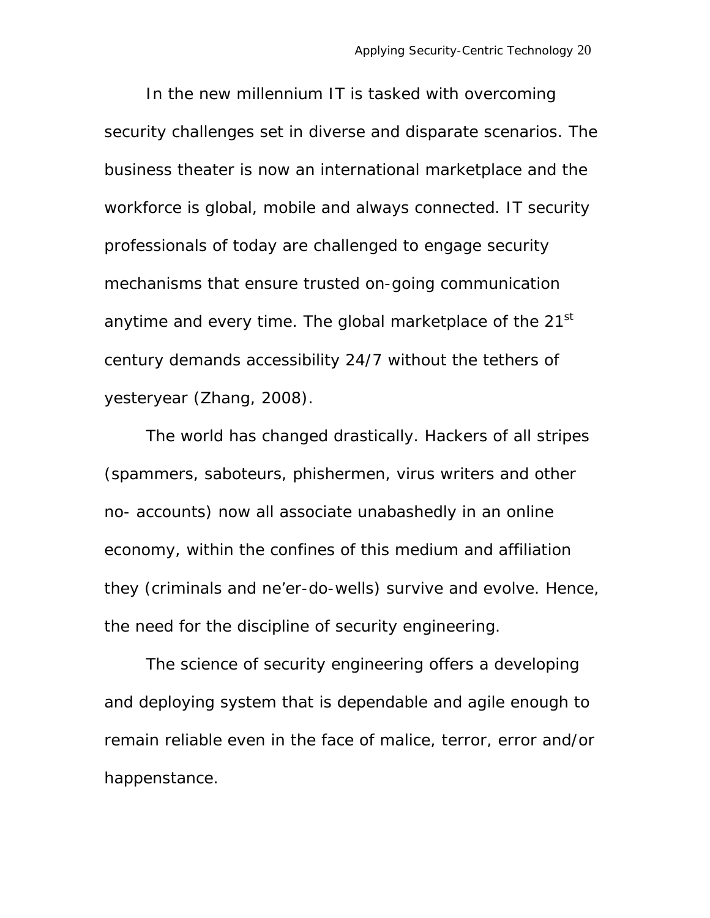In the new millennium IT is tasked with overcoming security challenges set in diverse and disparate scenarios. The business theater is now an international marketplace and the workforce is global, mobile and always connected. IT security professionals of today are challenged to engage security mechanisms that ensure trusted on-going communication anytime and every time. The global marketplace of the 21st century demands accessibility 24/7 without the tethers of yesteryear (Zhang, 2008).

The world has changed drastically. Hackers of all stripes (spammers, saboteurs, phishermen, virus writers and other no- accounts) now all associate unabashedly in an online economy, within the confines of this medium and affiliation they (criminals and ne'er-do-wells) survive and evolve. Hence, the need for the discipline of security engineering.

The science of security engineering offers a developing and deploying system that is dependable and agile enough to remain reliable even in the face of malice, terror, error and/or happenstance.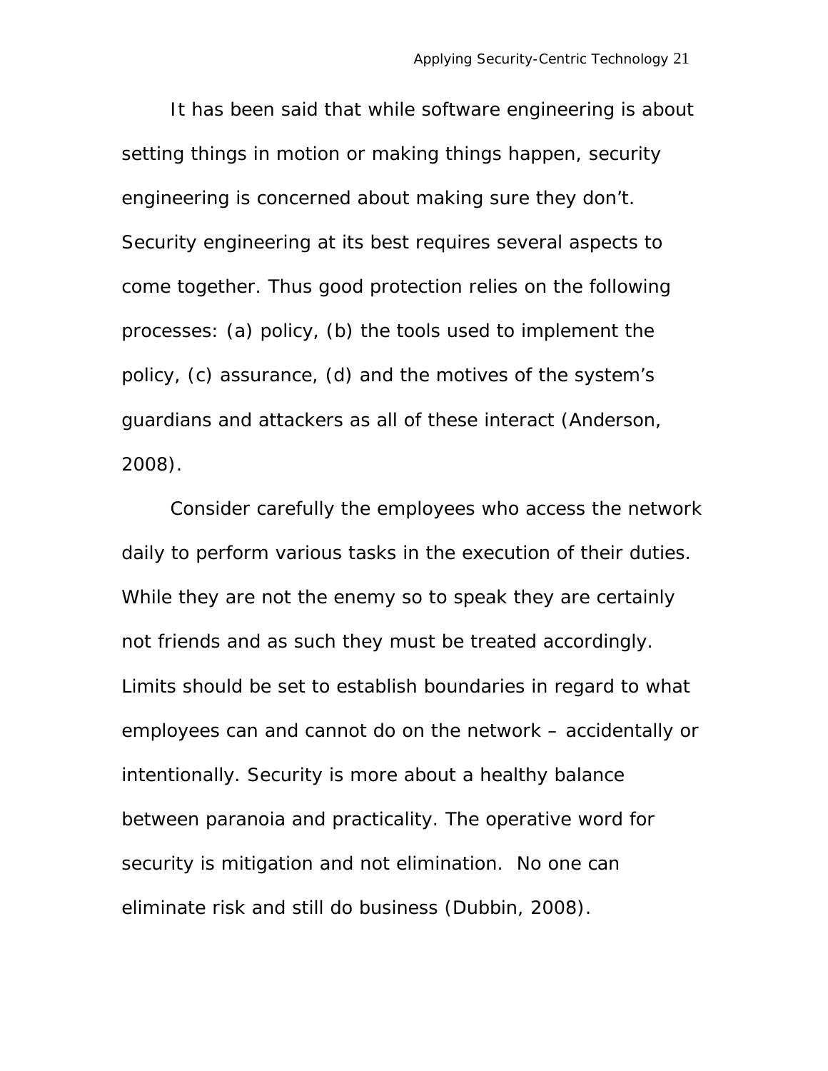It has been said that while software engineering is about setting things in motion or making things happen, security engineering is concerned about making sure they don't. Security engineering at its best requires several aspects to come together. Thus good protection relies on the following processes: (a) policy, (b) the tools used to implement the policy, (c) assurance, (d) and the motives of the system's guardians and attackers as all of these interact (Anderson, 2008).

Consider carefully the employees who access the network daily to perform various tasks in the execution of their duties. While they are not the enemy so to speak they are certainly not friends and as such they must be treated accordingly. Limits should be set to establish boundaries in regard to what employees can and cannot do on the network – accidentally or intentionally. Security is more about a healthy balance between paranoia and practicality. The operative word for security is mitigation and not elimination. No one can eliminate risk and still do business (Dubbin, 2008).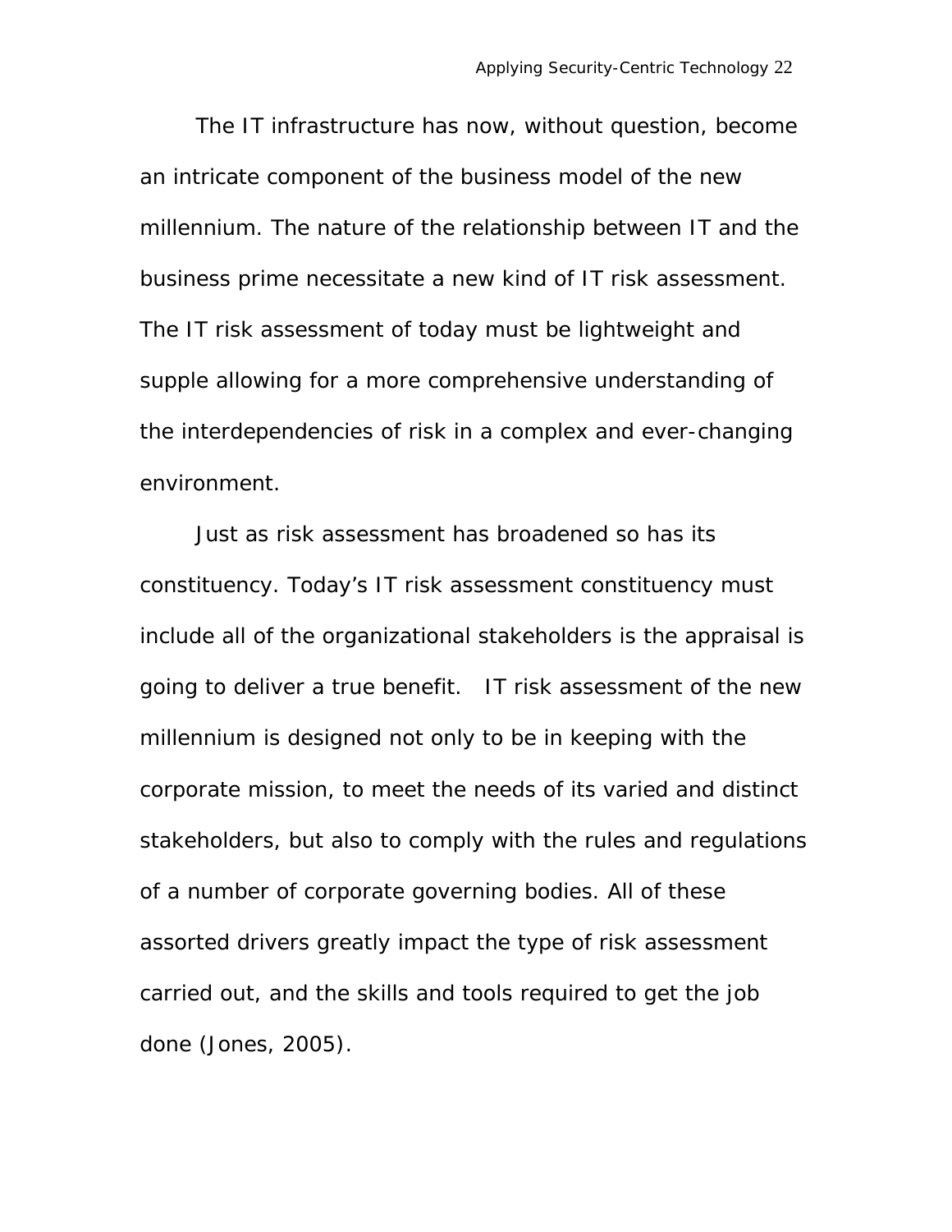The IT infrastructure has now, without question, become an intricate component of the business model of the new millennium. The nature of the relationship between IT and the business prime necessitate a new kind of IT risk assessment. The IT risk assessment of today must be lightweight and supple allowing for a more comprehensive understanding of the interdependencies of risk in a complex and ever-changing environment.

Just as risk assessment has broadened so has its constituency. Today's IT risk assessment constituency must include all of the organizational stakeholders is the appraisal is going to deliver a true benefit. IT risk assessment of the new millennium is designed not only to be in keeping with the corporate mission, to meet the needs of its varied and distinct stakeholders, but also to comply with the rules and regulations of a number of corporate governing bodies. All of these assorted drivers greatly impact the type of risk assessment carried out, and the skills and tools required to get the job done (Jones, 2005).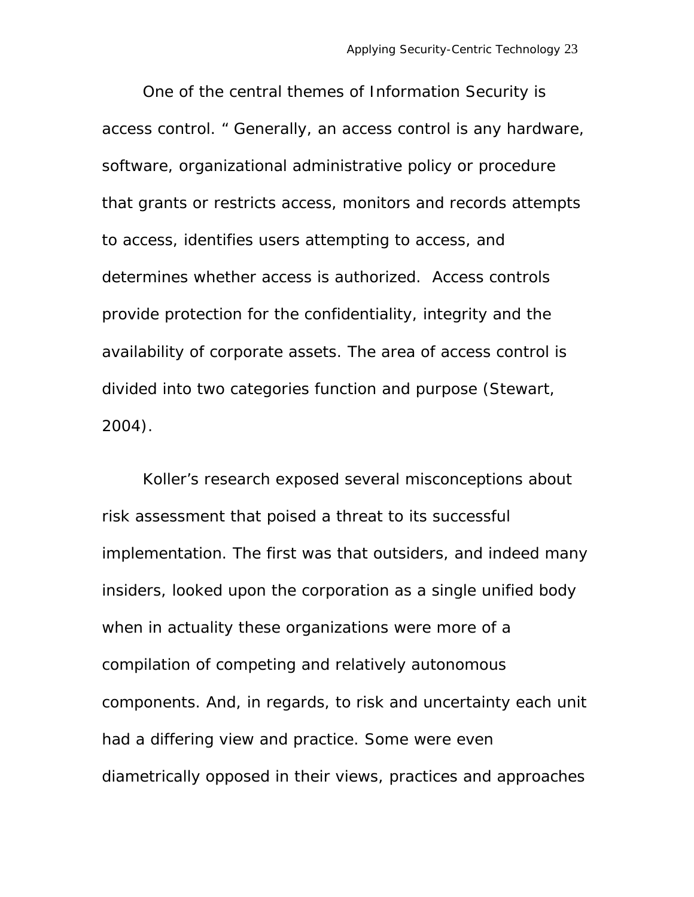One of the central themes of Information Security is access control. " Generally, an access control is any hardware, software, organizational administrative policy or procedure that grants or restricts access, monitors and records attempts to access, identifies users attempting to access, and determines whether access is authorized. Access controls provide protection for the confidentiality, integrity and the availability of corporate assets. The area of access control is divided into two categories function and purpose (Stewart, 2004).

Koller's research exposed several misconceptions about risk assessment that poised a threat to its successful implementation. The first was that outsiders, and indeed many insiders, looked upon the corporation as a single unified body when in actuality these organizations were more of a compilation of competing and relatively autonomous components. And, in regards, to risk and uncertainty each unit had a differing view and practice. Some were even diametrically opposed in their views, practices and approaches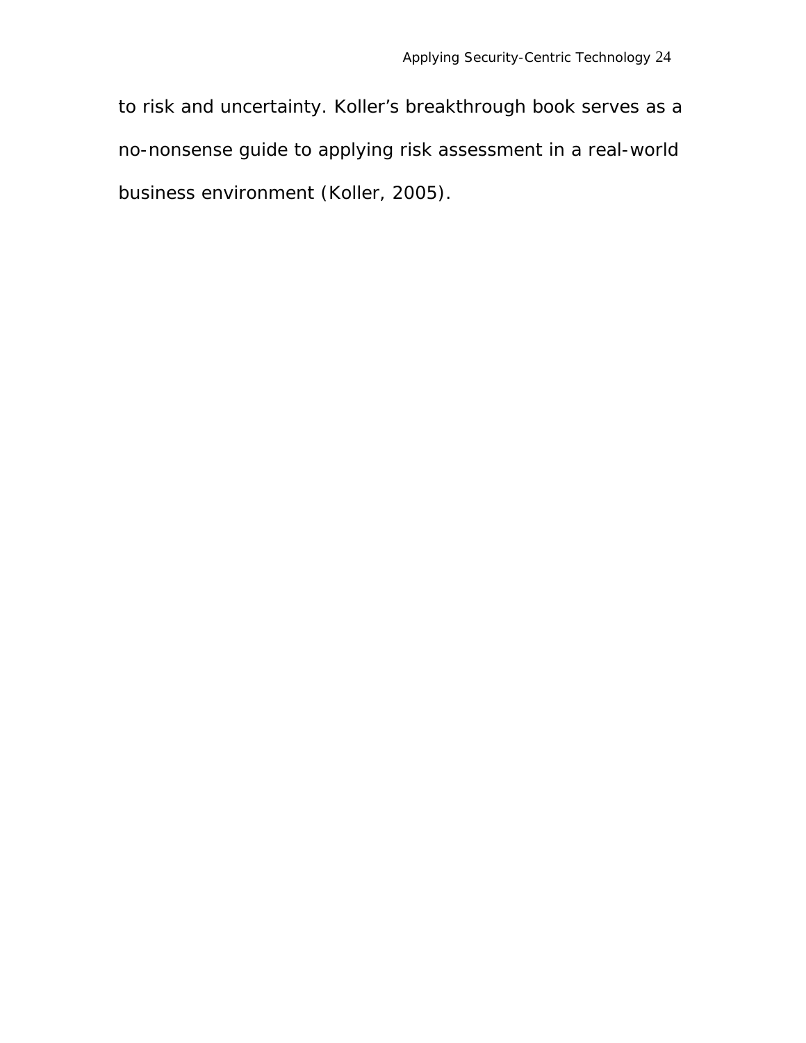to risk and uncertainty. Koller’s breakthrough book serves as a no-nonsense guide to applying risk assessment in a real-world business environment (Koller, 2005).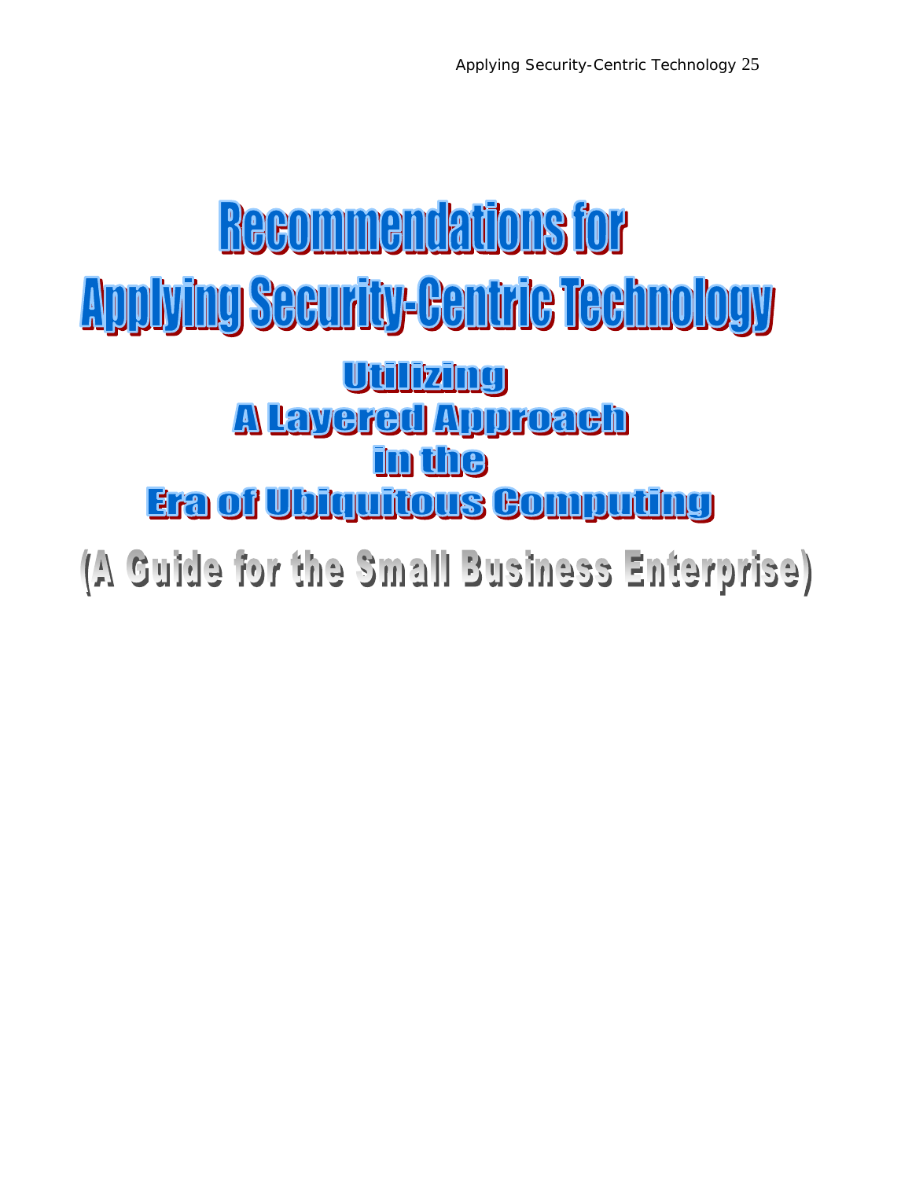# Recommendations for Applying Security-Centric Technology

## Utilizing A Layered Approach in the Era of Ubiquitous Computing

### (A Guide for the Small Business Enterprise)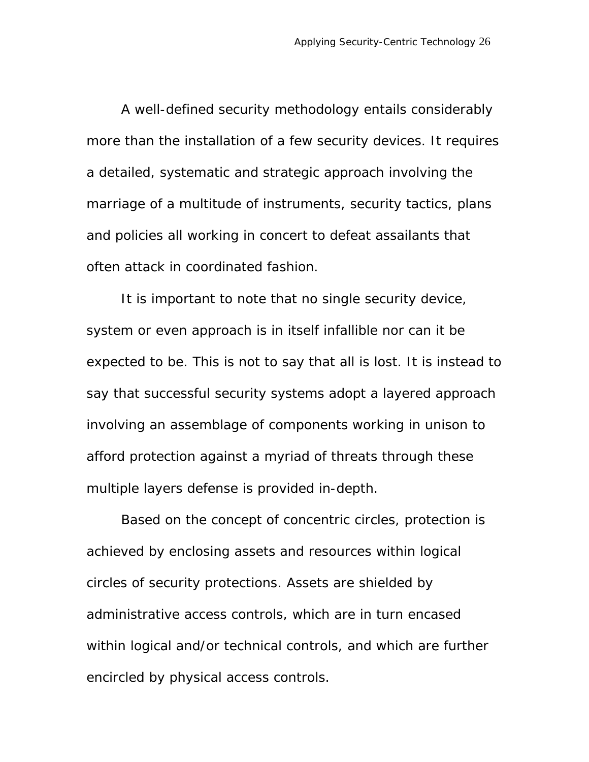A well-defined security methodology entails considerably more than the installation of a few security devices. It requires a detailed, systematic and strategic approach involving the marriage of a multitude of instruments, security tactics, plans and policies all working in concert to defeat assailants that often attack in coordinated fashion.

It is important to note that no single security device, system or even approach is in itself infallible nor can it be expected to be. This is not to say that all is lost. It is instead to say that successful security systems adopt a layered approach involving an assemblage of components working in unison to afford protection against a myriad of threats through these multiple layers defense is provided in-depth.

Based on the concept of concentric circles, protection is achieved by enclosing assets and resources within logical circles of security protections. Assets are shielded by administrative access controls, which are in turn encased within logical and/or technical controls, and which are further encircled by physical access controls.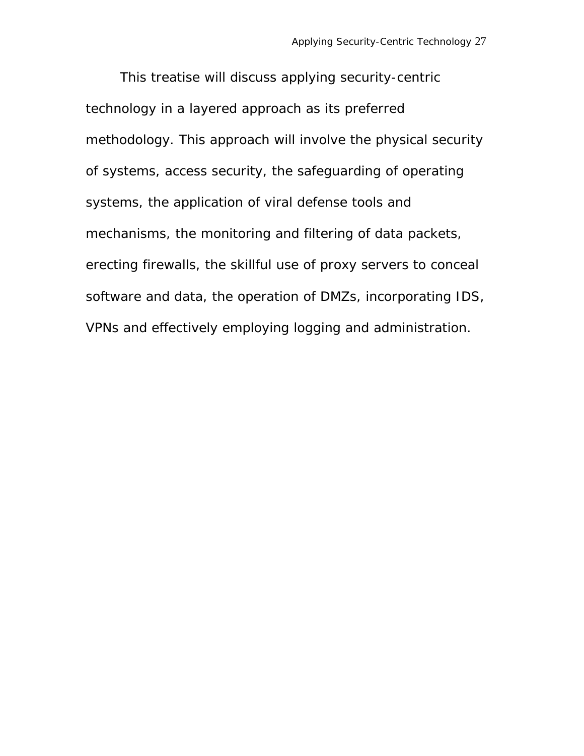This treatise will discuss applying security-centric technology in a layered approach as its preferred methodology. This approach will involve the physical security of systems, access security, the safeguarding of operating systems, the application of viral defense tools and mechanisms, the monitoring and filtering of data packets, erecting firewalls, the skillful use of proxy servers to conceal software and data, the operation of DMZs, incorporating IDS, VPNs and effectively employing logging and administration.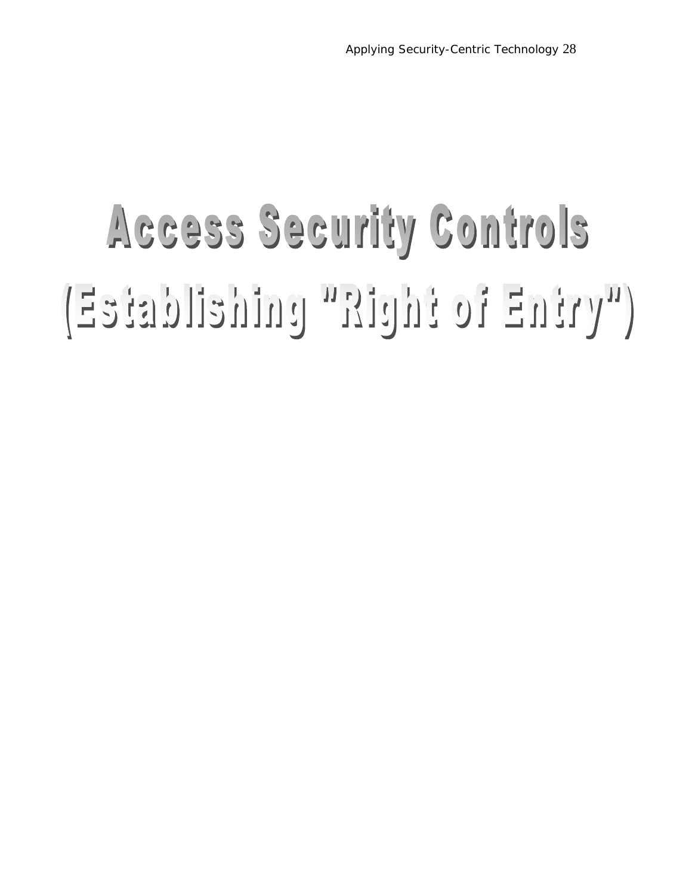# Access Security Controls

# (Establishing "Right of Entry")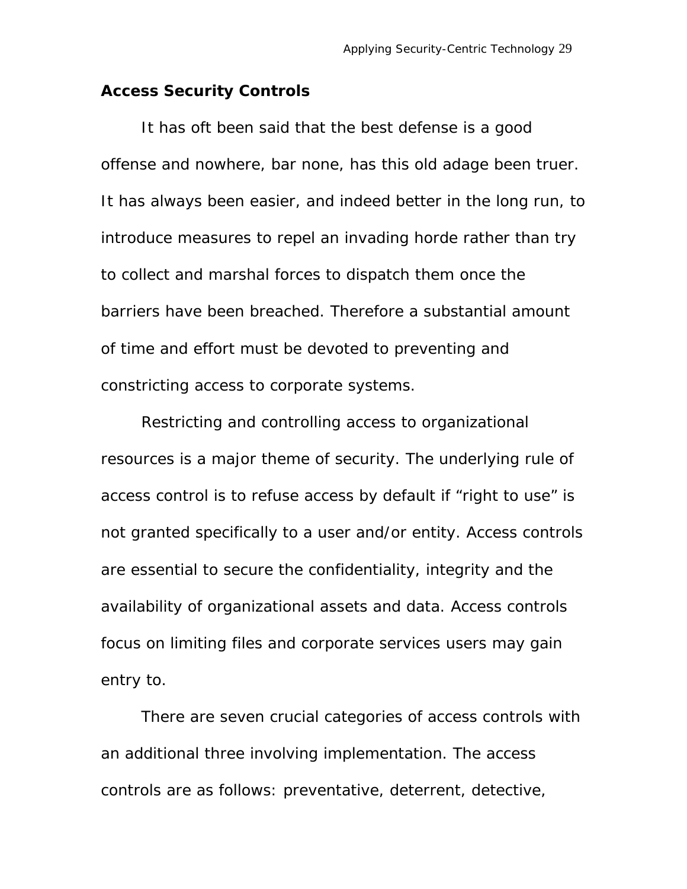## Access Security Controls

It has oft been said that the best defense is a good offense and nowhere, bar none, has this old adage been truer. It has always been easier, and indeed better in the long run, to introduce measures to repel an invading horde rather than try to collect and marshal forces to dispatch them once the barriers have been breached. Therefore a substantial amount of time and effort must be devoted to preventing and constricting access to corporate systems.

Restricting and controlling access to organizational resources is a major theme of security. The underlying rule of access control is to refuse access by default if “right to use” is not granted specifically to a user and/or entity. Access controls are essential to secure the confidentiality, integrity and the availability of organizational assets and data. Access controls focus on limiting files and corporate services users may gain entry to.

There are seven crucial categories of access controls with an additional three involving implementation. The access controls are as follows: preventative, deterrent, detective,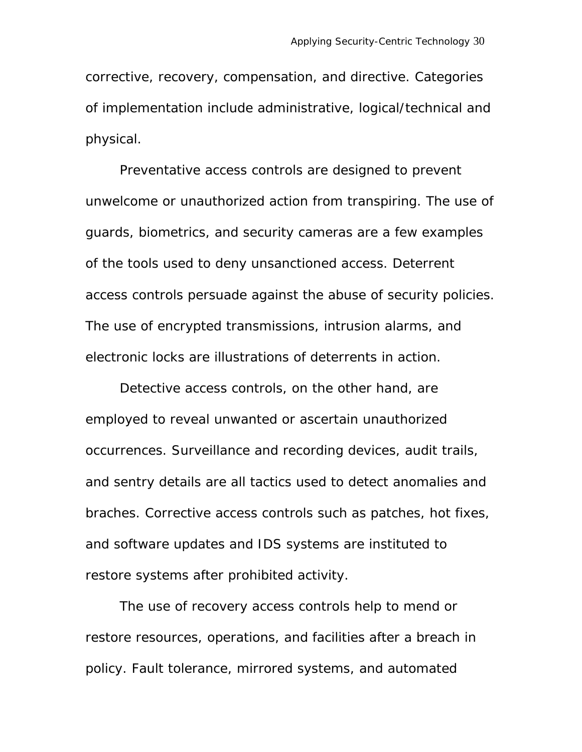corrective, recovery, compensation, and directive. Categories of implementation include administrative, logical/technical and physical.

Preventative access controls are designed to prevent unwelcome or unauthorized action from transpiring. The use of guards, biometrics, and security cameras are a few examples of the tools used to deny unsanctioned access. Deterrent access controls persuade against the abuse of security policies. The use of encrypted transmissions, intrusion alarms, and electronic locks are illustrations of deterrents in action.

Detective access controls, on the other hand, are employed to reveal unwanted or ascertain unauthorized occurrences. Surveillance and recording devices, audit trails, and sentry details are all tactics used to detect anomalies and braches. Corrective access controls such as patches, hot fixes, and software updates and IDS systems are instituted to restore systems after prohibited activity.

The use of recovery access controls help to mend or restore resources, operations, and facilities after a breach in policy. Fault tolerance, mirrored systems, and automated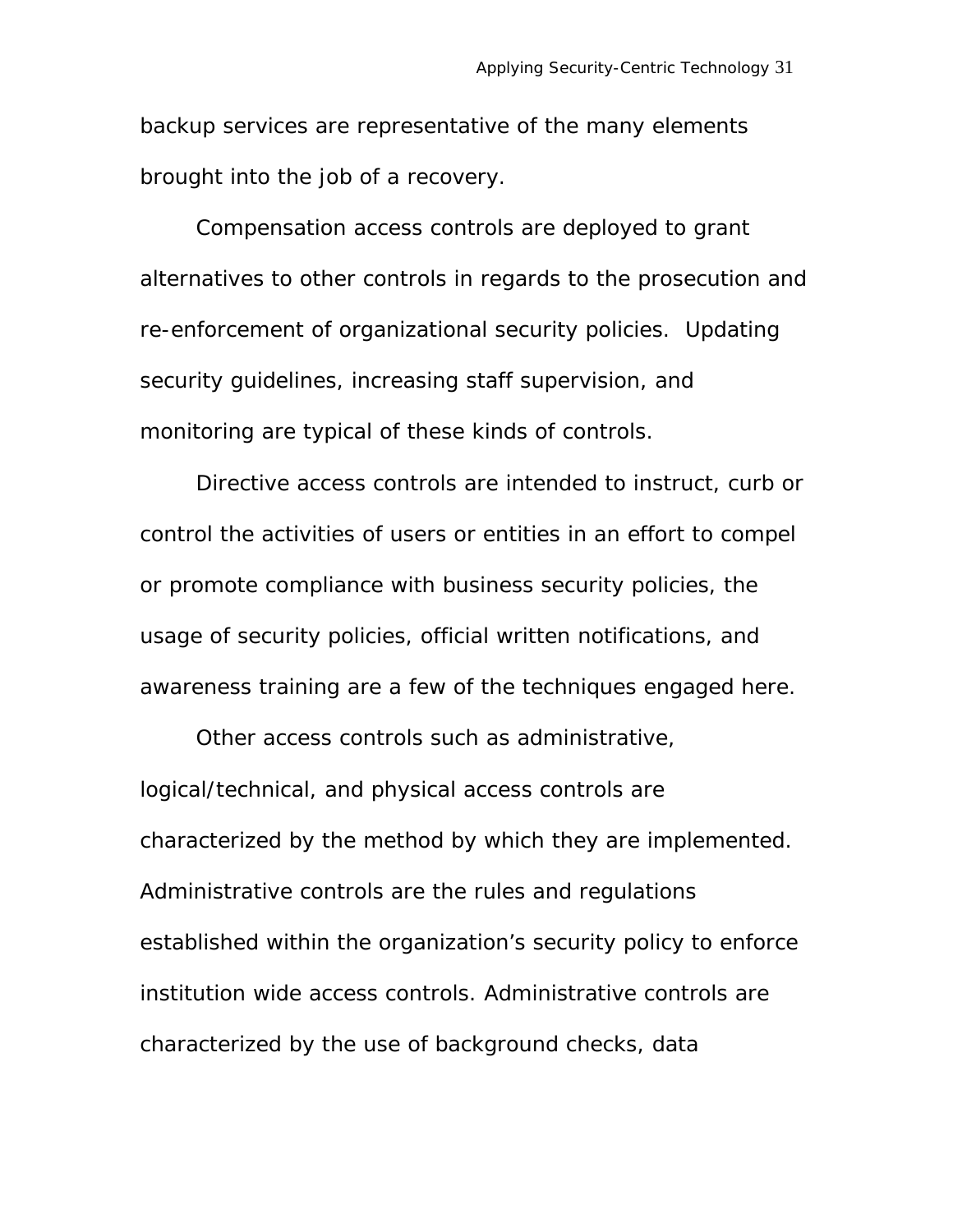backup services are representative of the many elements brought into the job of a recovery.

Compensation access controls are deployed to grant alternatives to other controls in regards to the prosecution and re-enforcement of organizational security policies. Updating security guidelines, increasing staff supervision, and monitoring are typical of these kinds of controls.

Directive access controls are intended to instruct, curb or control the activities of users or entities in an effort to compel or promote compliance with business security policies, the usage of security policies, official written notifications, and awareness training are a few of the techniques engaged here.

Other access controls such as administrative, logical/technical, and physical access controls are characterized by the method by which they are implemented. Administrative controls are the rules and regulations established within the organization's security policy to enforce institution wide access controls. Administrative controls are characterized by the use of background checks, data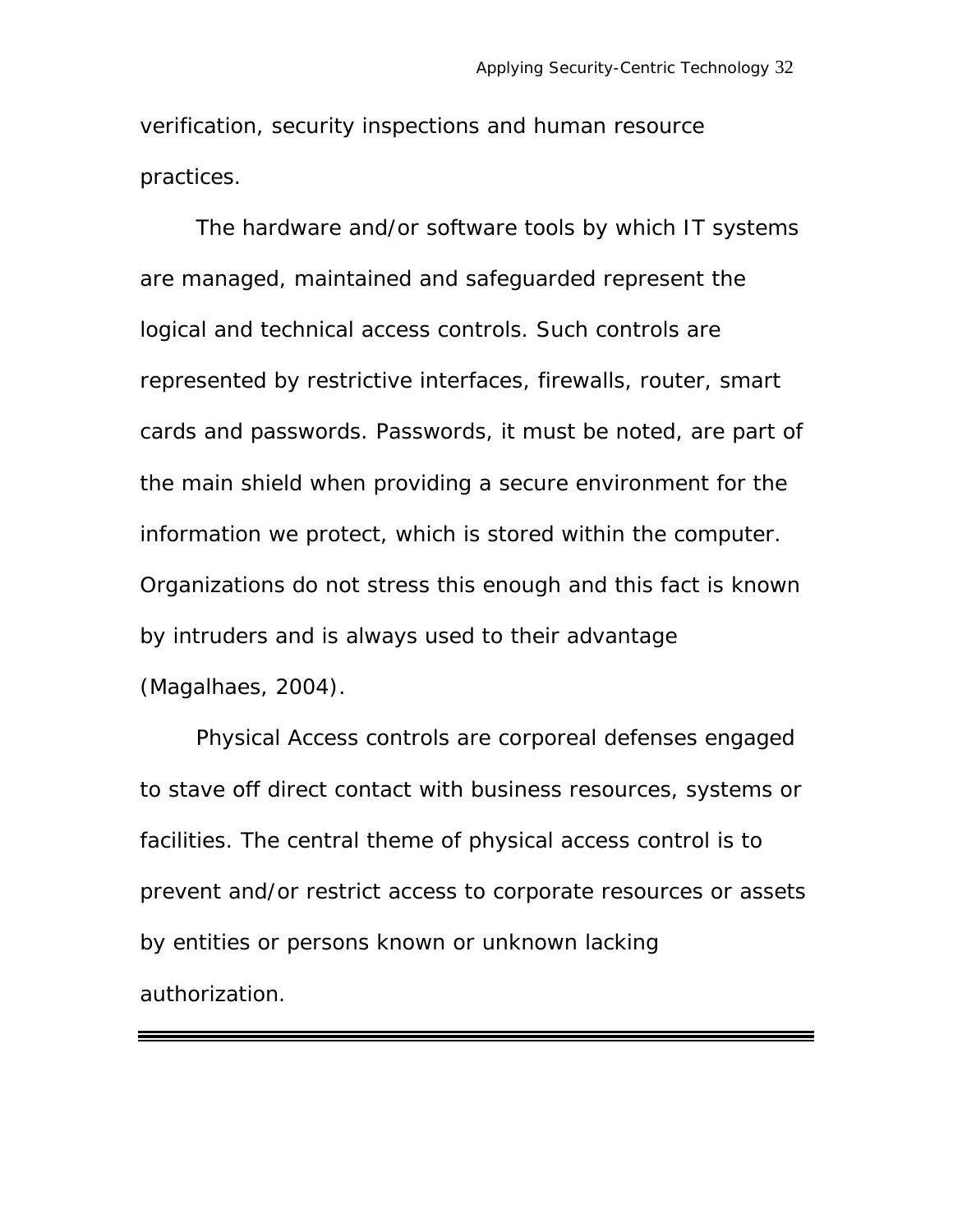verification, security inspections and human resource practices.

The hardware and/or software tools by which IT systems are managed, maintained and safeguarded represent the logical and technical access controls. Such controls are represented by restrictive interfaces, firewalls, router, smart cards and passwords. Passwords, it must be noted, are part of the main shield when providing a secure environment for the information we protect, which is stored within the computer. Organizations do not stress this enough and this fact is known by intruders and is always used to their advantage (Magalhaes, 2004).

Physical Access controls are corporeal defenses engaged to stave off direct contact with business resources, systems or facilities. The central theme of physical access control is to prevent and/or restrict access to corporate resources or assets by entities or persons known or unknown lacking authorization.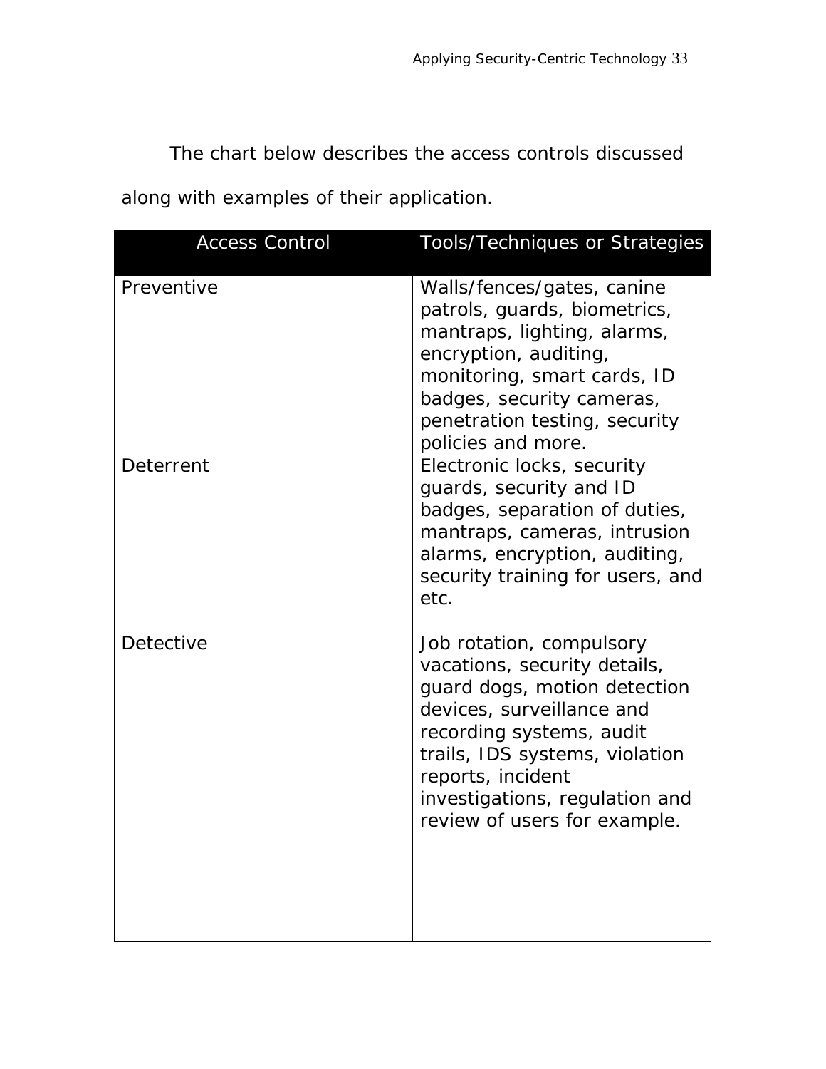The chart below describes the access controls discussed along with examples of their application.

| Access Control | Tools/Techniques or Strategies |
| --- | --- |
| Preventive | Walls/fences/gates, canine patrols, guards, biometrics, mantraps, lighting, alarms, encryption, auditing, monitoring, smart cards, ID badges, security cameras, penetration testing, security policies and more. |
| Deterrent | Electronic locks, security guards, security and ID badges, separation of duties, mantraps, cameras, intrusion alarms, encryption, auditing, security training for users, and etc. |
| Detective | Job rotation, compulsory vacations, security details, guard dogs, motion detection devices, surveillance and recording systems, audit trails, IDS systems, violation reports, incident investigations, regulation and review of users for example. |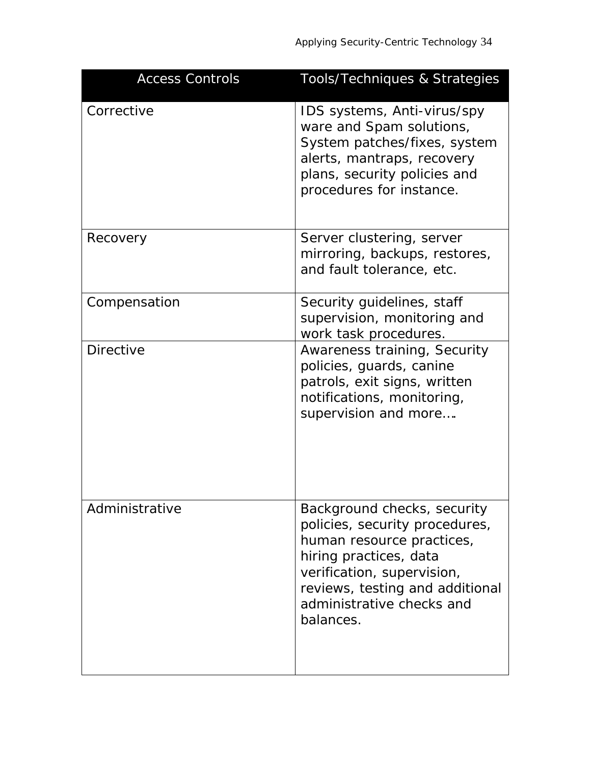| Access Controls | Tools/Techniques & Strategies |
|---|---|
| Corrective | IDS systems, Anti-virus/spy ware and Spam solutions, System patches/fixes, system alerts, mantraps, recovery plans, security policies and procedures for instance. |
| Recovery | Server clustering, server mirroring, backups, restores, and fault tolerance, etc. |
| Compensation | Security guidelines, staff supervision, monitoring and work task procedures. |
| Directive | Awareness training, Security policies, guards, canine patrols, exit signs, written notifications, monitoring, supervision and more…. |
| Administrative | Background checks, security policies, security procedures, human resource practices, hiring practices, data verification, supervision, reviews, testing and additional administrative checks and balances. |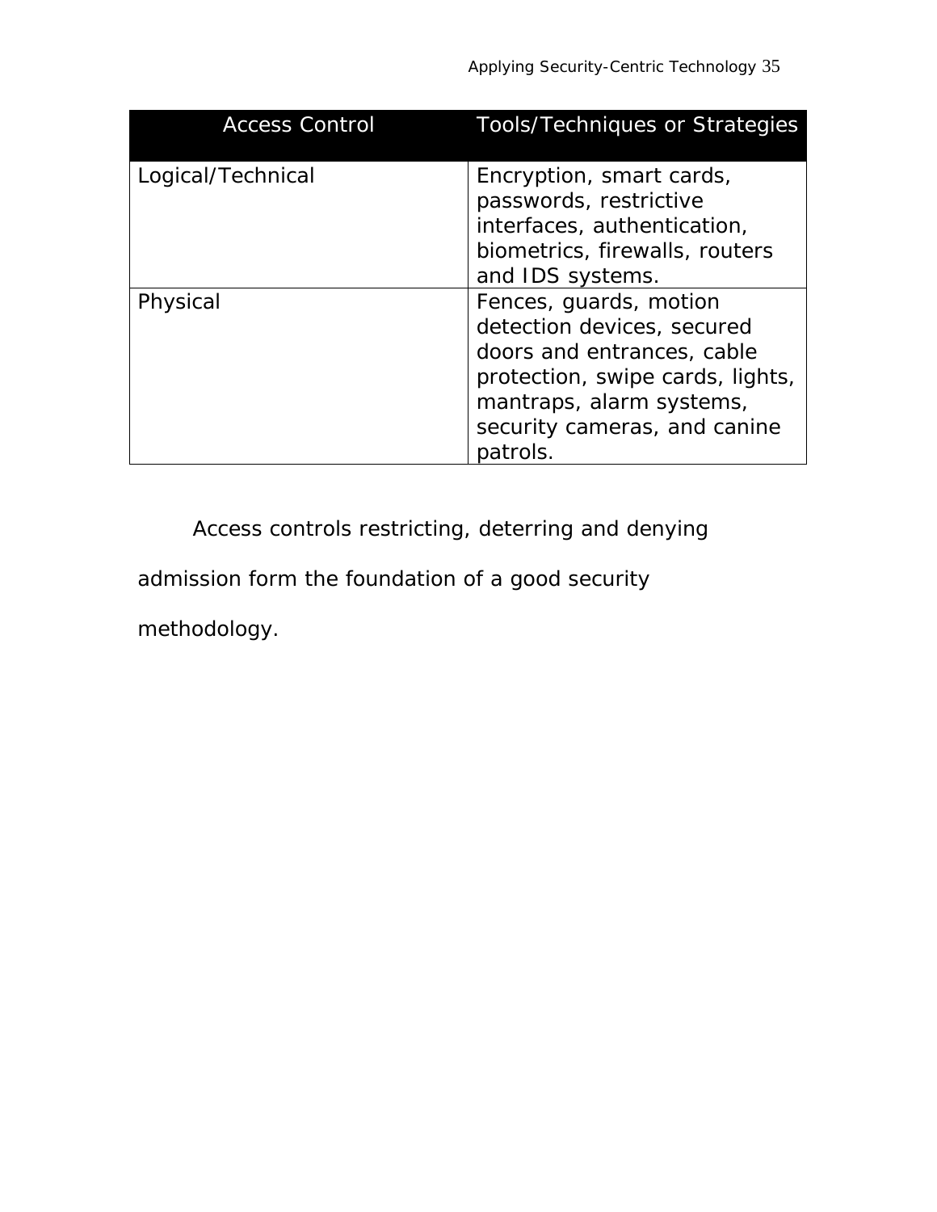| Access Control | Tools/Techniques or Strategies |
| --- | --- |
| Logical/Technical | Encryption, smart cards, passwords, restrictive interfaces, authentication, biometrics, firewalls, routers and IDS systems. |
| Physical | Fences, guards, motion detection devices, secured doors and entrances, cable protection, swipe cards, lights, mantraps, alarm systems, security cameras, and canine patrols. |

Access controls restricting, deterring and denying admission form the foundation of a good security methodology.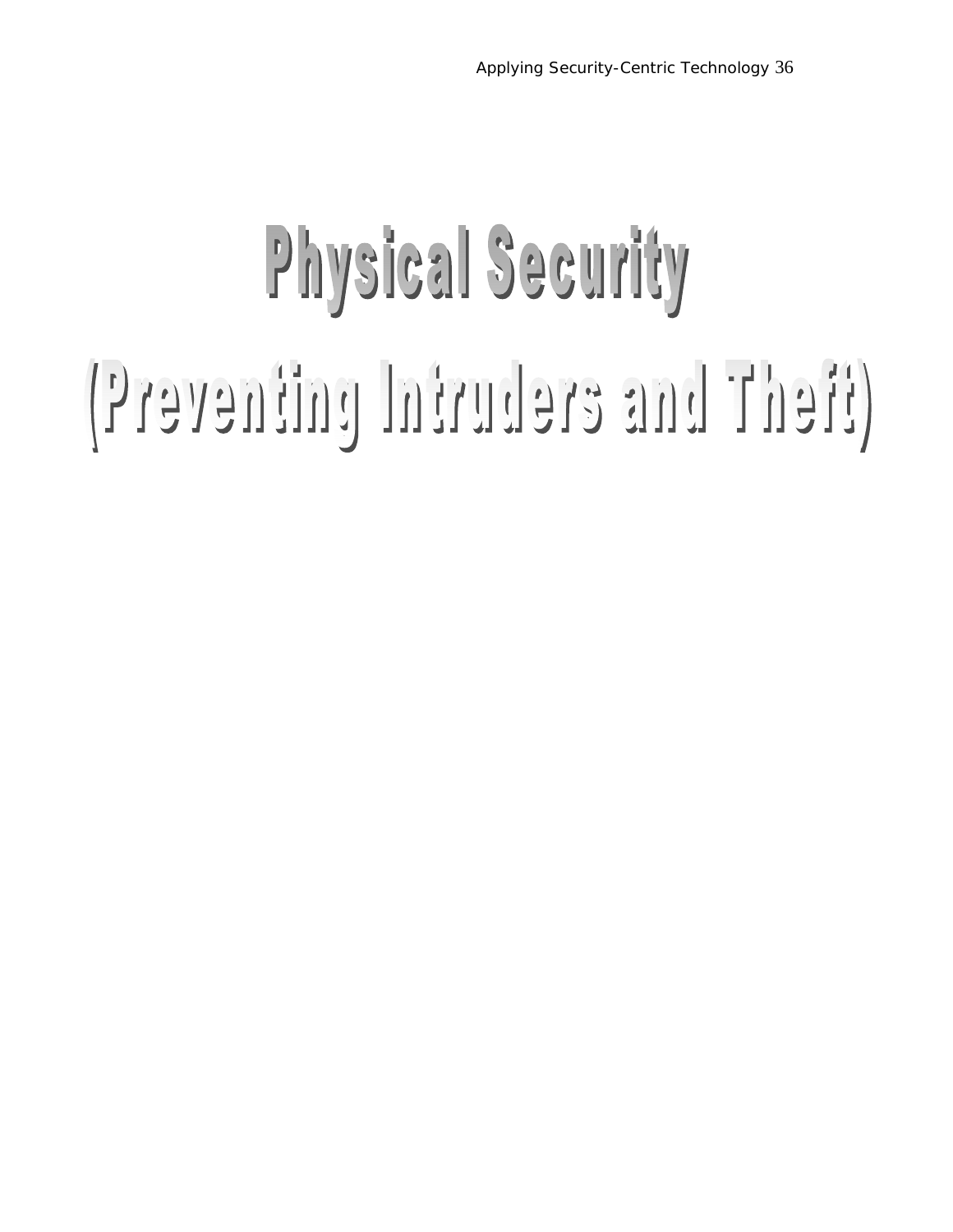# Physical Security

# (Preventing Intruders and Theft)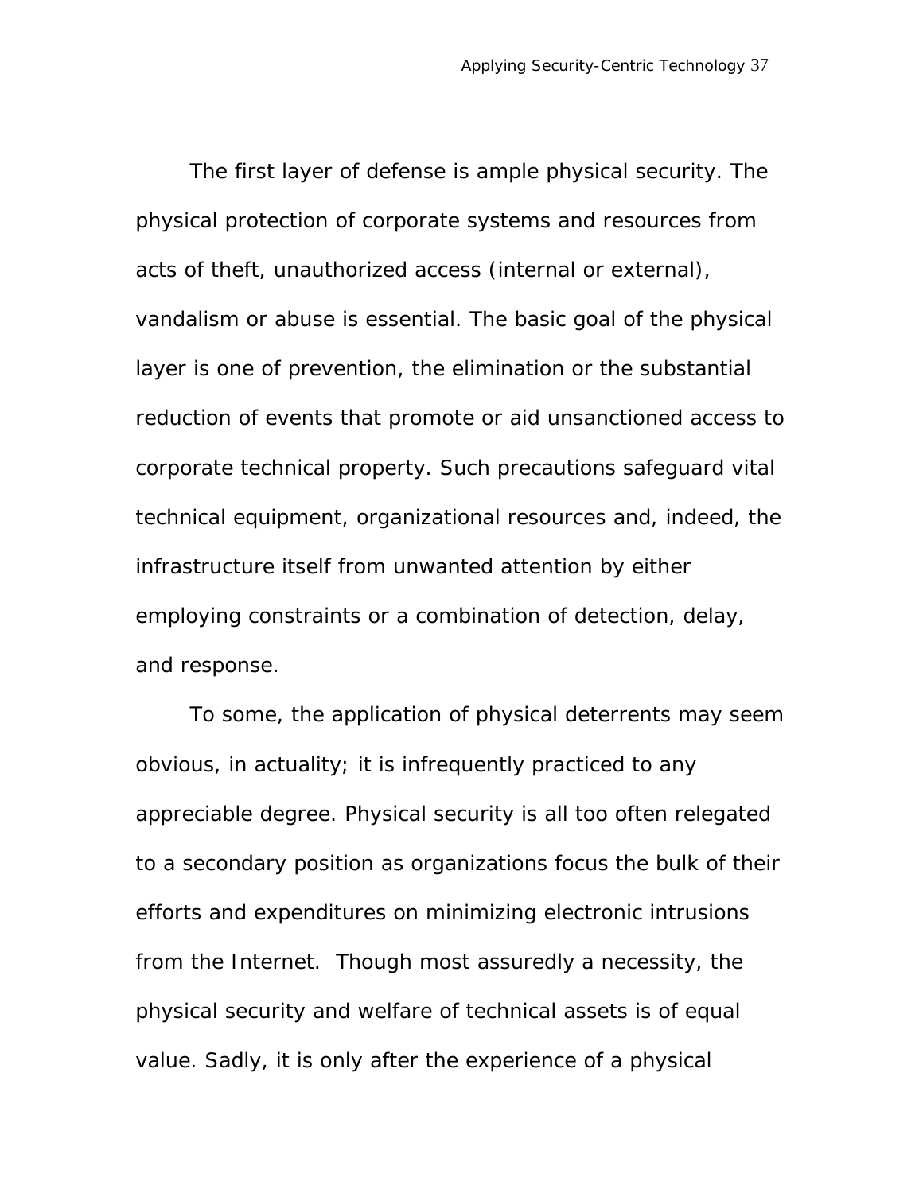The first layer of defense is ample physical security. The physical protection of corporate systems and resources from acts of theft, unauthorized access (internal or external), vandalism or abuse is essential. The basic goal of the physical layer is one of prevention, the elimination or the substantial reduction of events that promote or aid unsanctioned access to corporate technical property. Such precautions safeguard vital technical equipment, organizational resources and, indeed, the infrastructure itself from unwanted attention by either employing constraints or a combination of detection, delay, and response.

To some, the application of physical deterrents may seem obvious, in actuality; it is infrequently practiced to any appreciable degree. Physical security is all too often relegated to a secondary position as organizations focus the bulk of their efforts and expenditures on minimizing electronic intrusions from the Internet. Though most assuredly a necessity, the physical security and welfare of technical assets is of equal value. Sadly, it is only after the experience of a physical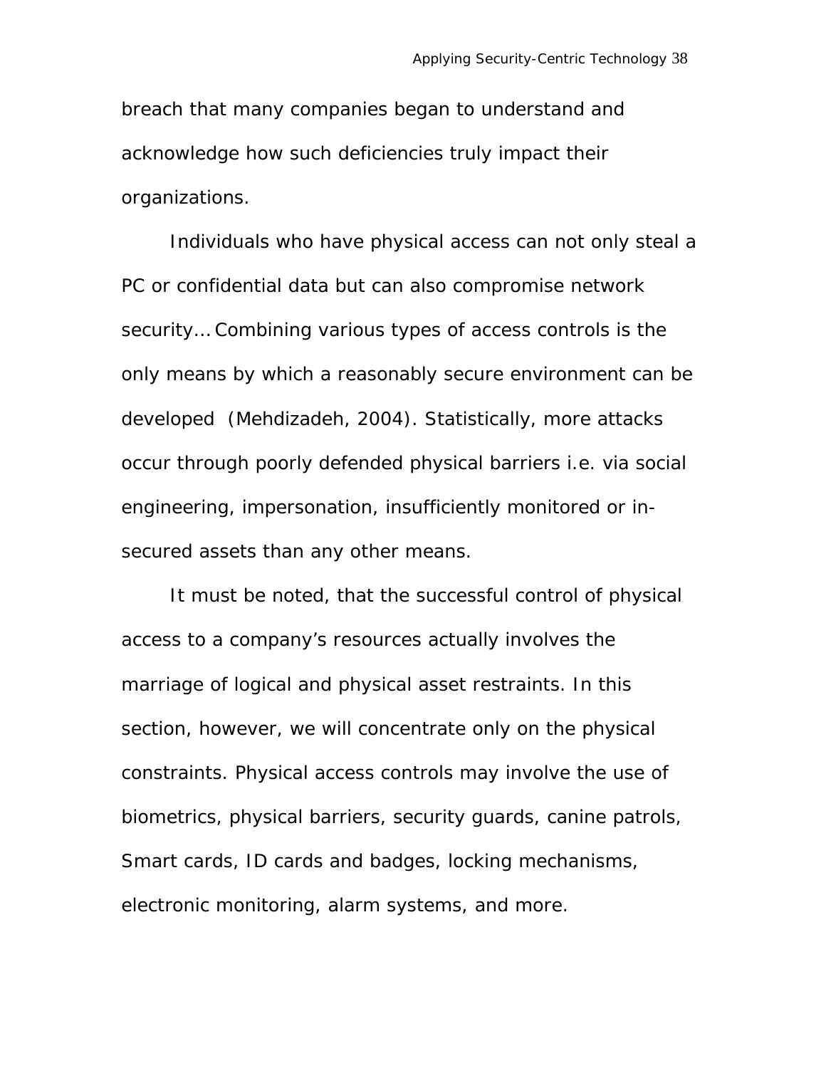breach that many companies began to understand and acknowledge how such deficiencies truly impact their organizations.

Individuals who have physical access can not only steal a PC or confidential data but can also compromise network security... Combining various types of access controls is the only means by which a reasonably secure environment can be developed (Mehdizadeh, 2004). Statistically, more attacks occur through poorly defended physical barriers i.e. via social engineering, impersonation, insufficiently monitored or in-secured assets than any other means.

It must be noted, that the successful control of physical access to a company's resources actually involves the marriage of logical and physical asset restraints. In this section, however, we will concentrate only on the physical constraints. Physical access controls may involve the use of biometrics, physical barriers, security guards, canine patrols, Smart cards, ID cards and badges, locking mechanisms, electronic monitoring, alarm systems, and more.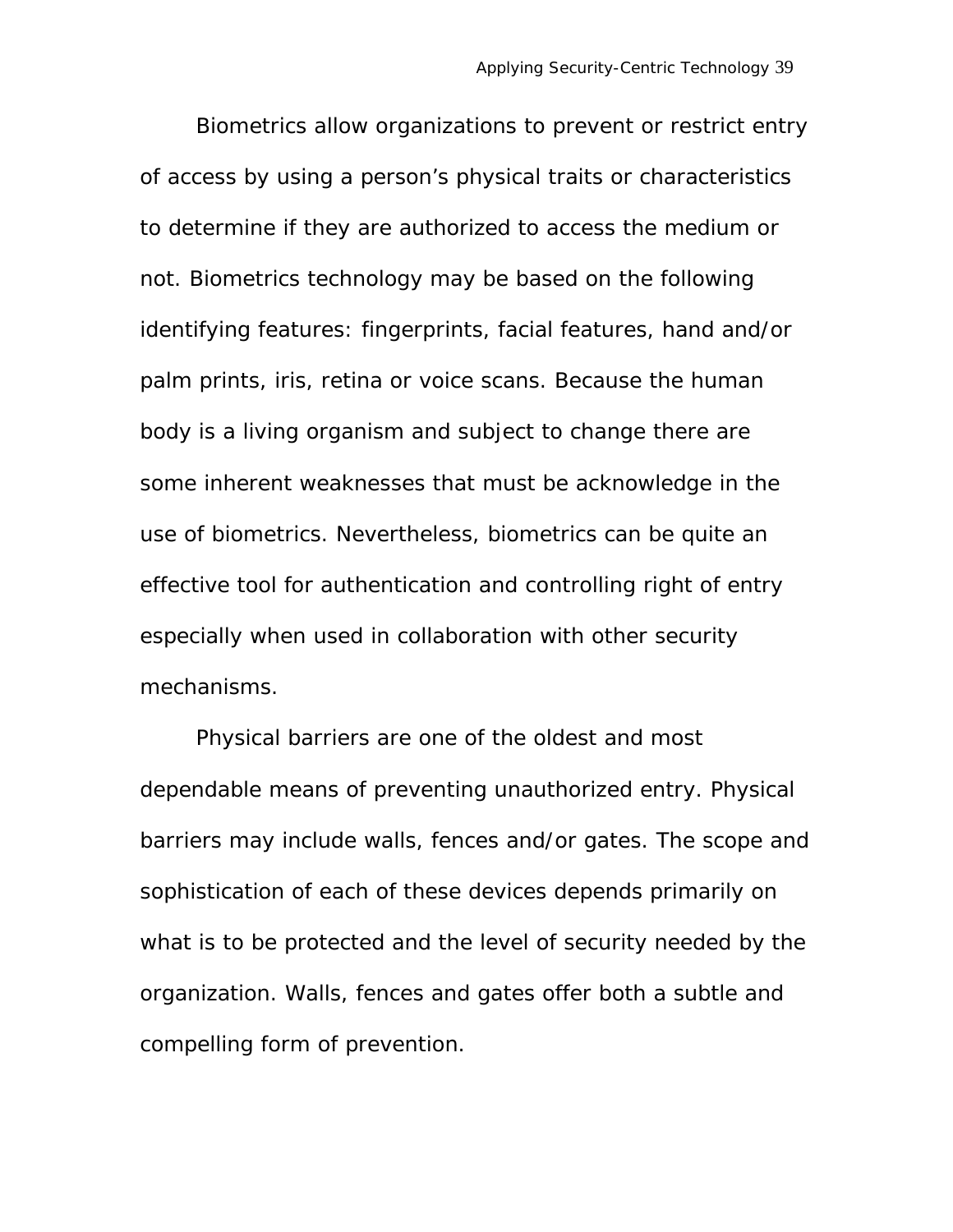Biometrics allow organizations to prevent or restrict entry of access by using a person's physical traits or characteristics to determine if they are authorized to access the medium or not. Biometrics technology may be based on the following identifying features: fingerprints, facial features, hand and/or palm prints, iris, retina or voice scans. Because the human body is a living organism and subject to change there are some inherent weaknesses that must be acknowledge in the use of biometrics. Nevertheless, biometrics can be quite an effective tool for authentication and controlling right of entry especially when used in collaboration with other security mechanisms.

Physical barriers are one of the oldest and most dependable means of preventing unauthorized entry. Physical barriers may include walls, fences and/or gates. The scope and sophistication of each of these devices depends primarily on what is to be protected and the level of security needed by the organization. Walls, fences and gates offer both a subtle and compelling form of prevention.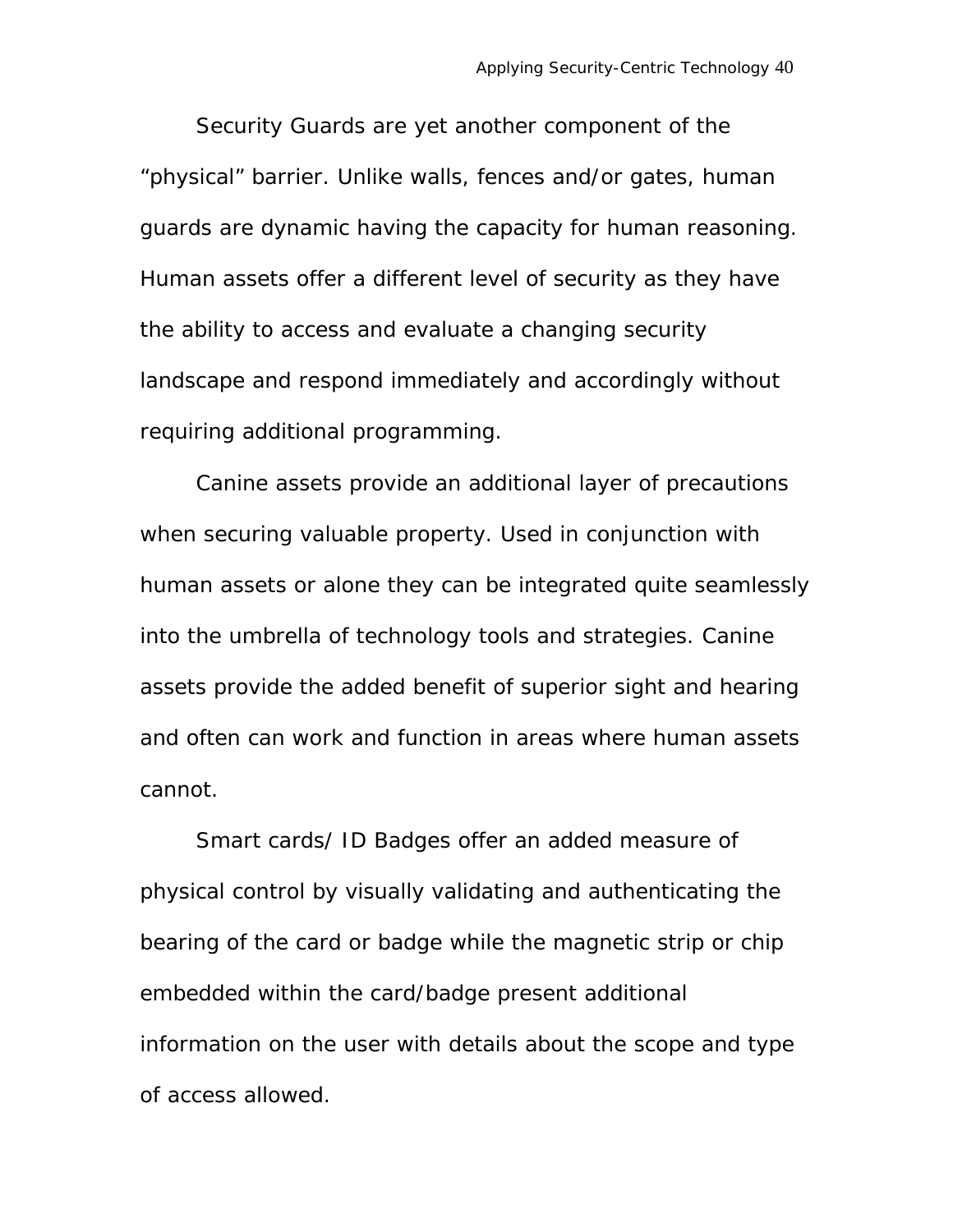Security Guards are yet another component of the "physical" barrier. Unlike walls, fences and/or gates, human guards are dynamic having the capacity for human reasoning. Human assets offer a different level of security as they have the ability to access and evaluate a changing security landscape and respond immediately and accordingly without requiring additional programming.

Canine assets provide an additional layer of precautions when securing valuable property. Used in conjunction with human assets or alone they can be integrated quite seamlessly into the umbrella of technology tools and strategies. Canine assets provide the added benefit of superior sight and hearing and often can work and function in areas where human assets cannot.

Smart cards/ ID Badges offer an added measure of physical control by visually validating and authenticating the bearing of the card or badge while the magnetic strip or chip embedded within the card/badge present additional information on the user with details about the scope and type of access allowed.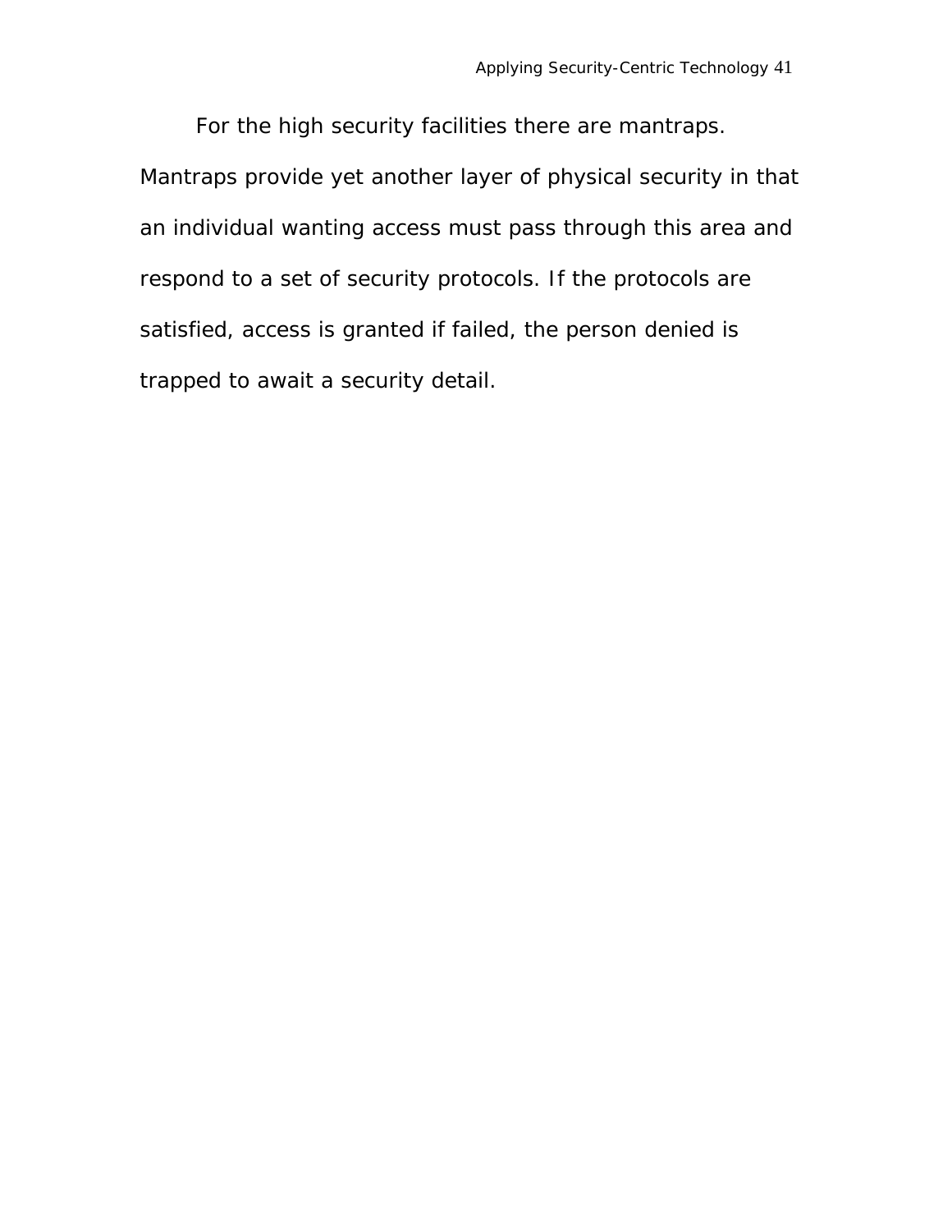For the high security facilities there are mantraps. Mantraps provide yet another layer of physical security in that an individual wanting access must pass through this area and respond to a set of security protocols. If the protocols are satisfied, access is granted if failed, the person denied is trapped to await a security detail.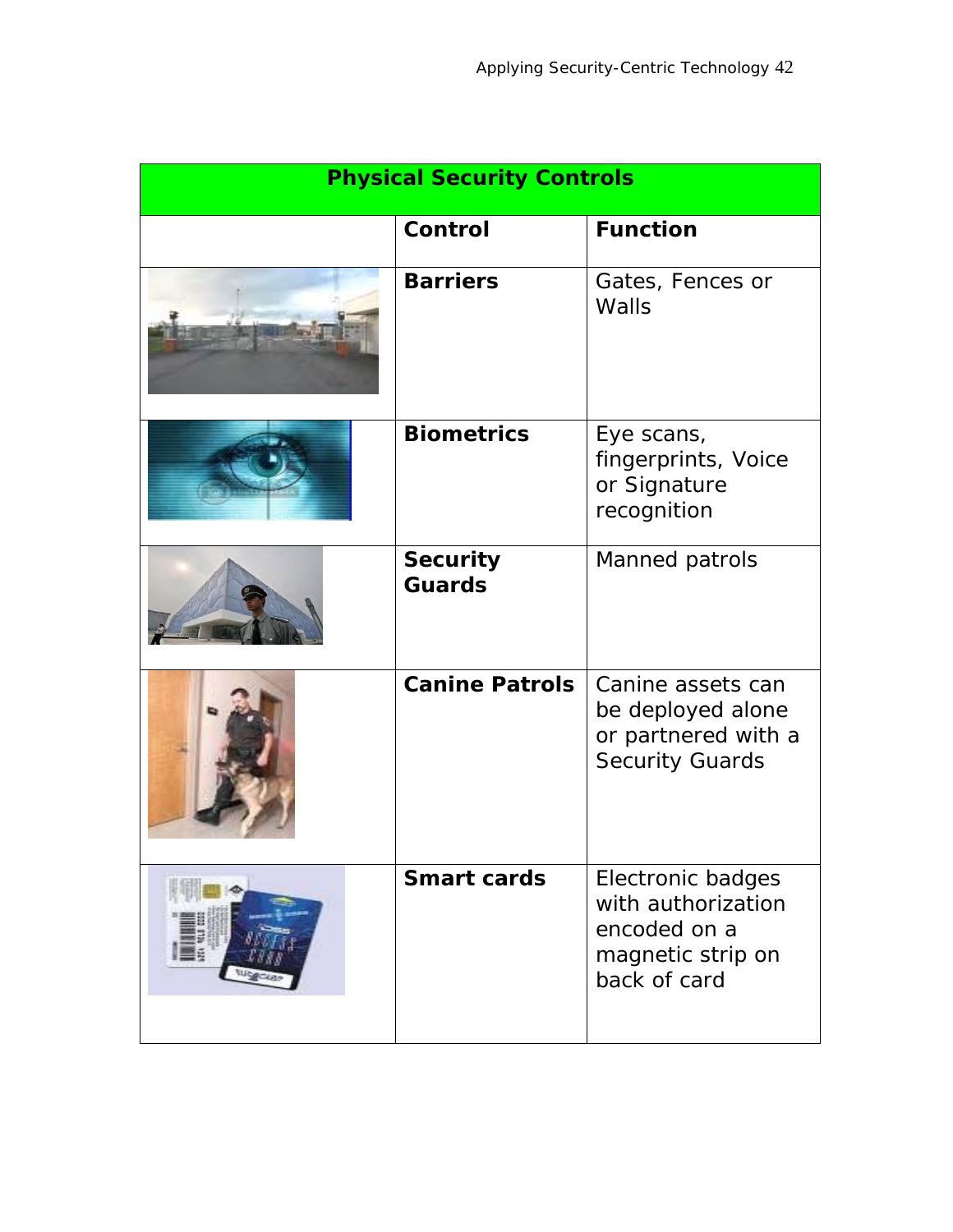| Physical Security Controls | | |
|---|---|---|
| | **Control** | **Function** |
| | **Barriers** | Gates, Fences or Walls |
| | **Biometrics** | Eye scans, fingerprints, Voice or Signature recognition |
| | **Security Guards** | Manned patrols |
| | **Canine Patrols** | Canine assets can be deployed alone or partnered with a Security Guards |
| | **Smart cards** | Electronic badges with authorization encoded on a magnetic strip on back of card |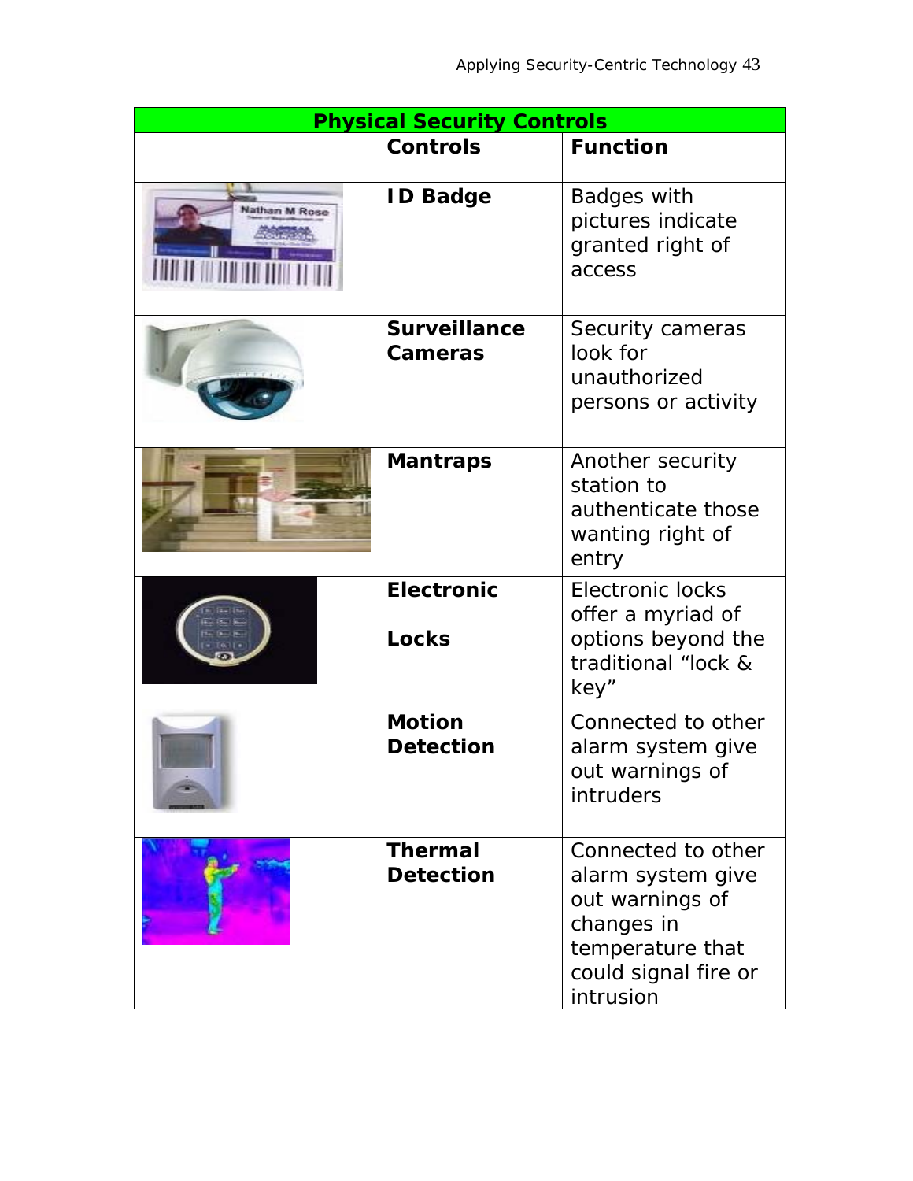| Physical Security Controls | | |
|---|---|---|
| | **Controls** | **Function** |
| | **ID Badge** | Badges with pictures indicate granted right of access |
| | **Surveillance Cameras** | Security cameras look for unauthorized persons or activity |
| | **Mantraps** | Another security station to authenticate those wanting right of entry |
| | **Electronic Locks** | Electronic locks offer a myriad of options beyond the traditional "lock & key" |
| | **Motion Detection** | Connected to other alarm system give out warnings of intruders |
| | **Thermal Detection** | Connected to other alarm system give out warnings of changes in temperature that could signal fire or intrusion |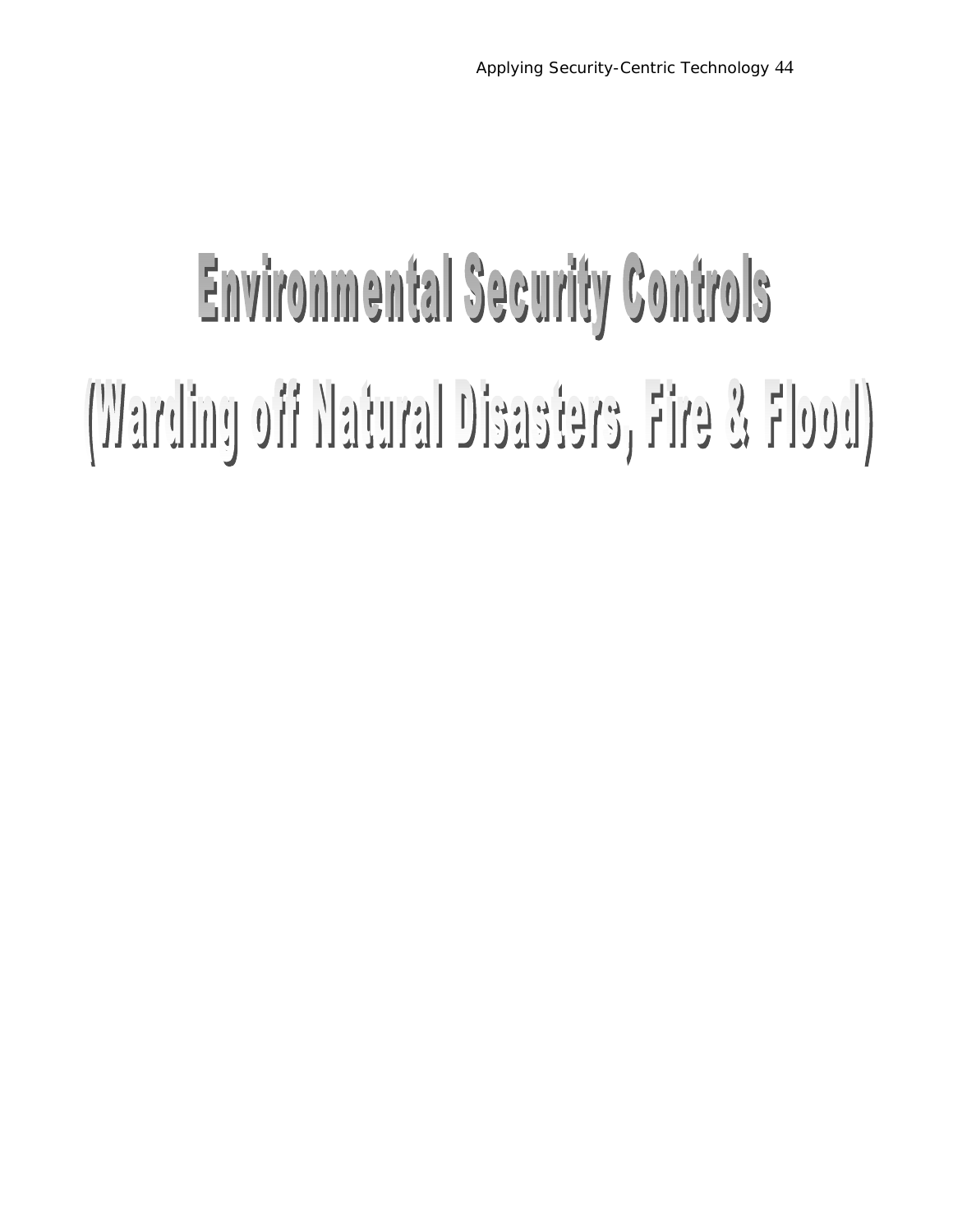# Environmental Security Controls

# (Warding off Natural Disasters, Fire & Flood)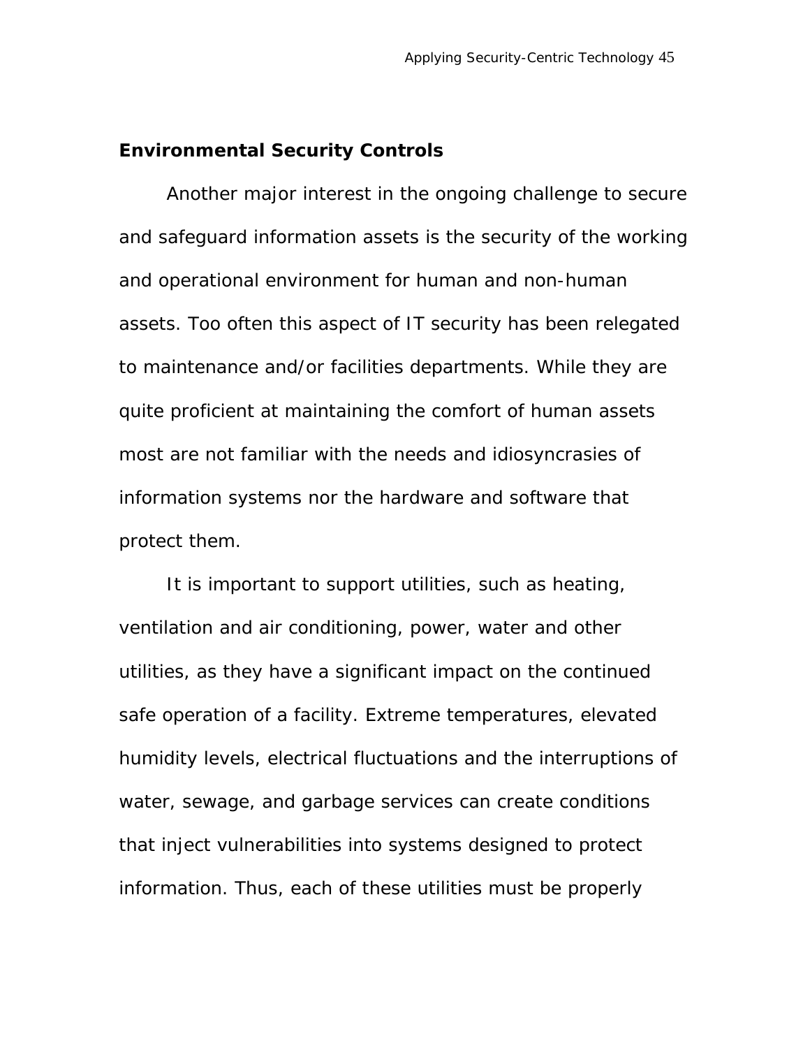## Environmental Security Controls

Another major interest in the ongoing challenge to secure and safeguard information assets is the security of the working and operational environment for human and non-human assets. Too often this aspect of IT security has been relegated to maintenance and/or facilities departments. While they are quite proficient at maintaining the comfort of human assets most are not familiar with the needs and idiosyncrasies of information systems nor the hardware and software that protect them.

It is important to support utilities, such as heating, ventilation and air conditioning, power, water and other utilities, as they have a significant impact on the continued safe operation of a facility. Extreme temperatures, elevated humidity levels, electrical fluctuations and the interruptions of water, sewage, and garbage services can create conditions that inject vulnerabilities into systems designed to protect information. Thus, each of these utilities must be properly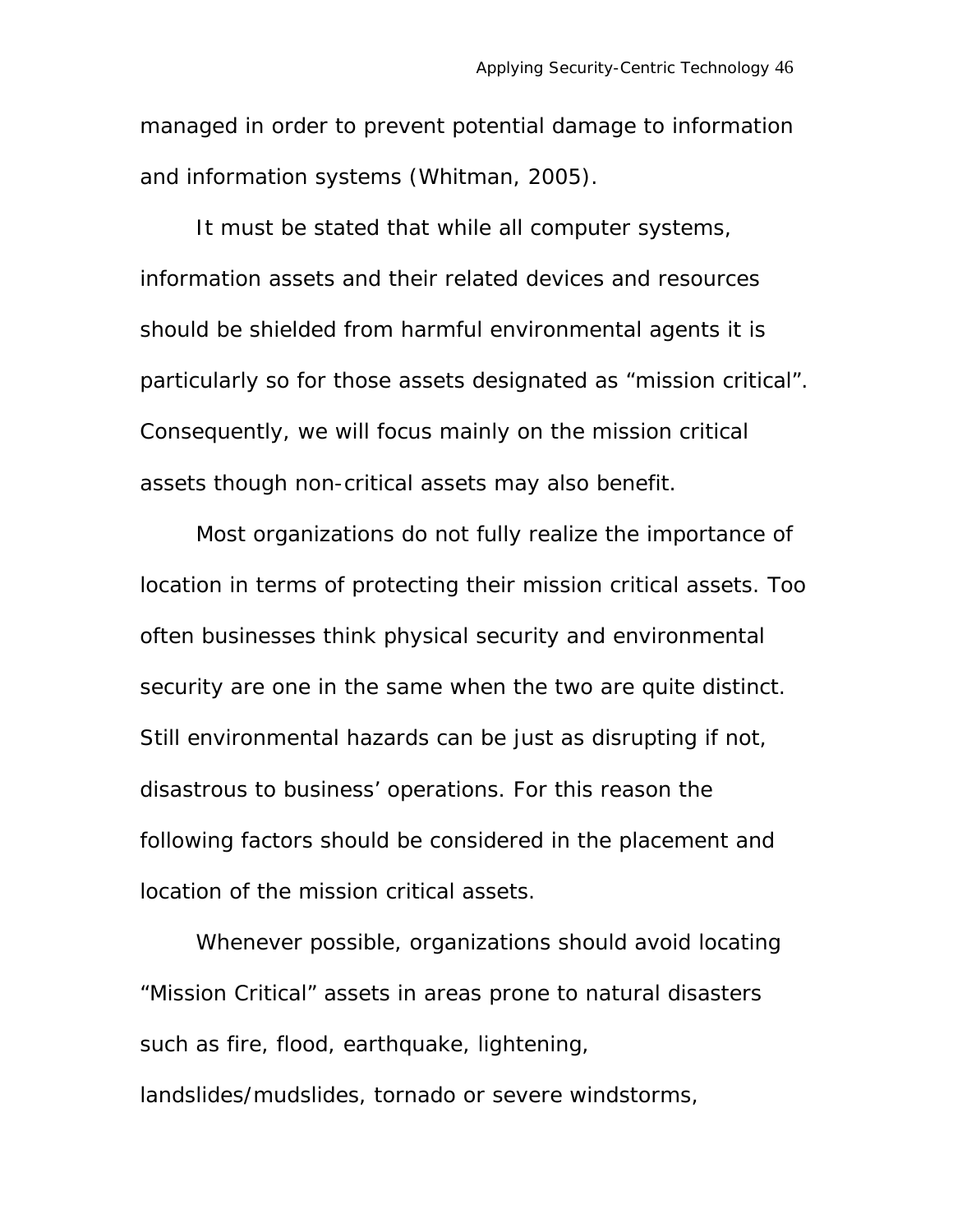managed in order to prevent potential damage to information and information systems (Whitman, 2005).

It must be stated that while all computer systems, information assets and their related devices and resources should be shielded from harmful environmental agents it is particularly so for those assets designated as "mission critical". Consequently, we will focus mainly on the mission critical assets though non-critical assets may also benefit.

Most organizations do not fully realize the importance of location in terms of protecting their mission critical assets. Too often businesses think physical security and environmental security are one in the same when the two are quite distinct. Still environmental hazards can be just as disrupting if not, disastrous to business' operations. For this reason the following factors should be considered in the placement and location of the mission critical assets.

Whenever possible, organizations should avoid locating "Mission Critical" assets in areas prone to natural disasters such as fire, flood, earthquake, lightening, landslides/mudslides, tornado or severe windstorms,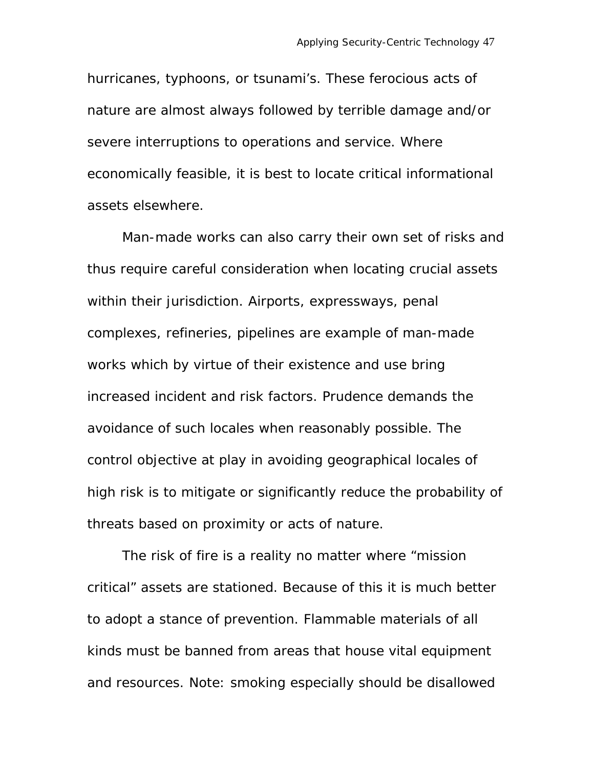hurricanes, typhoons, or tsunami's. These ferocious acts of nature are almost always followed by terrible damage and/or severe interruptions to operations and service. Where economically feasible, it is best to locate critical informational assets elsewhere.

Man-made works can also carry their own set of risks and thus require careful consideration when locating crucial assets within their jurisdiction. Airports, expressways, penal complexes, refineries, pipelines are example of man-made works which by virtue of their existence and use bring increased incident and risk factors. Prudence demands the avoidance of such locales when reasonably possible. The control objective at play in avoiding geographical locales of high risk is to mitigate or significantly reduce the probability of threats based on proximity or acts of nature.

The risk of fire is a reality no matter where "mission critical" assets are stationed. Because of this it is much better to adopt a stance of prevention. Flammable materials of all kinds must be banned from areas that house vital equipment and resources. Note: smoking especially should be disallowed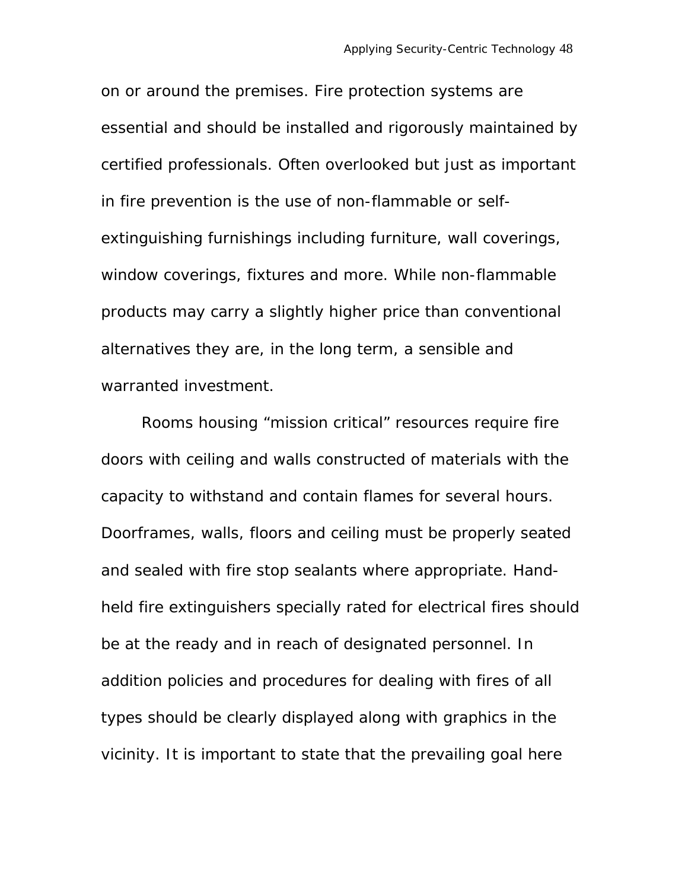on or around the premises. Fire protection systems are essential and should be installed and rigorously maintained by certified professionals. Often overlooked but just as important in fire prevention is the use of non-flammable or self-extinguishing furnishings including furniture, wall coverings, window coverings, fixtures and more. While non-flammable products may carry a slightly higher price than conventional alternatives they are, in the long term, a sensible and warranted investment.

Rooms housing “mission critical” resources require fire doors with ceiling and walls constructed of materials with the capacity to withstand and contain flames for several hours. Doorframes, walls, floors and ceiling must be properly seated and sealed with fire stop sealants where appropriate. Hand-held fire extinguishers specially rated for electrical fires should be at the ready and in reach of designated personnel. In addition policies and procedures for dealing with fires of all types should be clearly displayed along with graphics in the vicinity. It is important to state that the prevailing goal here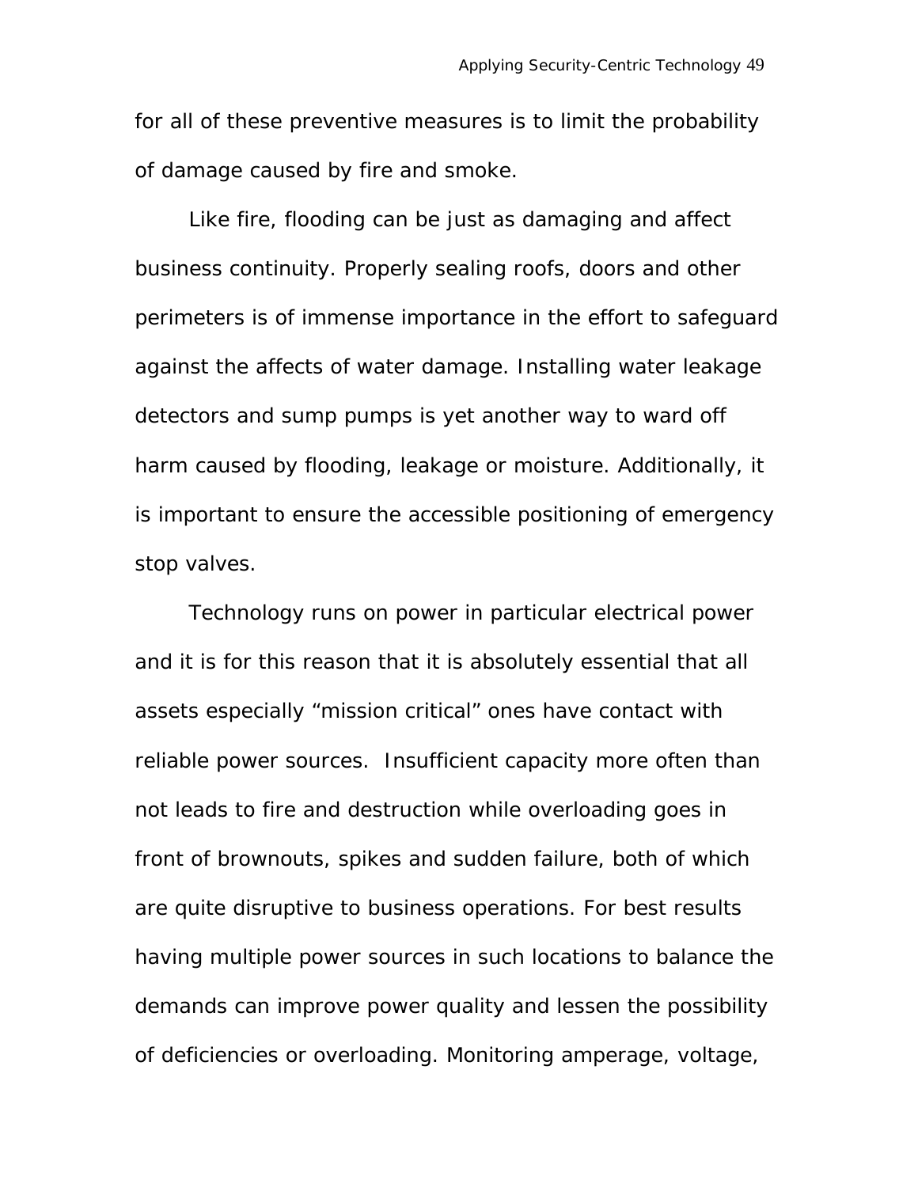for all of these preventive measures is to limit the probability of damage caused by fire and smoke.

Like fire, flooding can be just as damaging and affect business continuity. Properly sealing roofs, doors and other perimeters is of immense importance in the effort to safeguard against the affects of water damage. Installing water leakage detectors and sump pumps is yet another way to ward off harm caused by flooding, leakage or moisture. Additionally, it is important to ensure the accessible positioning of emergency stop valves.

Technology runs on power in particular electrical power and it is for this reason that it is absolutely essential that all assets especially "mission critical" ones have contact with reliable power sources. Insufficient capacity more often than not leads to fire and destruction while overloading goes in front of brownouts, spikes and sudden failure, both of which are quite disruptive to business operations. For best results having multiple power sources in such locations to balance the demands can improve power quality and lessen the possibility of deficiencies or overloading. Monitoring amperage, voltage,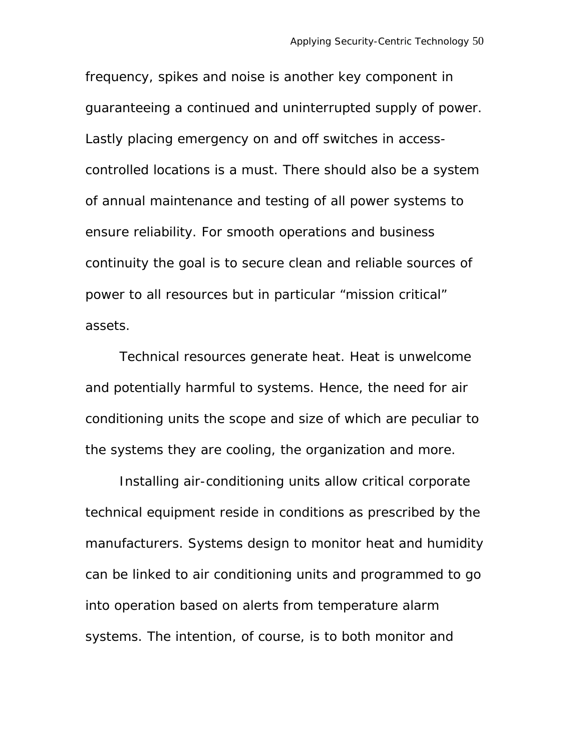frequency, spikes and noise is another key component in guaranteeing a continued and uninterrupted supply of power. Lastly placing emergency on and off switches in access-controlled locations is a must. There should also be a system of annual maintenance and testing of all power systems to ensure reliability. For smooth operations and business continuity the goal is to secure clean and reliable sources of power to all resources but in particular "mission critical" assets.

Technical resources generate heat. Heat is unwelcome and potentially harmful to systems. Hence, the need for air conditioning units the scope and size of which are peculiar to the systems they are cooling, the organization and more.

Installing air-conditioning units allow critical corporate technical equipment reside in conditions as prescribed by the manufacturers. Systems design to monitor heat and humidity can be linked to air conditioning units and programmed to go into operation based on alerts from temperature alarm systems. The intention, of course, is to both monitor and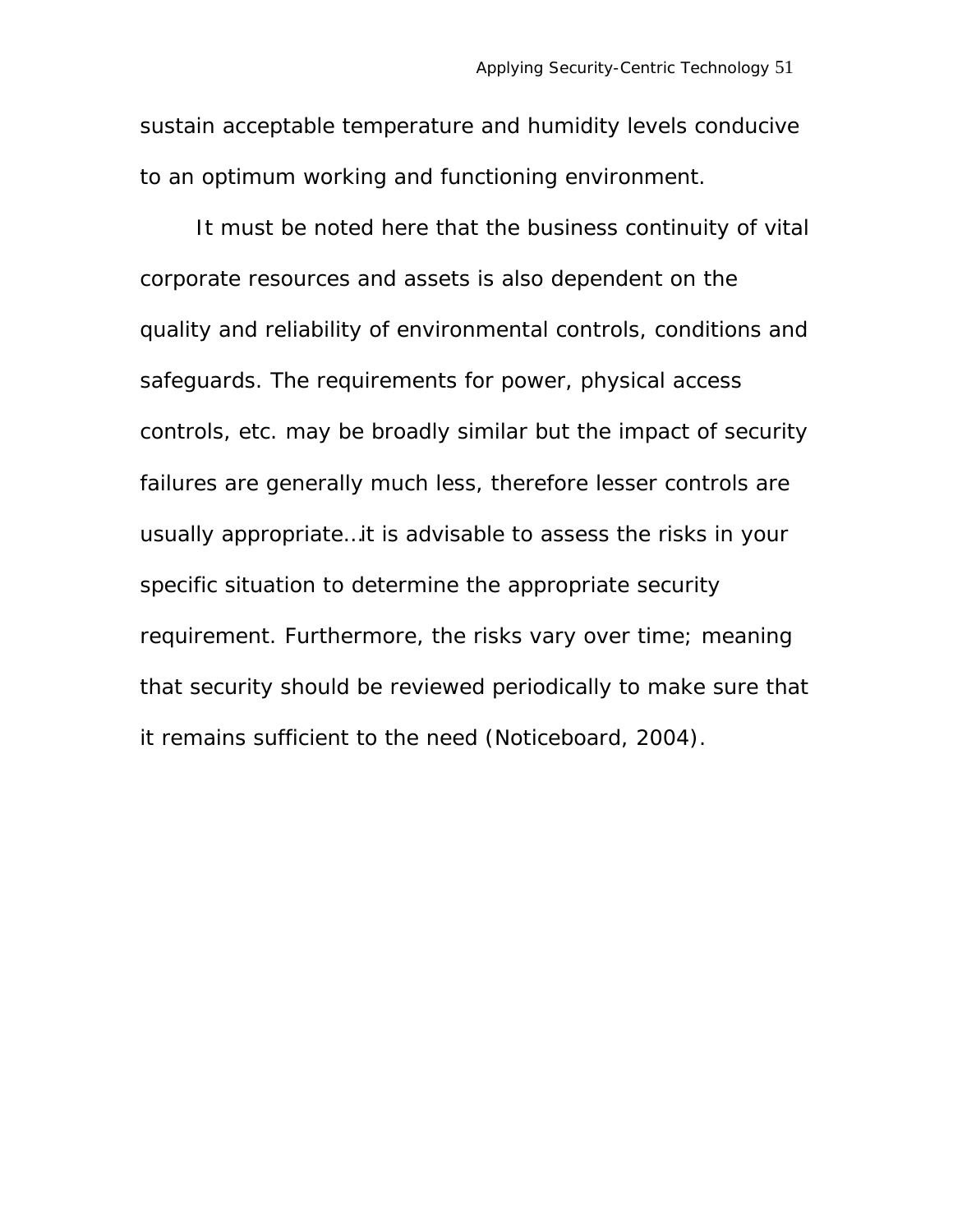sustain acceptable temperature and humidity levels conducive to an optimum working and functioning environment.

It must be noted here that the business continuity of vital corporate resources and assets is also dependent on the quality and reliability of environmental controls, conditions and safeguards. The requirements for power, physical access controls, etc. may be broadly similar but the impact of security failures are generally much less, therefore lesser controls are usually appropriate…it is advisable to assess the risks in your specific situation to determine the appropriate security requirement. Furthermore, the risks vary over time; meaning that security should be reviewed periodically to make sure that it remains sufficient to the need (Noticeboard, 2004).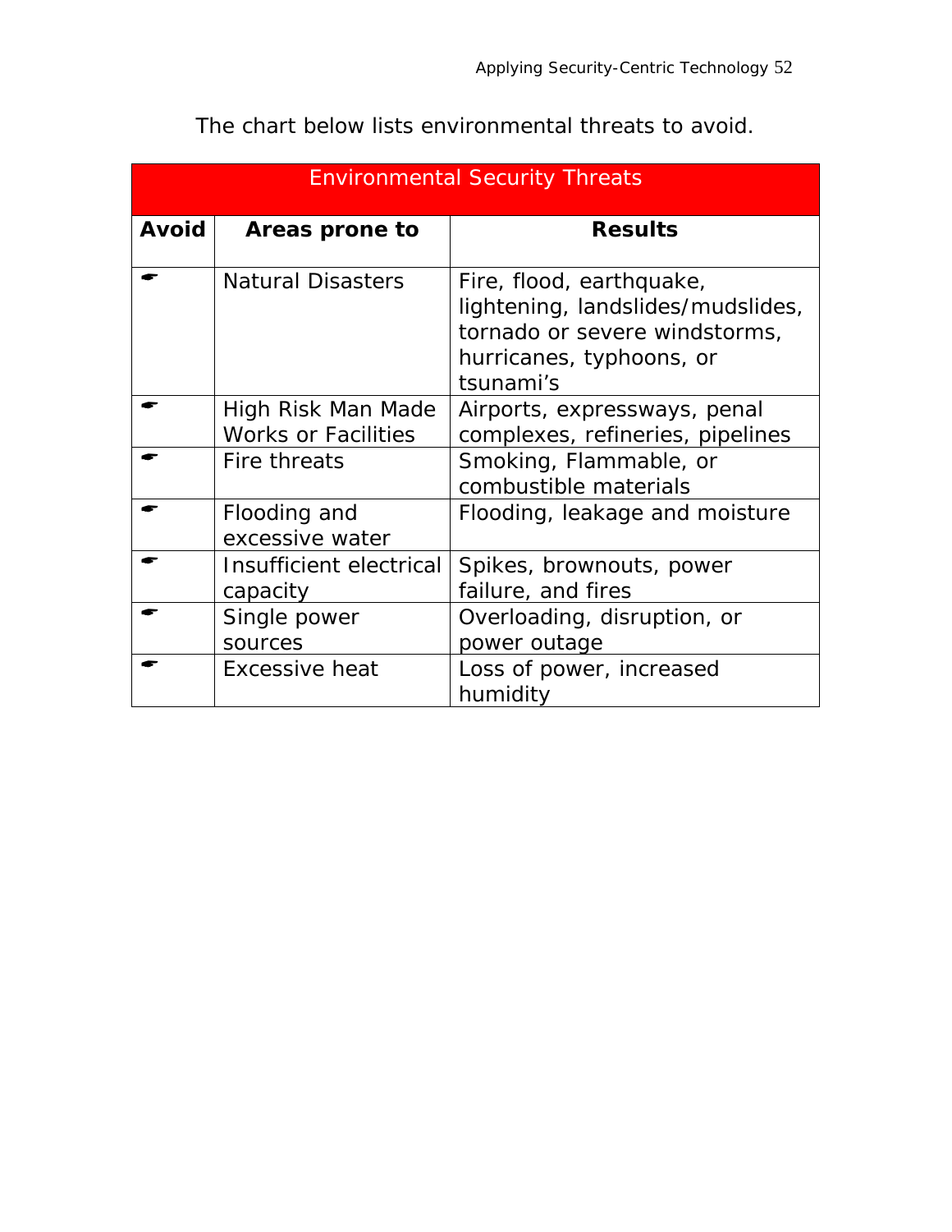The chart below lists environmental threats to avoid.

| Environmental Security Threats | | |
|---|---|---|
| **Avoid** | **Areas prone to** | **Results** |
| ☛ | Natural Disasters | Fire, flood, earthquake, lightening, landslides/mudslides, tornado or severe windstorms, hurricanes, typhoons, or tsunami’s |
| ☛ | High Risk Man Made Works or Facilities | Airports, expressways, penal complexes, refineries, pipelines |
| ☛ | Fire threats | Smoking, Flammable, or combustible materials |
| ☛ | Flooding and excessive water | Flooding, leakage and moisture |
| ☛ | Insufficient electrical capacity | Spikes, brownouts, power failure, and fires |
| ☛ | Single power sources | Overloading, disruption, or power outage |
| ☛ | Excessive heat | Loss of power, increased humidity |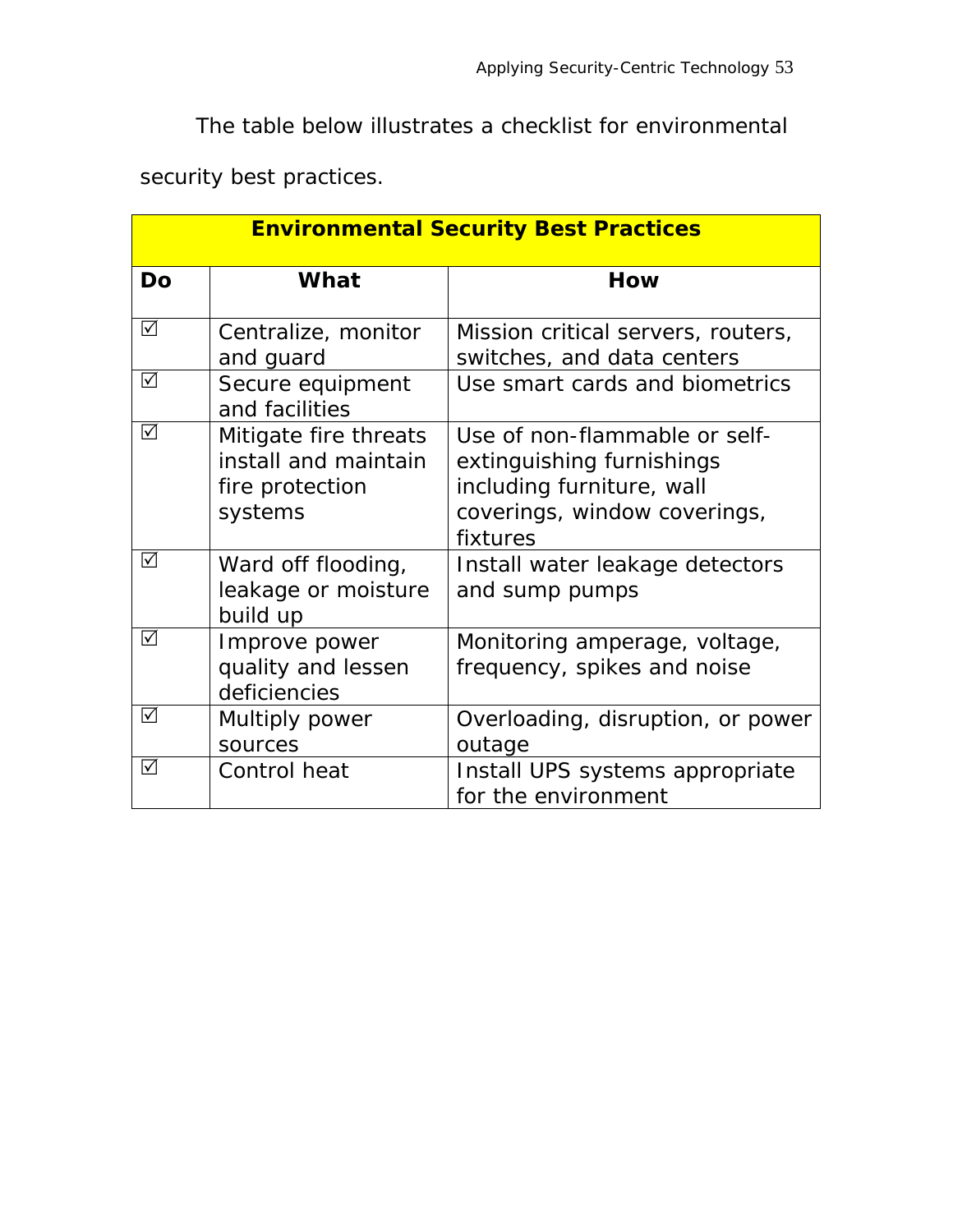The table below illustrates a checklist for environmental security best practices.

| Environmental Security Best Practices | | |
|---|---|---|
| **Do** | **What** | **How** |
| ☑ | Centralize, monitor and guard | Mission critical servers, routers, switches, and data centers |
| ☑ | Secure equipment and facilities | Use smart cards and biometrics |
| ☑ | Mitigate fire threats install and maintain fire protection systems | Use of non-flammable or self-extinguishing furnishings including furniture, wall coverings, window coverings, fixtures |
| ☑ | Ward off flooding, leakage or moisture build up | Install water leakage detectors and sump pumps |
| ☑ | Improve power quality and lessen deficiencies | Monitoring amperage, voltage, frequency, spikes and noise |
| ☑ | Multiply power sources | Overloading, disruption, or power outage |
| ☑ | Control heat | Install UPS systems appropriate for the environment |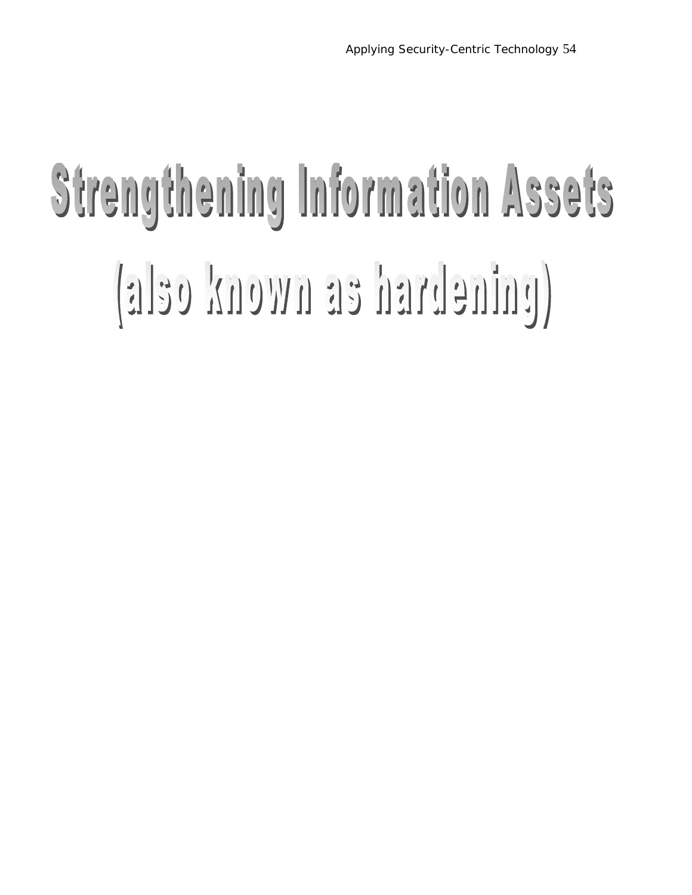# Strengthening Information Assets

# (also known as hardening)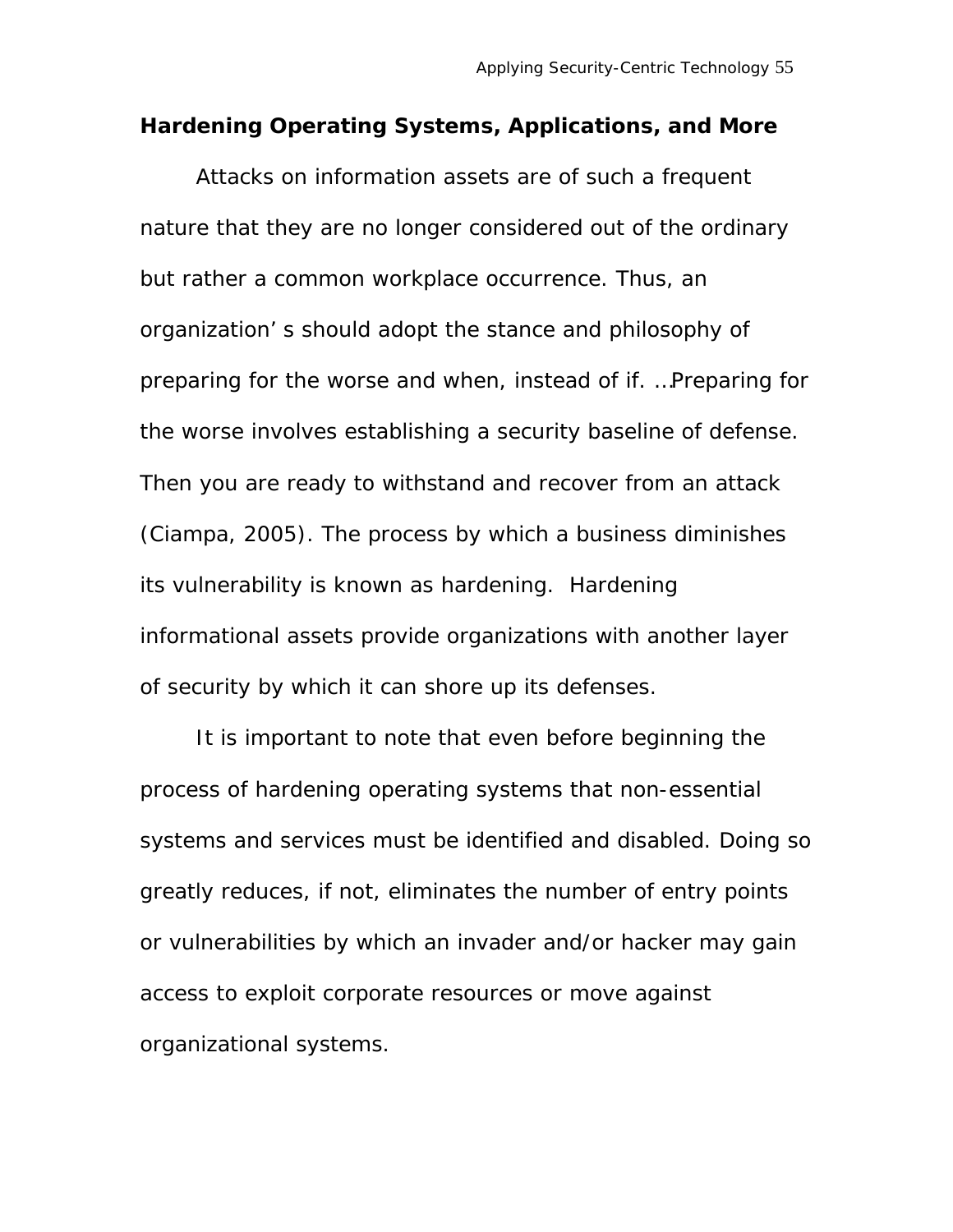## Hardening Operating Systems, Applications, and More

Attacks on information assets are of such a frequent nature that they are no longer considered out of the ordinary but rather a common workplace occurrence. Thus, an organization' s should adopt the stance and philosophy of preparing for the worse and when, instead of if. …Preparing for the worse involves establishing a security baseline of defense. Then you are ready to withstand and recover from an attack (Ciampa, 2005). The process by which a business diminishes its vulnerability is known as hardening. Hardening informational assets provide organizations with another layer of security by which it can shore up its defenses.

It is important to note that even before beginning the process of hardening operating systems that non-essential systems and services must be identified and disabled. Doing so greatly reduces, if not, eliminates the number of entry points or vulnerabilities by which an invader and/or hacker may gain access to exploit corporate resources or move against organizational systems.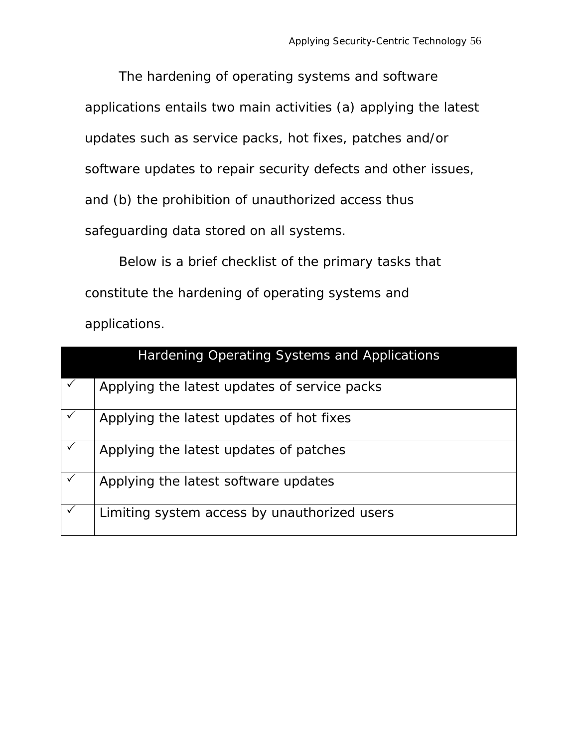The hardening of operating systems and software applications entails two main activities (a) applying the latest updates such as service packs, hot fixes, patches and/or software updates to repair security defects and other issues, and (b) the prohibition of unauthorized access thus safeguarding data stored on all systems.

Below is a brief checklist of the primary tasks that constitute the hardening of operating systems and applications.

| Hardening Operating Systems and Applications | |
|---|---|
| ✓ | Applying the latest updates of service packs |
| ✓ | Applying the latest updates of hot fixes |
| ✓ | Applying the latest updates of patches |
| ✓ | Applying the latest software updates |
| ✓ | Limiting system access by unauthorized users |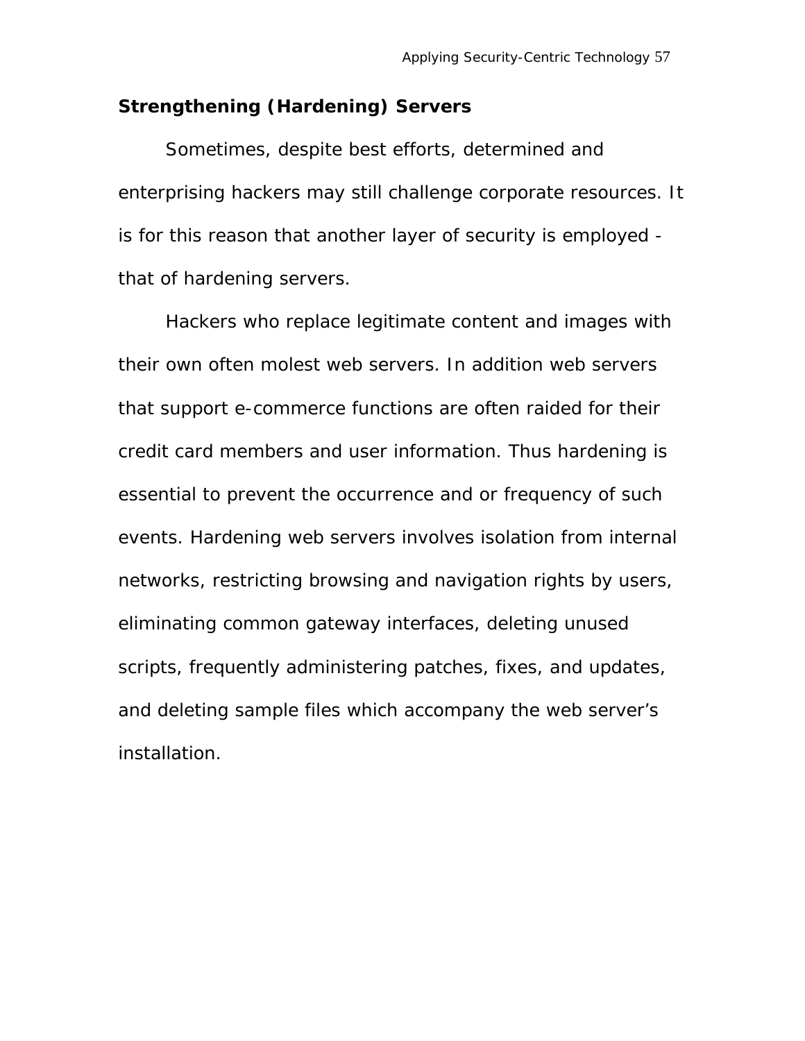## Strengthening (Hardening) Servers

Sometimes, despite best efforts, determined and enterprising hackers may still challenge corporate resources. It is for this reason that another layer of security is employed - that of hardening servers.

Hackers who replace legitimate content and images with their own often molest web servers. In addition web servers that support e-commerce functions are often raided for their credit card members and user information. Thus hardening is essential to prevent the occurrence and or frequency of such events. Hardening web servers involves isolation from internal networks, restricting browsing and navigation rights by users, eliminating common gateway interfaces, deleting unused scripts, frequently administering patches, fixes, and updates, and deleting sample files which accompany the web server's installation.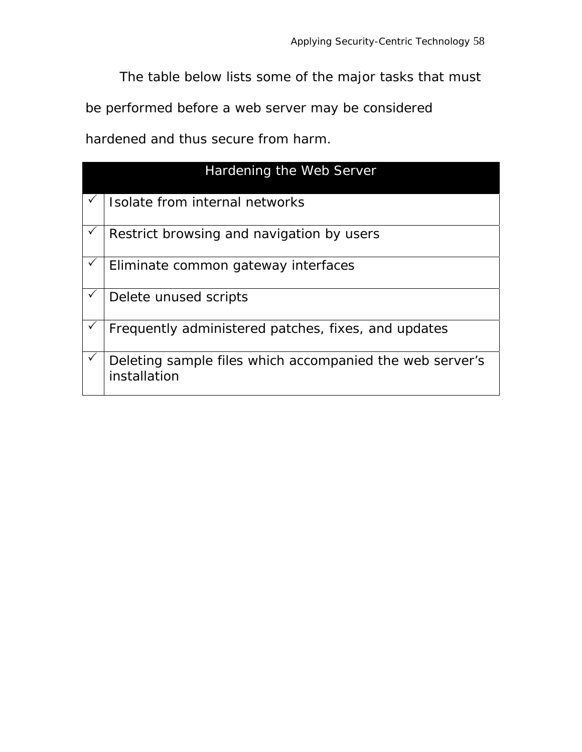The table below lists some of the major tasks that must be performed before a web server may be considered hardened and thus secure from harm.

| Hardening the Web Server | |
|---|---|
| ✓ | Isolate from internal networks |
| ✓ | Restrict browsing and navigation by users |
| ✓ | Eliminate common gateway interfaces |
| ✓ | Delete unused scripts |
| ✓ | Frequently administered patches, fixes, and updates |
| ✓ | Deleting sample files which accompanied the web server’s installation |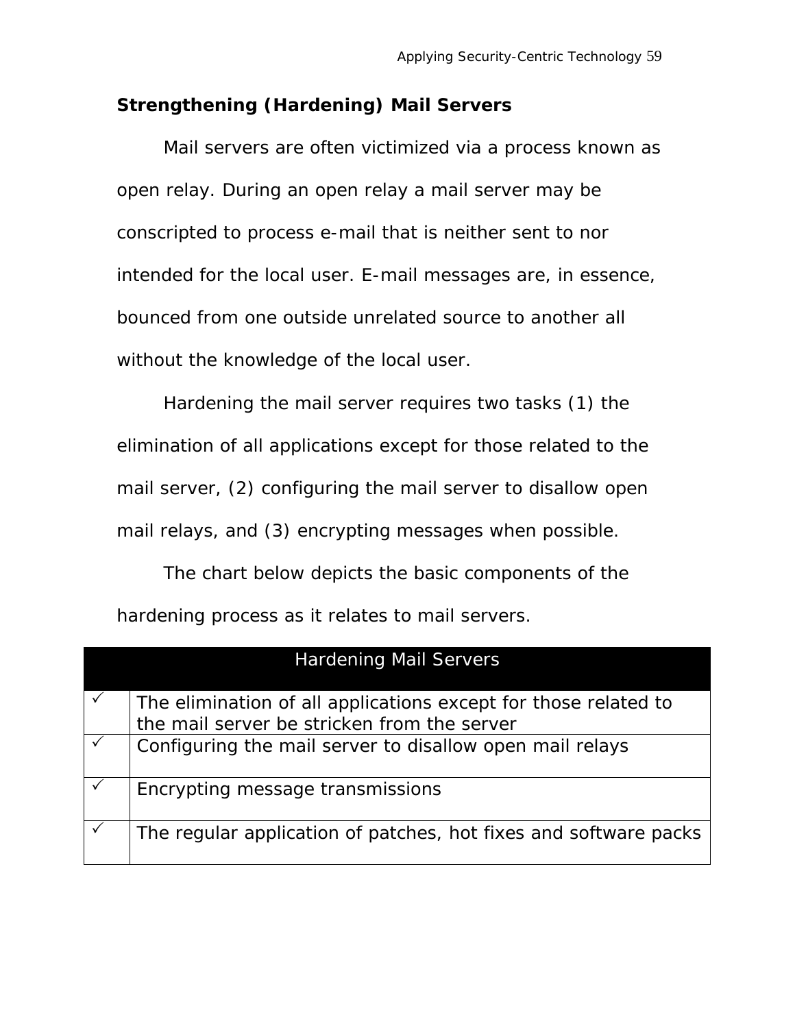## Strengthening (Hardening) Mail Servers

Mail servers are often victimized via a process known as open relay. During an open relay a mail server may be conscripted to process e-mail that is neither sent to nor intended for the local user. E-mail messages are, in essence, bounced from one outside unrelated source to another all without the knowledge of the local user.

Hardening the mail server requires two tasks (1) the elimination of all applications except for those related to the mail server, (2) configuring the mail server to disallow open mail relays, and (3) encrypting messages when possible.

The chart below depicts the basic components of the hardening process as it relates to mail servers.

| Hardening Mail Servers | |
|---|---|
| ✓ | The elimination of all applications except for those related to the mail server be stricken from the server |
| ✓ | Configuring the mail server to disallow open mail relays |
| ✓ | Encrypting message transmissions |
| ✓ | The regular application of patches, hot fixes and software packs |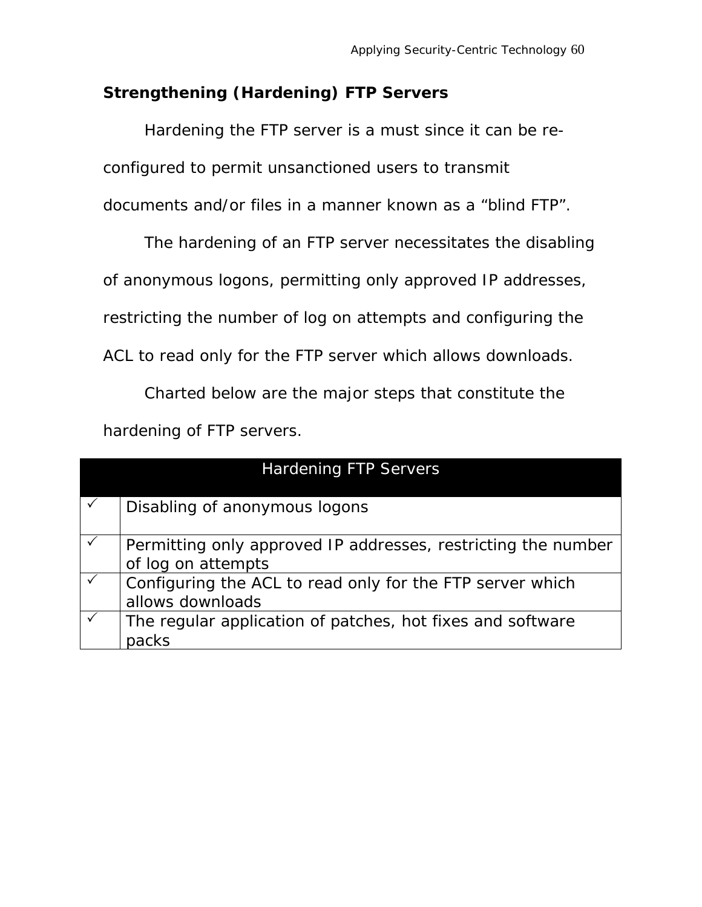**Strengthening (Hardening) FTP Servers**

Hardening the FTP server is a must since it can be re-configured to permit unsanctioned users to transmit documents and/or files in a manner known as a “blind FTP”.

The hardening of an FTP server necessitates the disabling of anonymous logons, permitting only approved IP addresses, restricting the number of log on attempts and configuring the ACL to read only for the FTP server which allows downloads.

Charted below are the major steps that constitute the hardening of FTP servers.

| Hardening FTP Servers | |
|---|---|
| ✓ | Disabling of anonymous logons |
| ✓ | Permitting only approved IP addresses, restricting the number of log on attempts |
| ✓ | Configuring the ACL to read only for the FTP server which allows downloads |
| ✓ | The regular application of patches, hot fixes and software packs |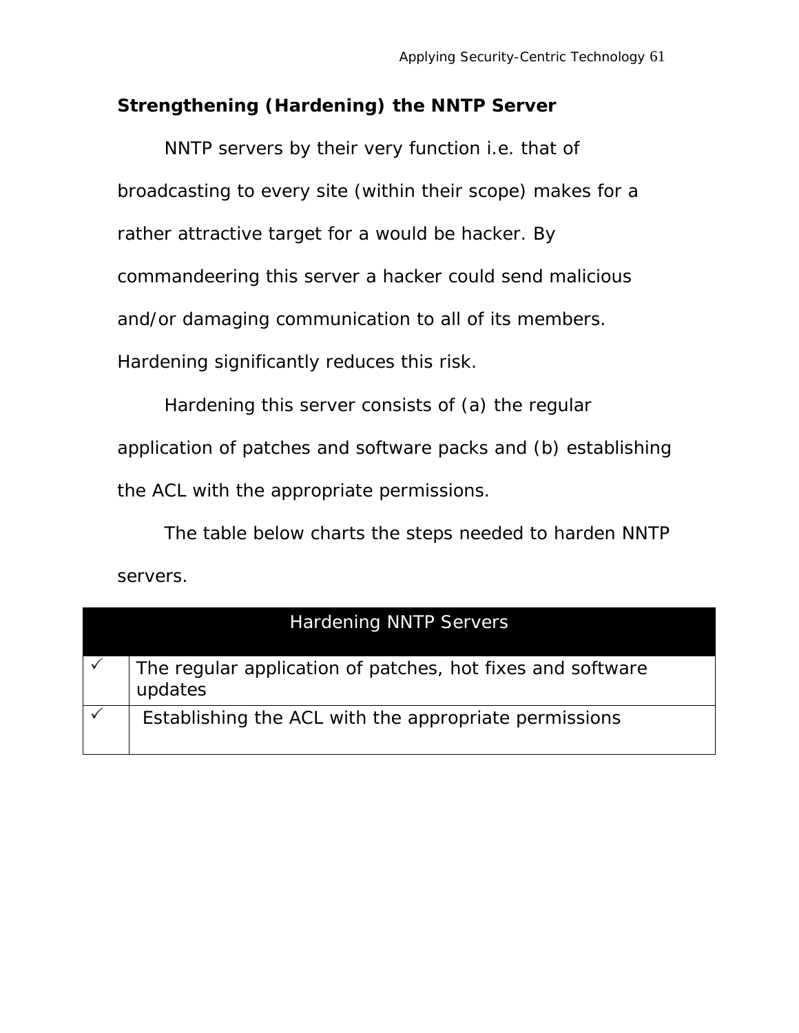**Strengthening (Hardening) the NNTP Server**

NNTP servers by their very function i.e. that of broadcasting to every site (within their scope) makes for a rather attractive target for a would be hacker. By commandeering this server a hacker could send malicious and/or damaging communication to all of its members. Hardening significantly reduces this risk.

Hardening this server consists of (a) the regular application of patches and software packs and (b) establishing the ACL with the appropriate permissions.

The table below charts the steps needed to harden NNTP servers.

| Hardening NNTP Servers | |
|---|---|
| ✓ | The regular application of patches, hot fixes and software updates |
| ✓ | Establishing the ACL with the appropriate permissions |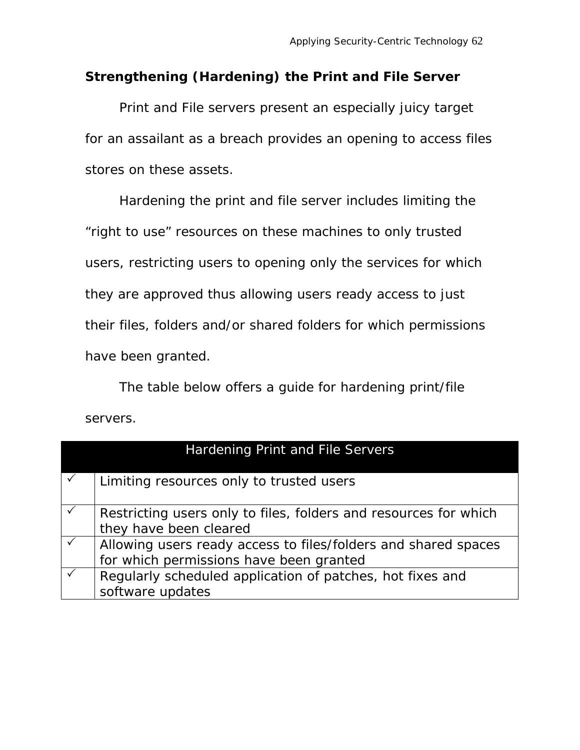## Strengthening (Hardening) the Print and File Server

Print and File servers present an especially juicy target for an assailant as a breach provides an opening to access files stores on these assets.

Hardening the print and file server includes limiting the "right to use" resources on these machines to only trusted users, restricting users to opening only the services for which they are approved thus allowing users ready access to just their files, folders and/or shared folders for which permissions have been granted.

The table below offers a guide for hardening print/file servers.

| Hardening Print and File Servers | |
|---|---|
| ✓ | Limiting resources only to trusted users |
| ✓ | Restricting users only to files, folders and resources for which they have been cleared |
| ✓ | Allowing users ready access to files/folders and shared spaces for which permissions have been granted |
| ✓ | Regularly scheduled application of patches, hot fixes and software updates |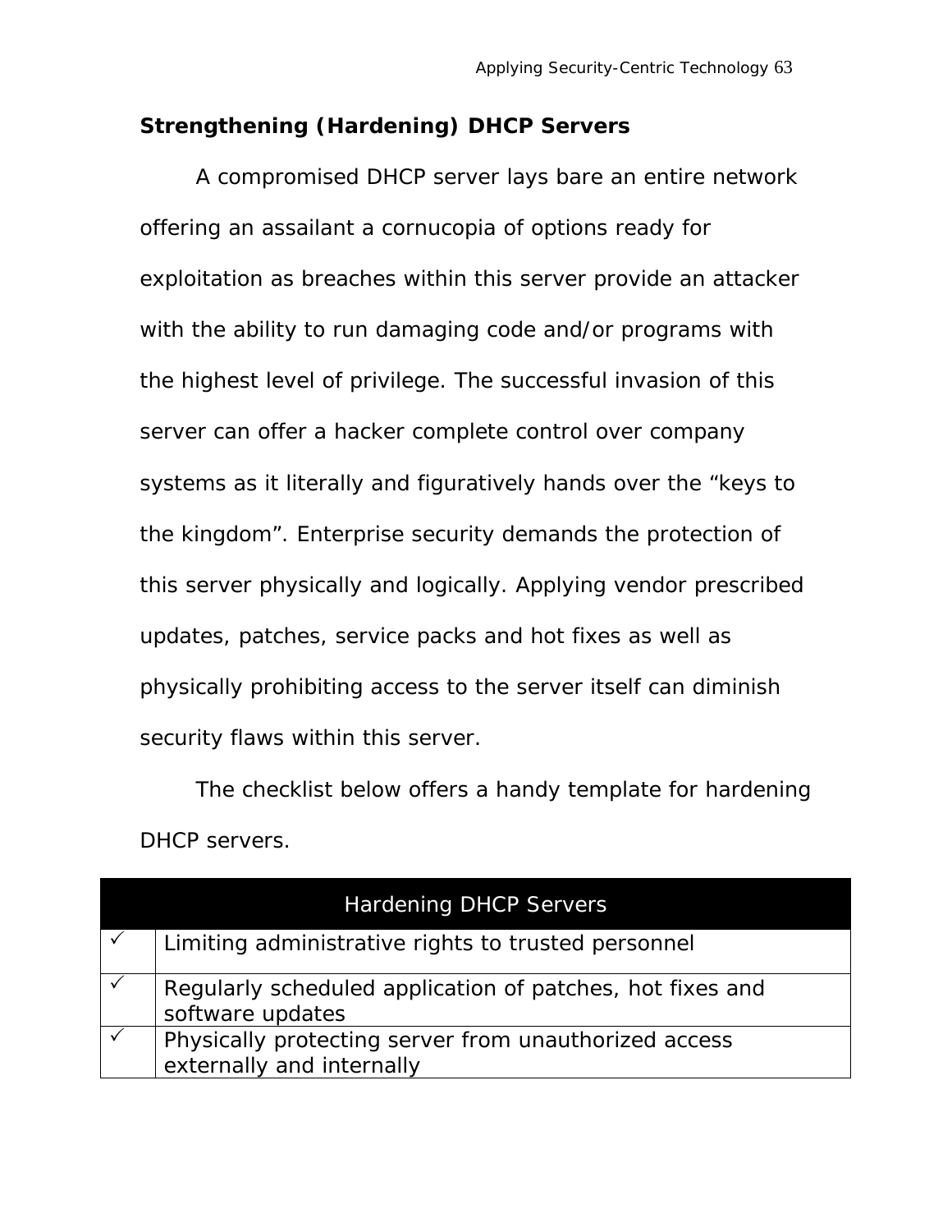### Strengthening (Hardening) DHCP Servers

A compromised DHCP server lays bare an entire network offering an assailant a cornucopia of options ready for exploitation as breaches within this server provide an attacker with the ability to run damaging code and/or programs with the highest level of privilege. The successful invasion of this server can offer a hacker complete control over company systems as it literally and figuratively hands over the "keys to the kingdom". Enterprise security demands the protection of this server physically and logically. Applying vendor prescribed updates, patches, service packs and hot fixes as well as physically prohibiting access to the server itself can diminish security flaws within this server.

The checklist below offers a handy template for hardening DHCP servers.

| | Hardening DHCP Servers |
|---|---|
| ✓ | Limiting administrative rights to trusted personnel |
| ✓ | Regularly scheduled application of patches, hot fixes and software updates |
| ✓ | Physically protecting server from unauthorized access externally and internally |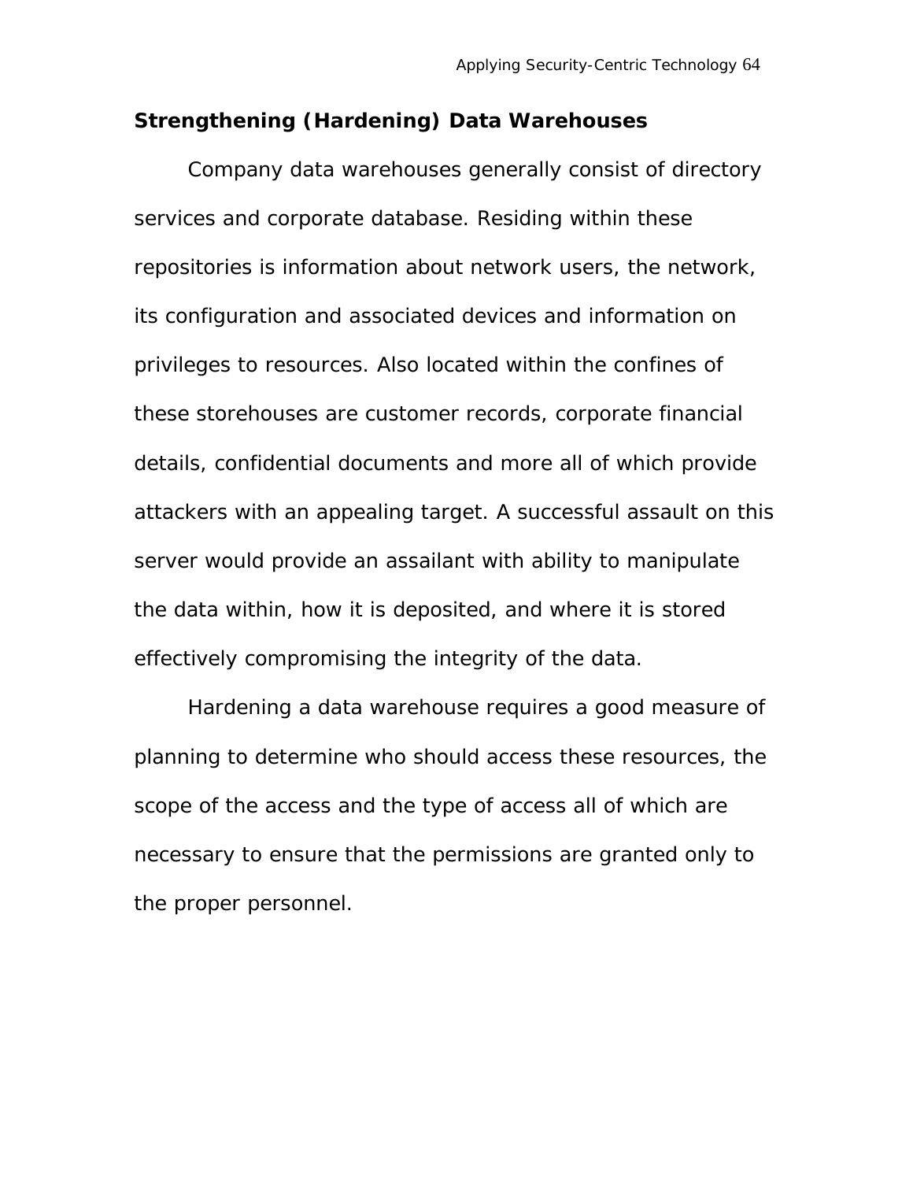## Strengthening (Hardening) Data Warehouses

Company data warehouses generally consist of directory services and corporate database. Residing within these repositories is information about network users, the network, its configuration and associated devices and information on privileges to resources. Also located within the confines of these storehouses are customer records, corporate financial details, confidential documents and more all of which provide attackers with an appealing target. A successful assault on this server would provide an assailant with ability to manipulate the data within, how it is deposited, and where it is stored effectively compromising the integrity of the data.

Hardening a data warehouse requires a good measure of planning to determine who should access these resources, the scope of the access and the type of access all of which are necessary to ensure that the permissions are granted only to the proper personnel.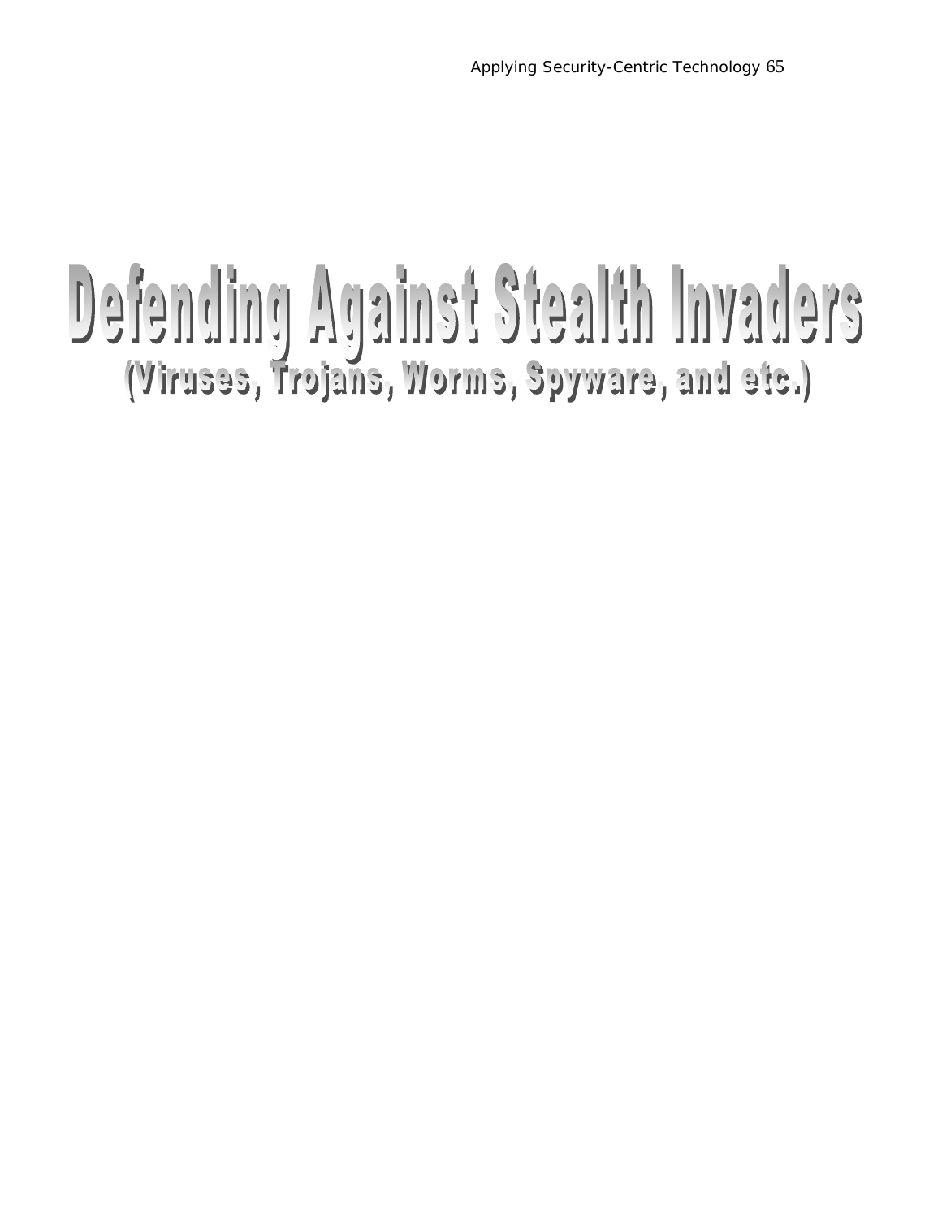# Defending Against Stealth Invaders

## (Viruses, Trojans, Worms, Spyware, and etc.)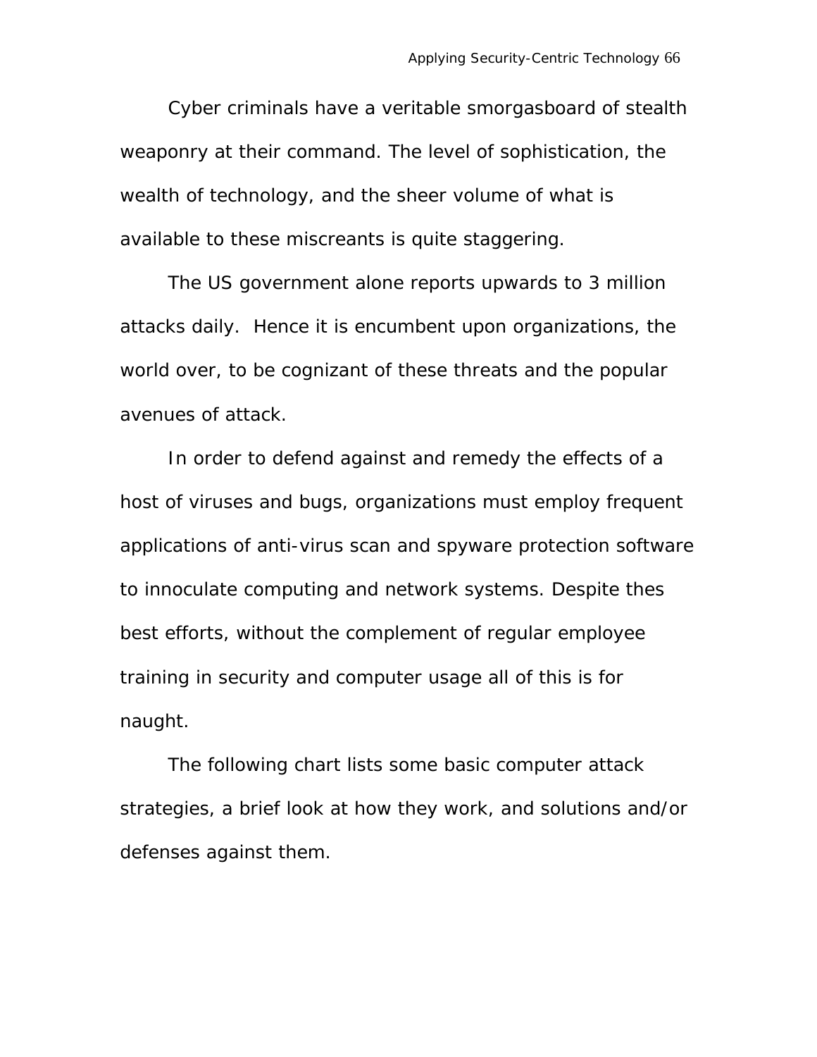Cyber criminals have a veritable smorgasboard of stealth weaponry at their command. The level of sophistication, the wealth of technology, and the sheer volume of what is available to these miscreants is quite staggering.

The US government alone reports upwards to 3 million attacks daily.  Hence it is encumbent upon organizations, the world over, to be cognizant of these threats and the popular avenues of attack.

In order to defend against and remedy the effects of a host of viruses and bugs, organizations must employ frequent applications of anti-virus scan and spyware protection software to innoculate computing and network systems. Despite thes best efforts, without the complement of regular employee training in security and computer usage all of this is for naught.

The following chart lists some basic computer attack strategies, a brief look at how they work, and solutions and/or defenses against them.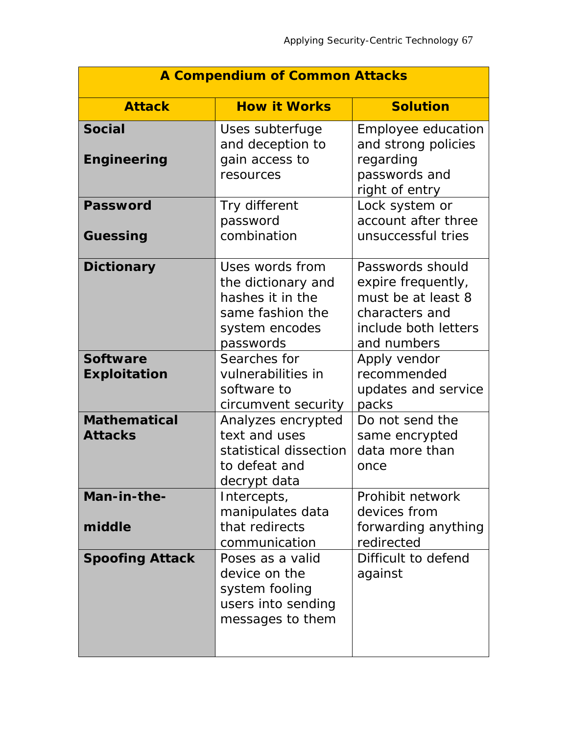| A Compendium of Common Attacks | | |
|---|---|---|
| **Attack** | **How it Works** | **Solution** |
| **Social Engineering** | Uses subterfuge and deception to gain access to resources | Employee education and strong policies regarding passwords and right of entry |
| **Password Guessing** | Try different password combination | Lock system or account after three unsuccessful tries |
| **Dictionary** | Uses words from the dictionary and hashes it in the same fashion the system encodes passwords | Passwords should expire frequently, must be at least 8 characters and include both letters and numbers |
| **Software Exploitation** | Searches for vulnerabilities in software to circumvent security | Apply vendor recommended updates and service packs |
| **Mathematical Attacks** | Analyzes encrypted text and uses statistical dissection to defeat and decrypt data | Do not send the same encrypted data more than once |
| **Man-in-the-middle** | Intercepts, manipulates data that redirects communication | Prohibit network devices from forwarding anything redirected |
| **Spoofing Attack** | Poses as a valid device on the system fooling users into sending messages to them | Difficult to defend against |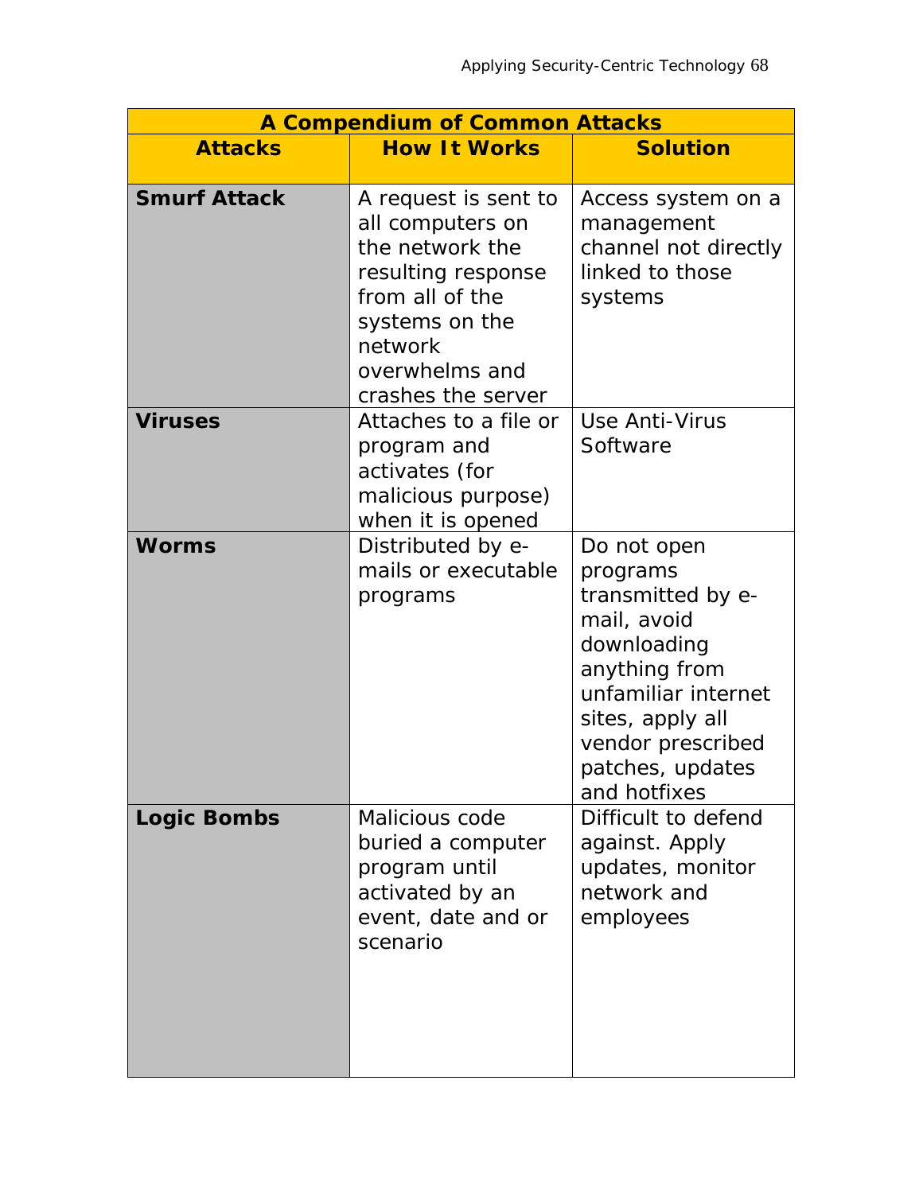| A Compendium of Common Attacks | | |
|---|---|---|
| **Attacks** | **How It Works** | **Solution** |
| **Smurf Attack** | A request is sent to all computers on the network the resulting response from all of the systems on the network overwhelms and crashes the server | Access system on a management channel not directly linked to those systems |
| **Viruses** | Attaches to a file or program and activates (for malicious purpose) when it is opened | Use Anti-Virus Software |
| **Worms** | Distributed by e-mails or executable programs | Do not open programs transmitted by e-mail, avoid downloading anything from unfamiliar internet sites, apply all vendor prescribed patches, updates and hotfixes |
| **Logic Bombs** | Malicious code buried a computer program until activated by an event, date and or scenario | Difficult to defend against. Apply updates, monitor network and employees |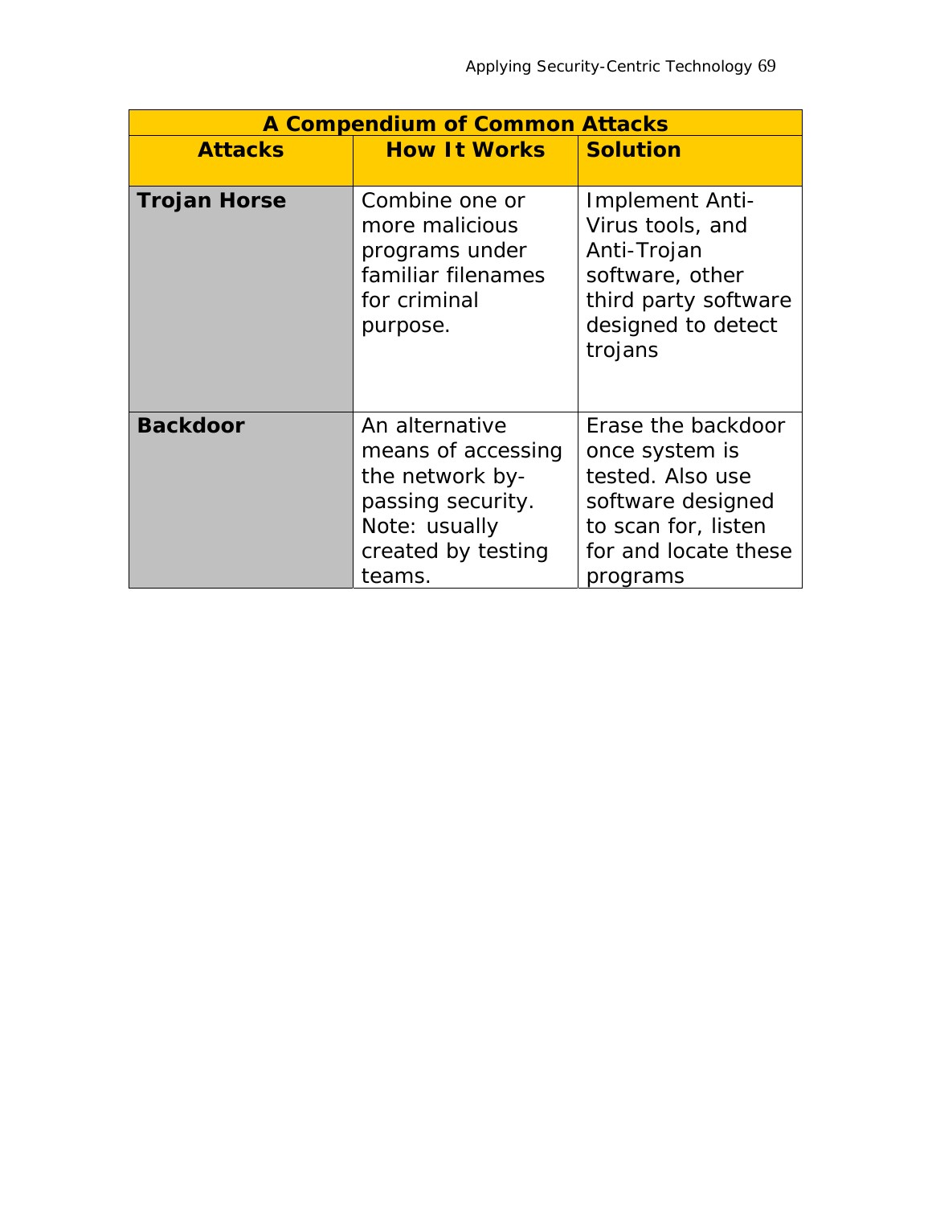| A Compendium of Common Attacks | | |
|---|---|---|
| **Attacks** | **How It Works** | **Solution** |
| **Trojan Horse** | Combine one or more malicious programs under familiar filenames for criminal purpose. | Implement Anti-Virus tools, and Anti-Trojan software, other third party software designed to detect trojans |
| **Backdoor** | An alternative means of accessing the network by-passing security. Note: usually created by testing teams. | Erase the backdoor once system is tested. Also use software designed to scan for, listen for and locate these programs |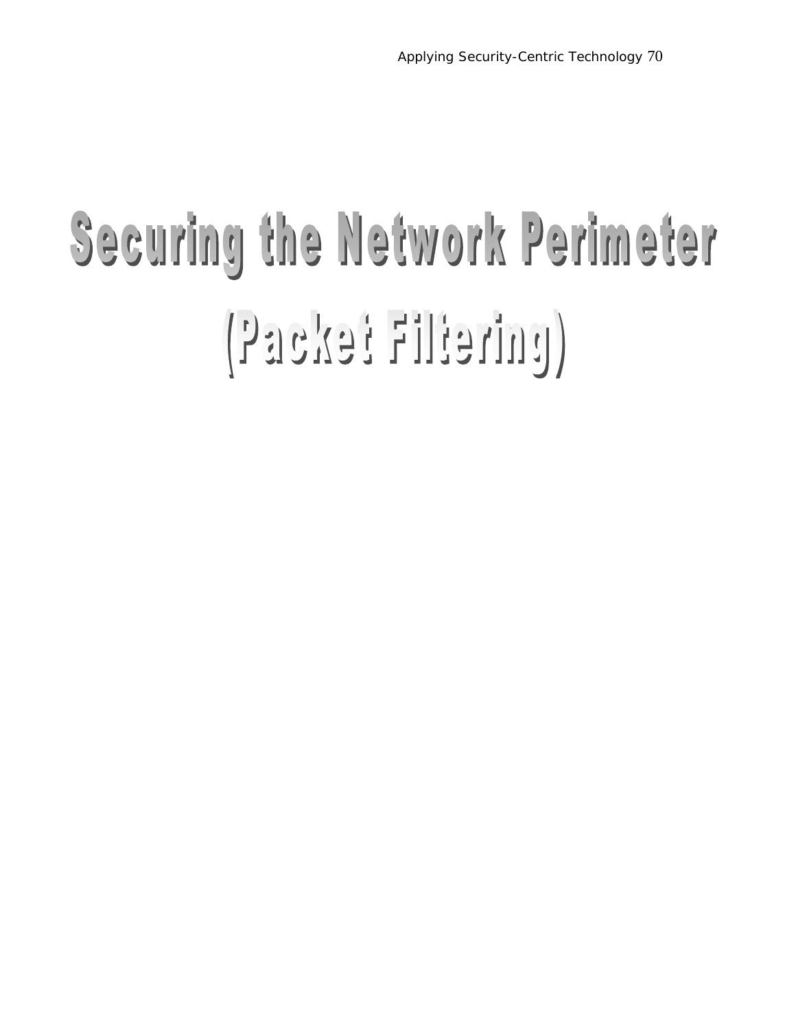# Securing the Network Perimeter (Packet Filtering)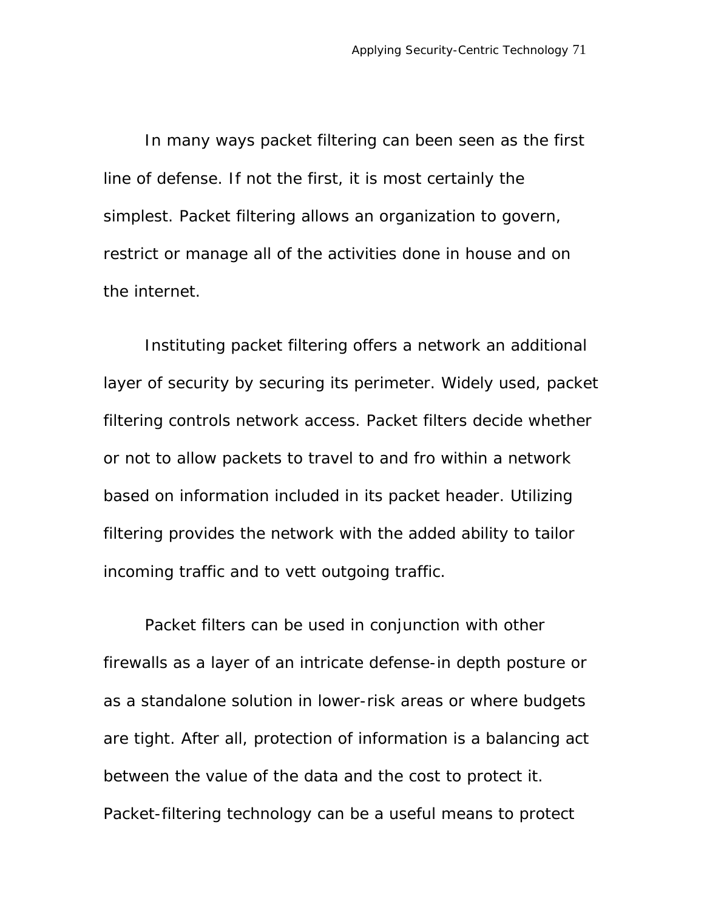In many ways packet filtering can been seen as the first line of defense. If not the first, it is most certainly the simplest. Packet filtering allows an organization to govern, restrict or manage all of the activities done in house and on the internet.

Instituting packet filtering offers a network an additional layer of security by securing its perimeter. Widely used, packet filtering controls network access. Packet filters decide whether or not to allow packets to travel to and fro within a network based on information included in its packet header. Utilizing filtering provides the network with the added ability to tailor incoming traffic and to vett outgoing traffic.

Packet filters can be used in conjunction with other firewalls as a layer of an intricate defense-in depth posture or as a standalone solution in lower-risk areas or where budgets are tight. After all, protection of information is a balancing act between the value of the data and the cost to protect it. Packet-filtering technology can be a useful means to protect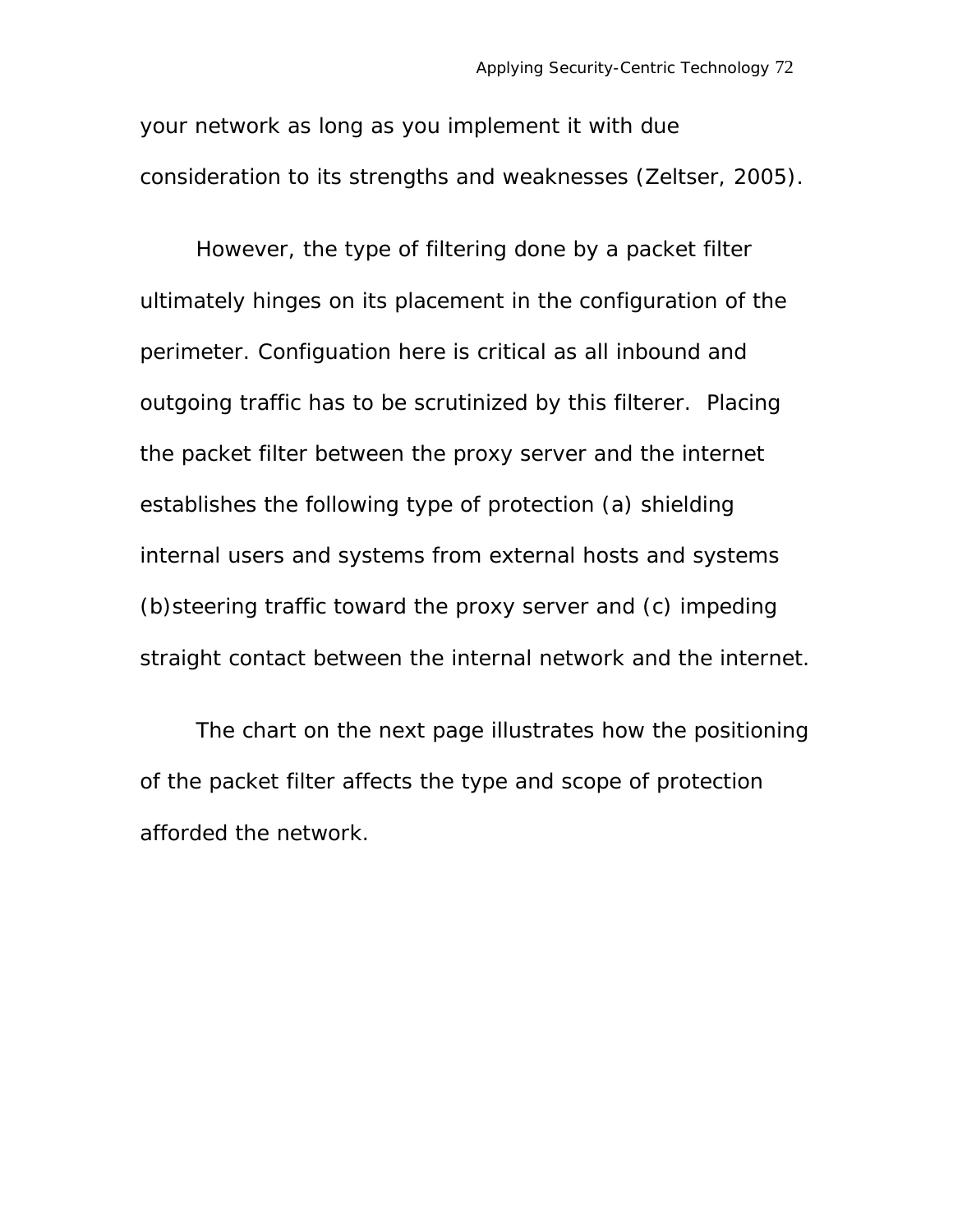your network as long as you implement it with due consideration to its strengths and weaknesses (Zeltser, 2005).

However, the type of filtering done by a packet filter ultimately hinges on its placement in the configuration of the perimeter. Configuation here is critical as all inbound and outgoing traffic has to be scrutinized by this filterer.  Placing the packet filter between the proxy server and the internet establishes the following type of protection (a) shielding internal users and systems from external hosts and systems (b)steering traffic toward the proxy server and (c) impeding straight contact between the internal network and the internet.

The chart on the next page illustrates how the positioning of the packet filter affects the type and scope of protection afforded the network.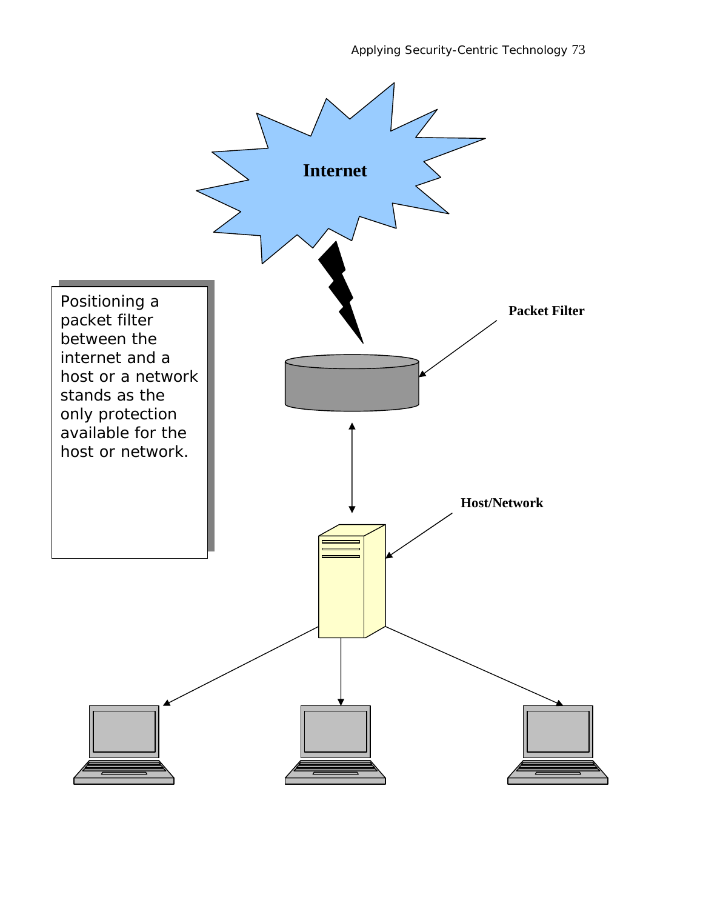Internet

Packet Filter

Host/Network

Positioning a packet filter between the internet and a host or a network stands as the only protection available for the host or network.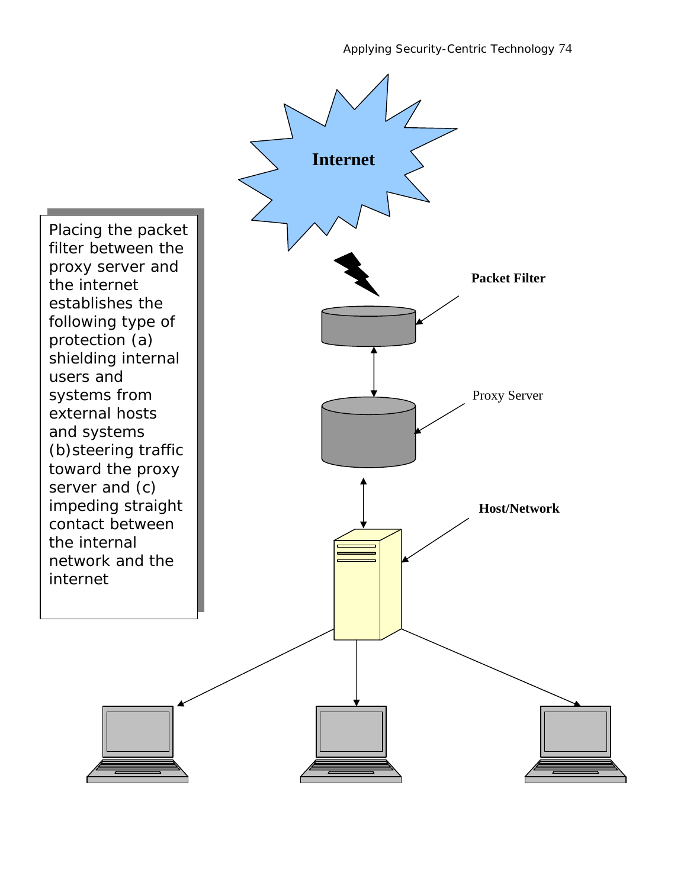Placing the packet filter between the proxy server and the internet establishes the following type of protection (a) shielding internal users and systems from external hosts and systems (b)steering traffic toward the proxy server and (c) impeding straight contact between the internal network and the internet

Internet

**Packet Filter**

Proxy Server

**Host/Network**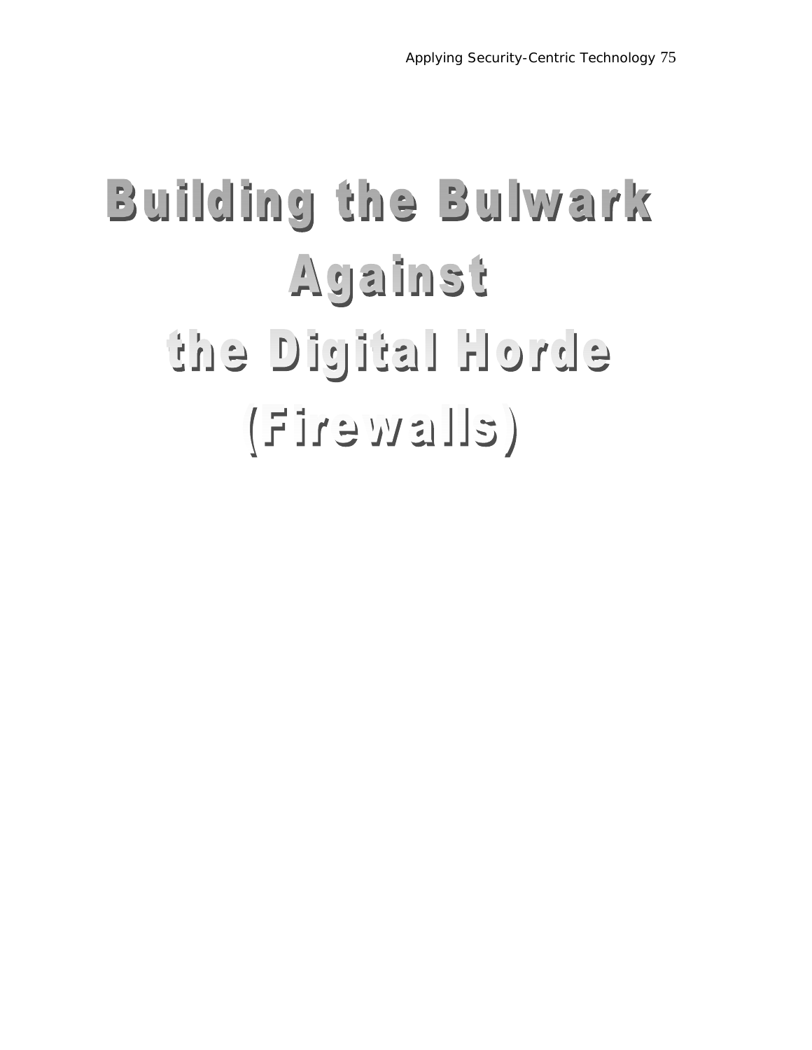# Building the Bulwark Against the Digital Horde (Firewalls)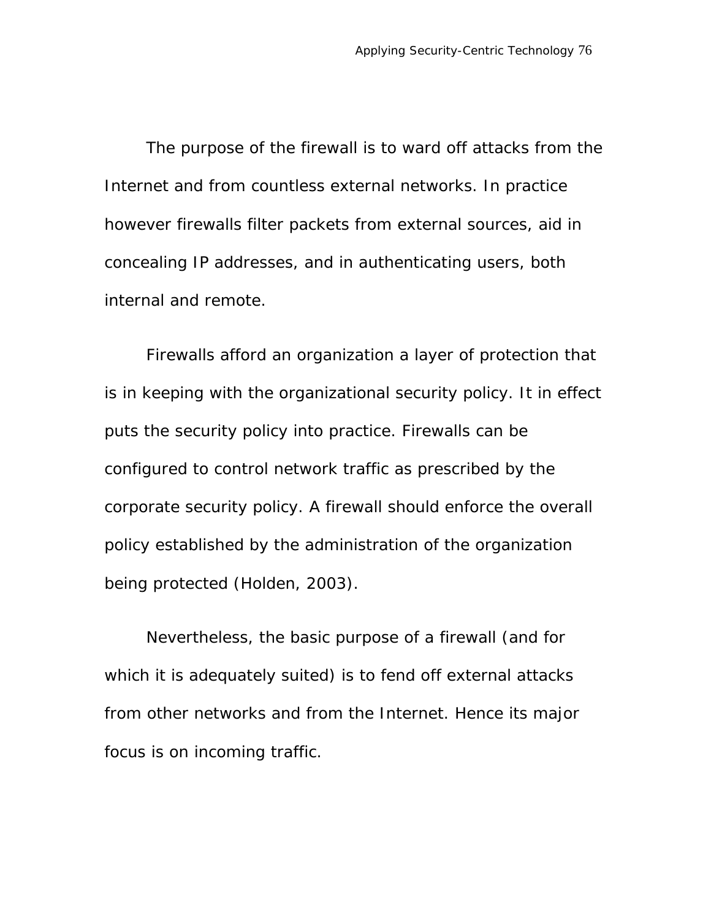The purpose of the firewall is to ward off attacks from the Internet and from countless external networks. In practice however firewalls filter packets from external sources, aid in concealing IP addresses, and in authenticating users, both internal and remote.

Firewalls afford an organization a layer of protection that is in keeping with the organizational security policy. It in effect puts the security policy into practice. Firewalls can be configured to control network traffic as prescribed by the corporate security policy. A firewall should enforce the overall policy established by the administration of the organization being protected (Holden, 2003).

Nevertheless, the basic purpose of a firewall (and for which it is adequately suited) is to fend off external attacks from other networks and from the Internet. Hence its major focus is on incoming traffic.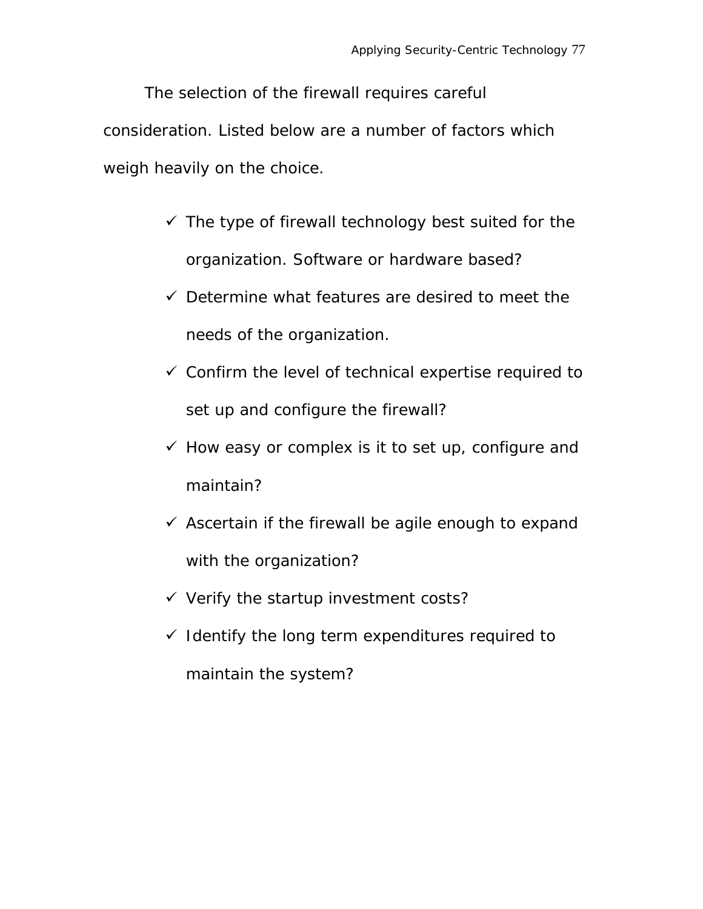The selection of the firewall requires careful consideration. Listed below are a number of factors which weigh heavily on the choice.

- ✓ The type of firewall technology best suited for the organization. Software or hardware based?
- ✓ Determine what features are desired to meet the needs of the organization.
- ✓ Confirm the level of technical expertise required to set up and configure the firewall?
- ✓ How easy or complex is it to set up, configure and maintain?
- ✓ Ascertain if the firewall be agile enough to expand with the organization?
- ✓ Verify the startup investment costs?
- ✓ Identify the long term expenditures required to maintain the system?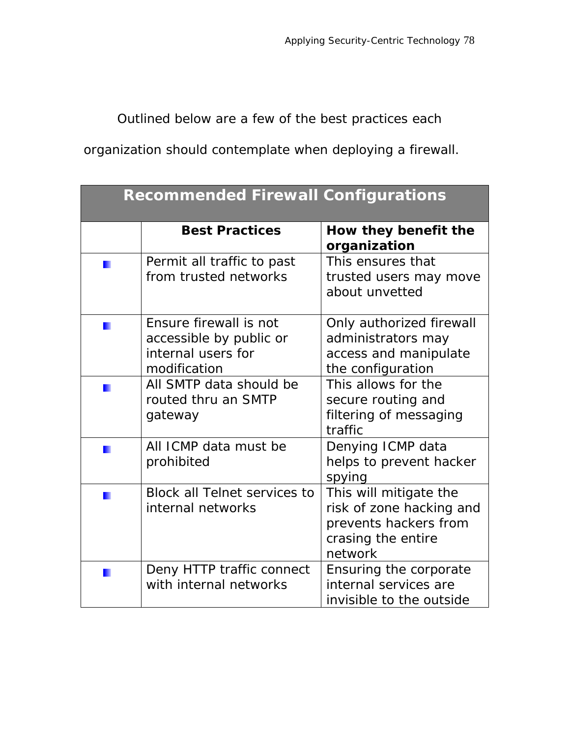Outlined below are a few of the best practices each organization should contemplate when deploying a firewall.

| Recommended Firewall Configurations | | |
|---|---|---|
| | **Best Practices** | **How they benefit the organization** |
| ■ | Permit all traffic to past from trusted networks | This ensures that trusted users may move about unvetted |
| ■ | Ensure firewall is not accessible by public or internal users for modification | Only authorized firewall administrators may access and manipulate the configuration |
| ■ | All SMTP data should be routed thru an SMTP gateway | This allows for the secure routing and filtering of messaging traffic |
| ■ | All ICMP data must be prohibited | Denying ICMP data helps to prevent hacker spying |
| ■ | Block all Telnet services to internal networks | This will mitigate the risk of zone hacking and prevents hackers from crasing the entire network |
| ■ | Deny HTTP traffic connect with internal networks | Ensuring the corporate internal services are invisible to the outside |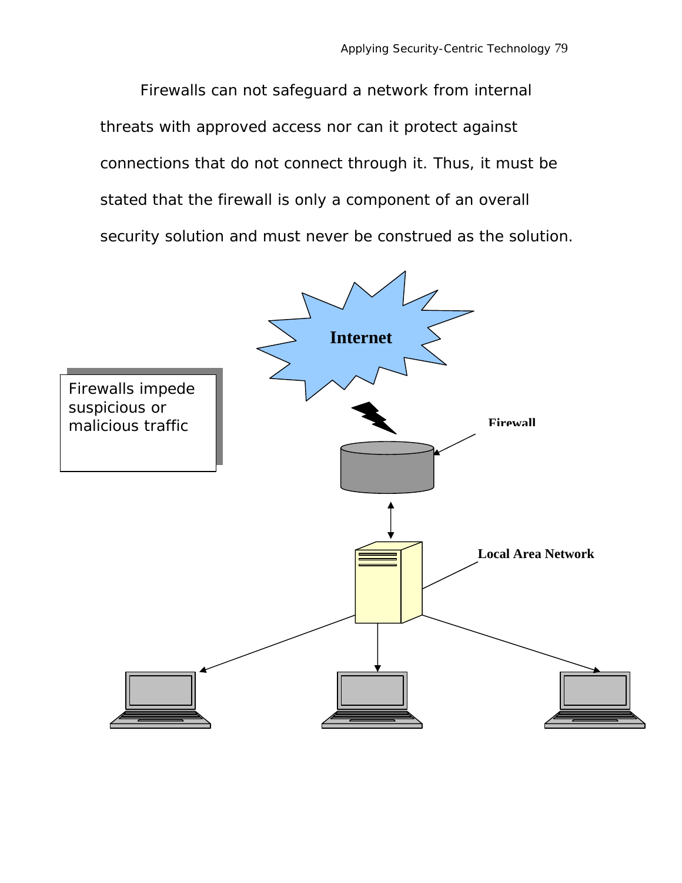Firewalls can not safeguard a network from internal threats with approved access nor can it protect against connections that do not connect through it. Thus, it must be stated that the firewall is only a component of an overall security solution and must never be construed as the solution.

Firewalls impede suspicious or malicious traffic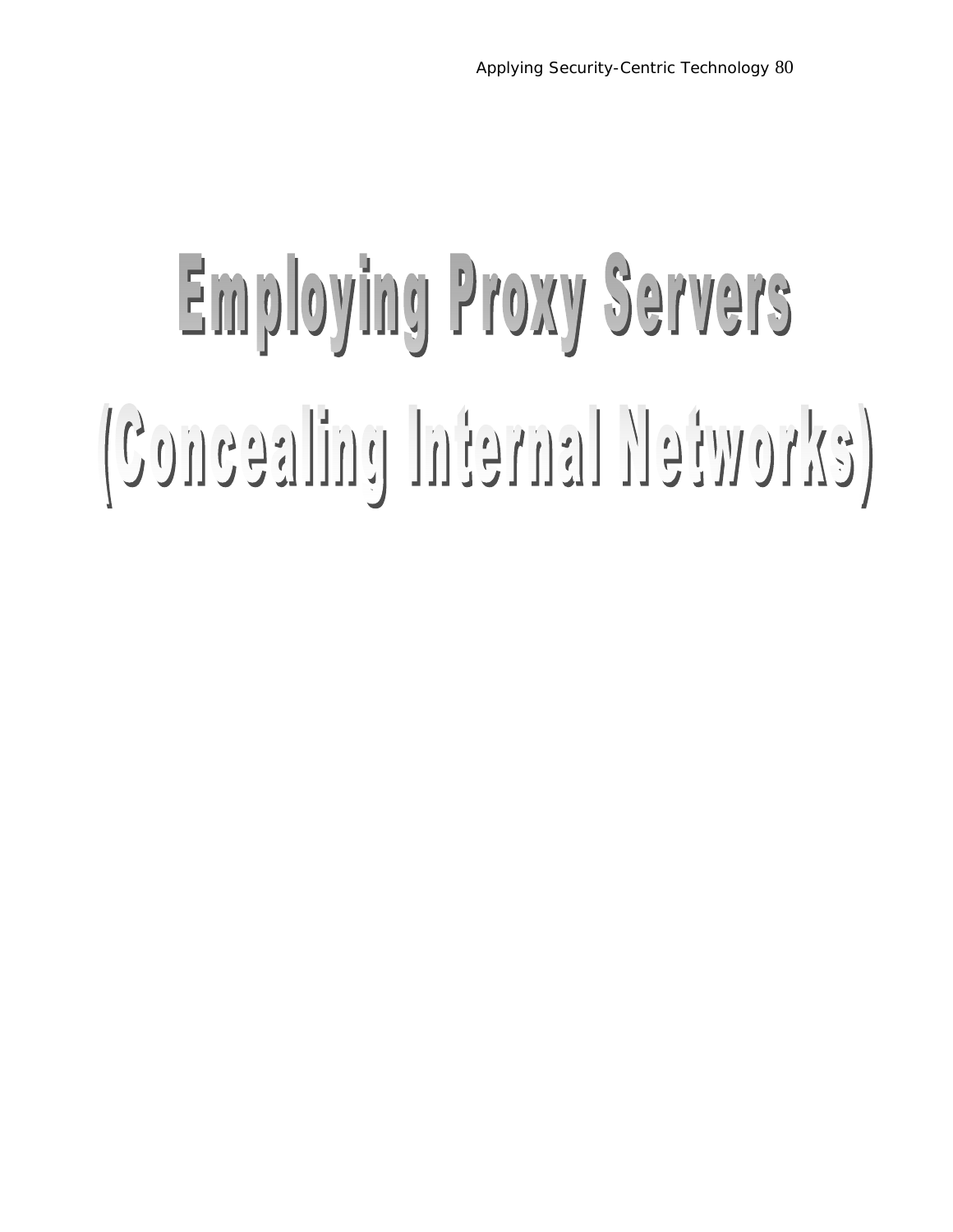# Employing Proxy Servers

# (Concealing Internal Networks)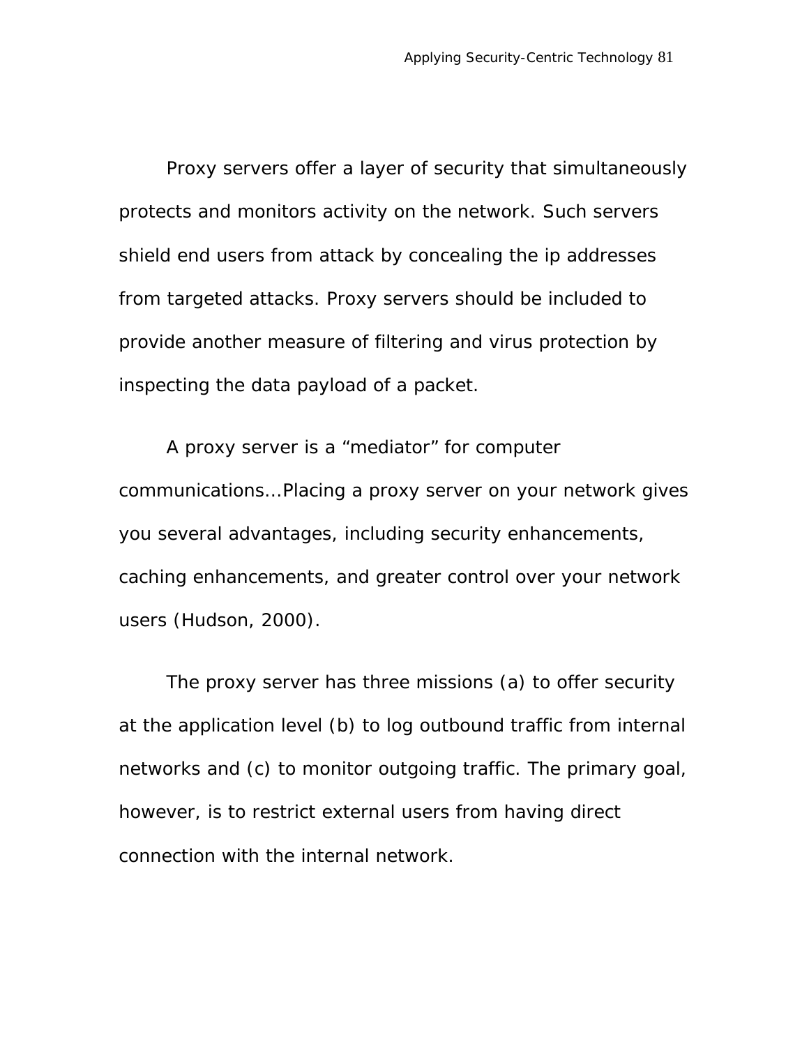Proxy servers offer a layer of security that simultaneously protects and monitors activity on the network. Such servers shield end users from attack by concealing the ip addresses from targeted attacks. Proxy servers should be included to provide another measure of filtering and virus protection by inspecting the data payload of a packet.

A proxy server is a “mediator” for computer communications…Placing a proxy server on your network gives you several advantages, including security enhancements, caching enhancements, and greater control over your network users (Hudson, 2000).

The proxy server has three missions (a) to offer security at the application level (b) to log outbound traffic from internal networks and (c) to monitor outgoing traffic. The primary goal, however, is to restrict external users from having direct connection with the internal network.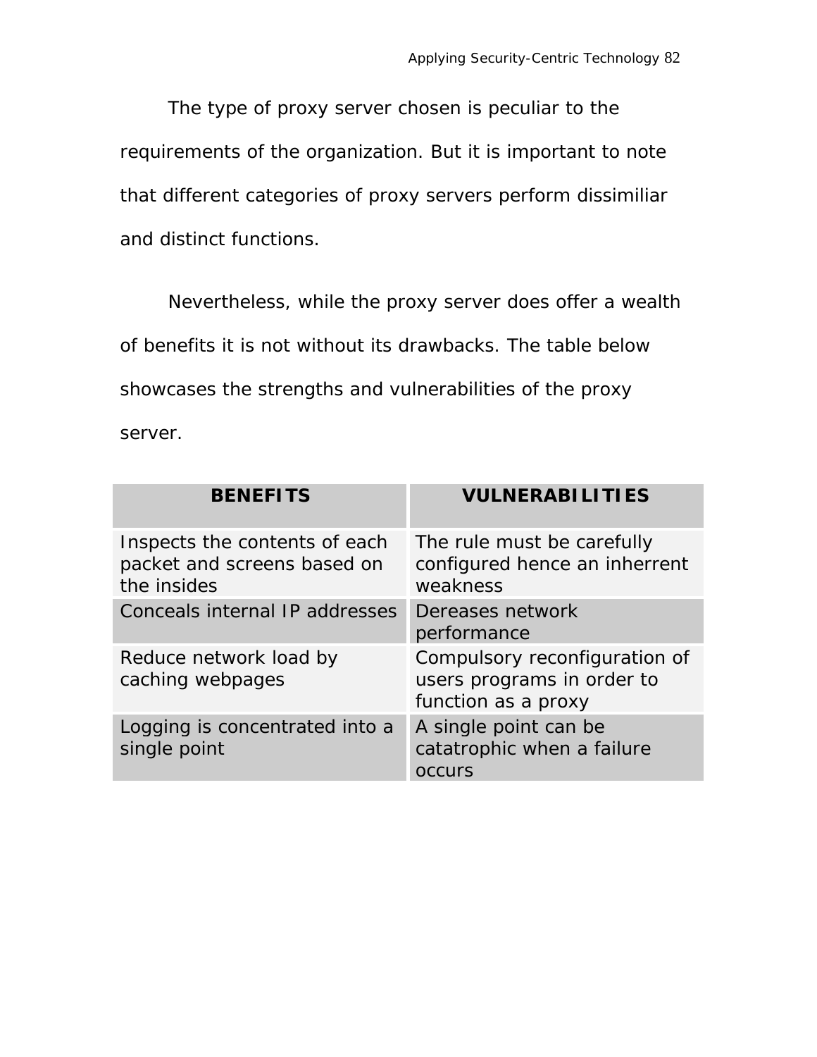The type of proxy server chosen is peculiar to the requirements of the organization. But it is important to note that different categories of proxy servers perform dissimiliar and distinct functions.

Nevertheless, while the proxy server does offer a wealth of benefits it is not without its drawbacks. The table below showcases the strengths and vulnerabilities of the proxy server.

| **BENEFITS** | **VULNERABILITIES** |
|---|---|
| Inspects the contents of each packet and screens based on the insides | The rule must be carefully configured hence an inherrent weakness |
| Conceals internal IP addresses | Dereases network performance |
| Reduce network load by caching webpages | Compulsory reconfiguration of users programs in order to function as a proxy |
| Logging is concentrated into a single point | A single point can be catatrophic when a failure occurs |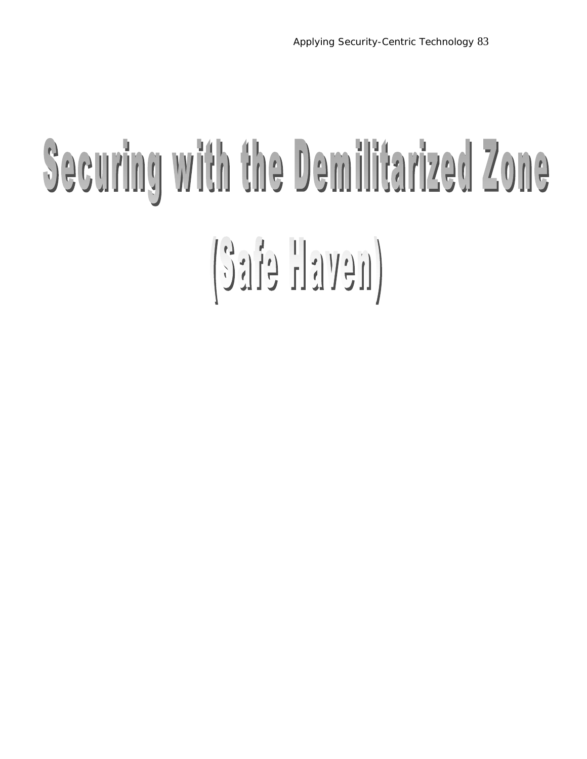# Securing with the Demilitarized Zone (Safe Haven)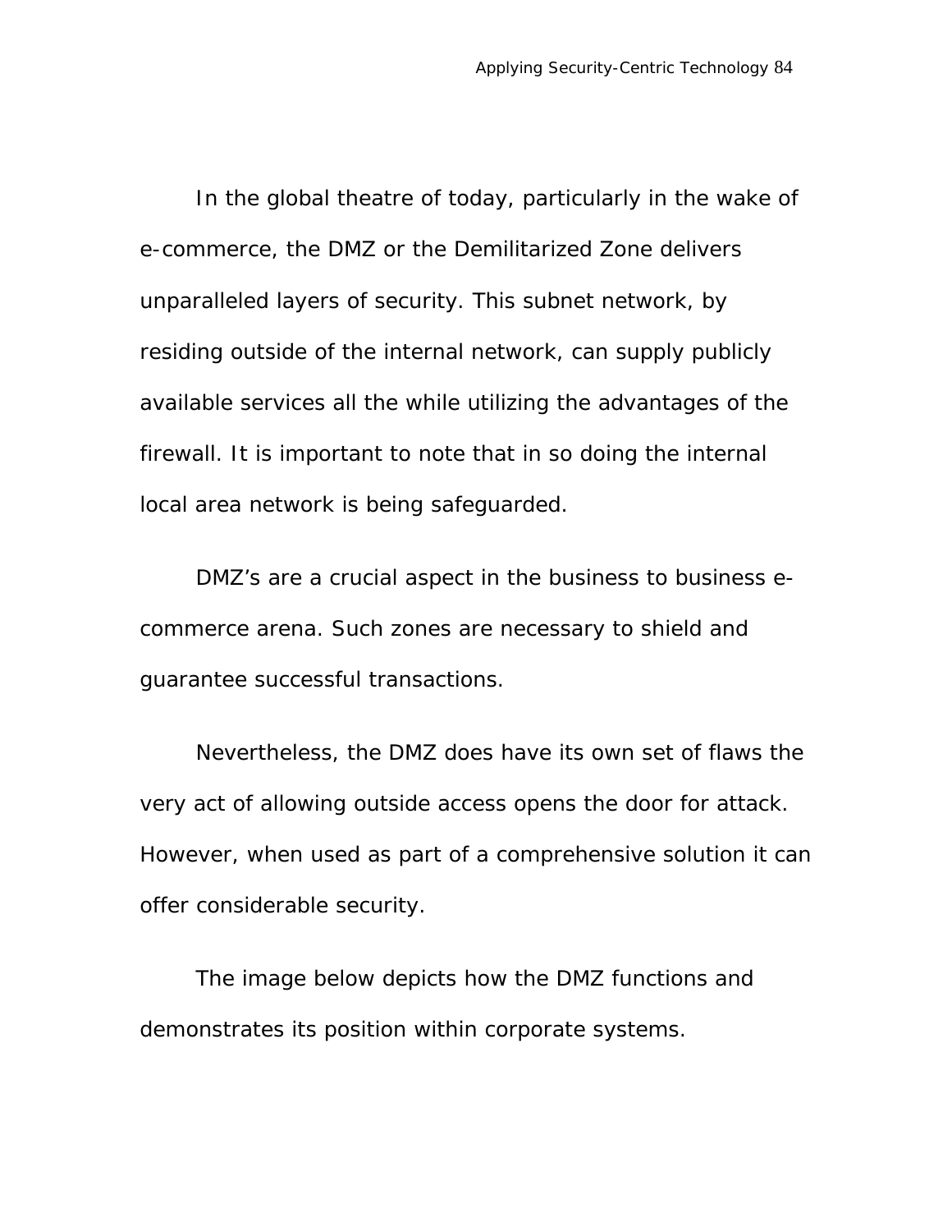In the global theatre of today, particularly in the wake of e-commerce, the DMZ or the Demilitarized Zone delivers unparalleled layers of security. This subnet network, by residing outside of the internal network, can supply publicly available services all the while utilizing the advantages of the firewall. It is important to note that in so doing the internal local area network is being safeguarded.

DMZ's are a crucial aspect in the business to business e-commerce arena. Such zones are necessary to shield and guarantee successful transactions.

Nevertheless, the DMZ does have its own set of flaws the very act of allowing outside access opens the door for attack. However, when used as part of a comprehensive solution it can offer considerable security.

The image below depicts how the DMZ functions and demonstrates its position within corporate systems.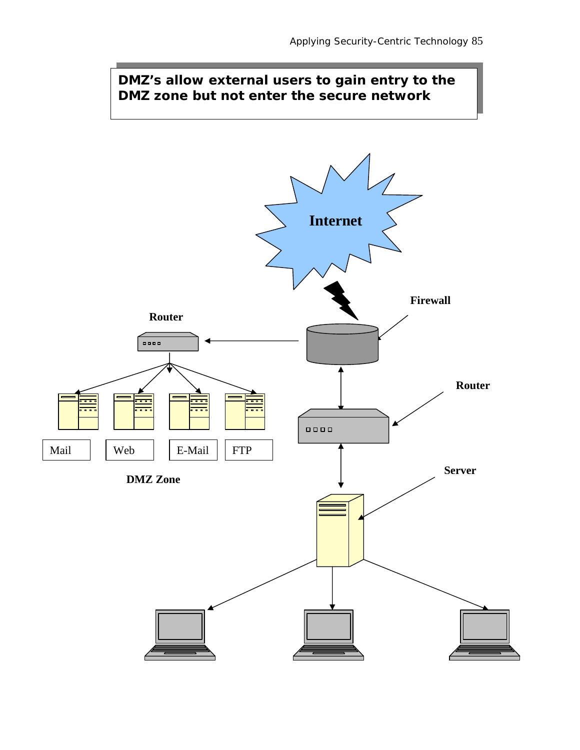**DMZ's allow external users to gain entry to the DMZ zone but not enter the secure network**

Internet

Firewall

Router

Router

Mail | Web | E-Mail | FTP

DMZ Zone

Server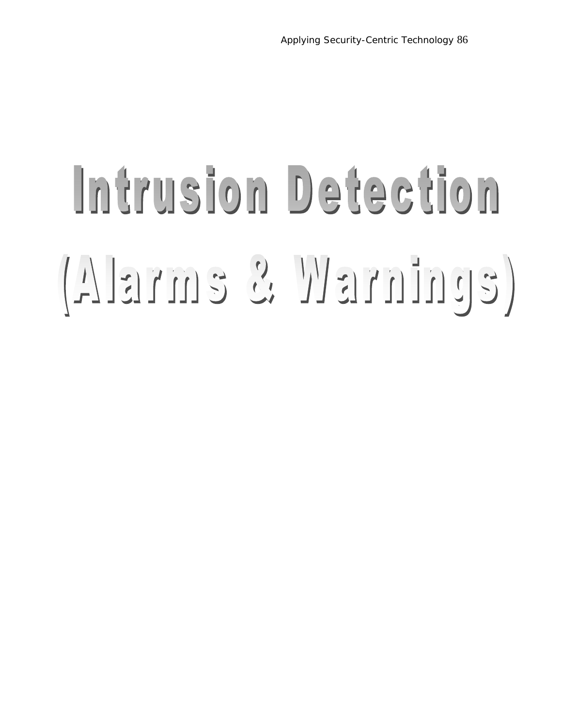# Intrusion Detection

# (Alarms & Warnings)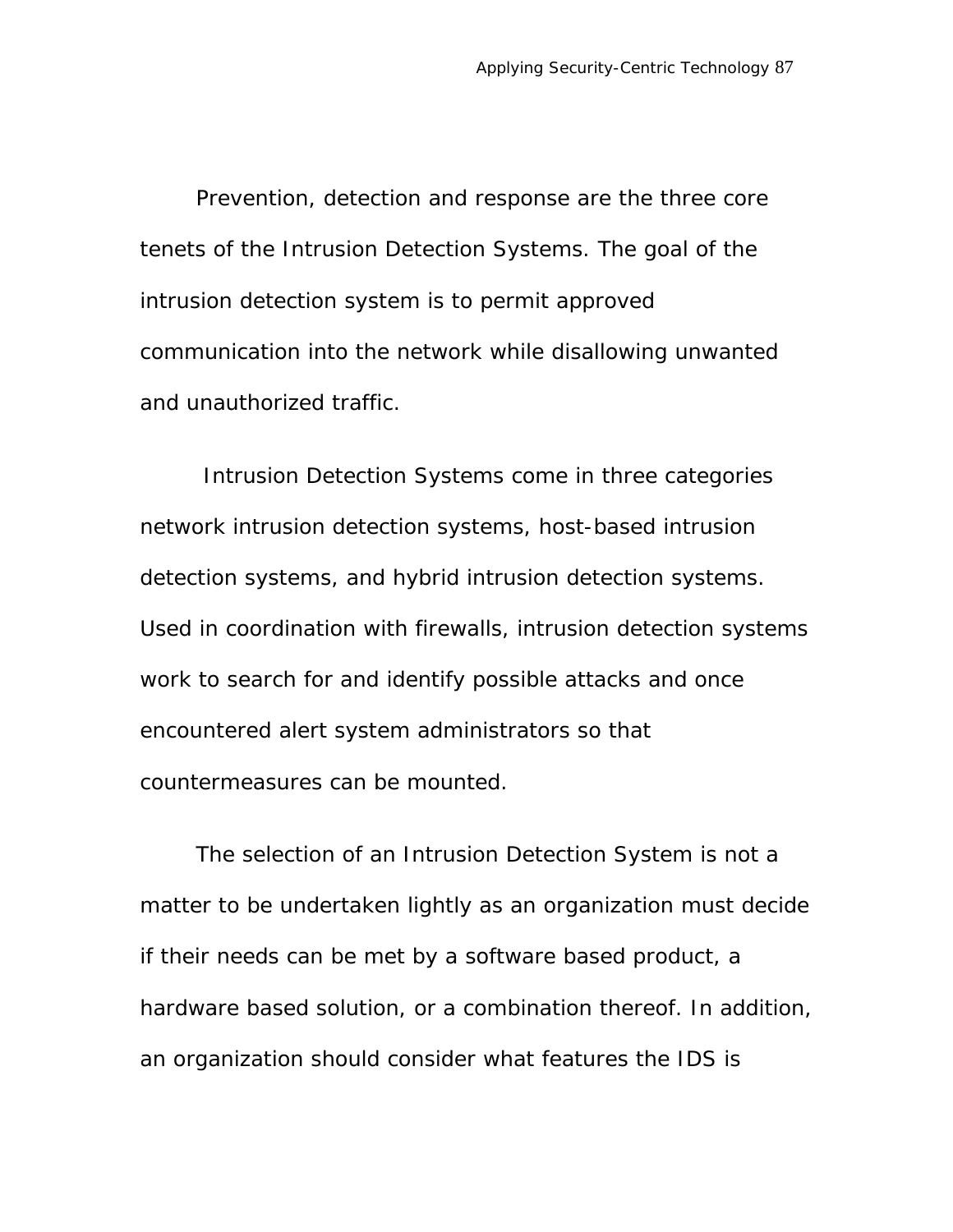Prevention, detection and response are the three core tenets of the Intrusion Detection Systems. The goal of the intrusion detection system is to permit approved communication into the network while disallowing unwanted and unauthorized traffic.

Intrusion Detection Systems come in three categories network intrusion detection systems, host-based intrusion detection systems, and hybrid intrusion detection systems. Used in coordination with firewalls, intrusion detection systems work to search for and identify possible attacks and once encountered alert system administrators so that countermeasures can be mounted.

The selection of an Intrusion Detection System is not a matter to be undertaken lightly as an organization must decide if their needs can be met by a software based product, a hardware based solution, or a combination thereof. In addition, an organization should consider what features the IDS is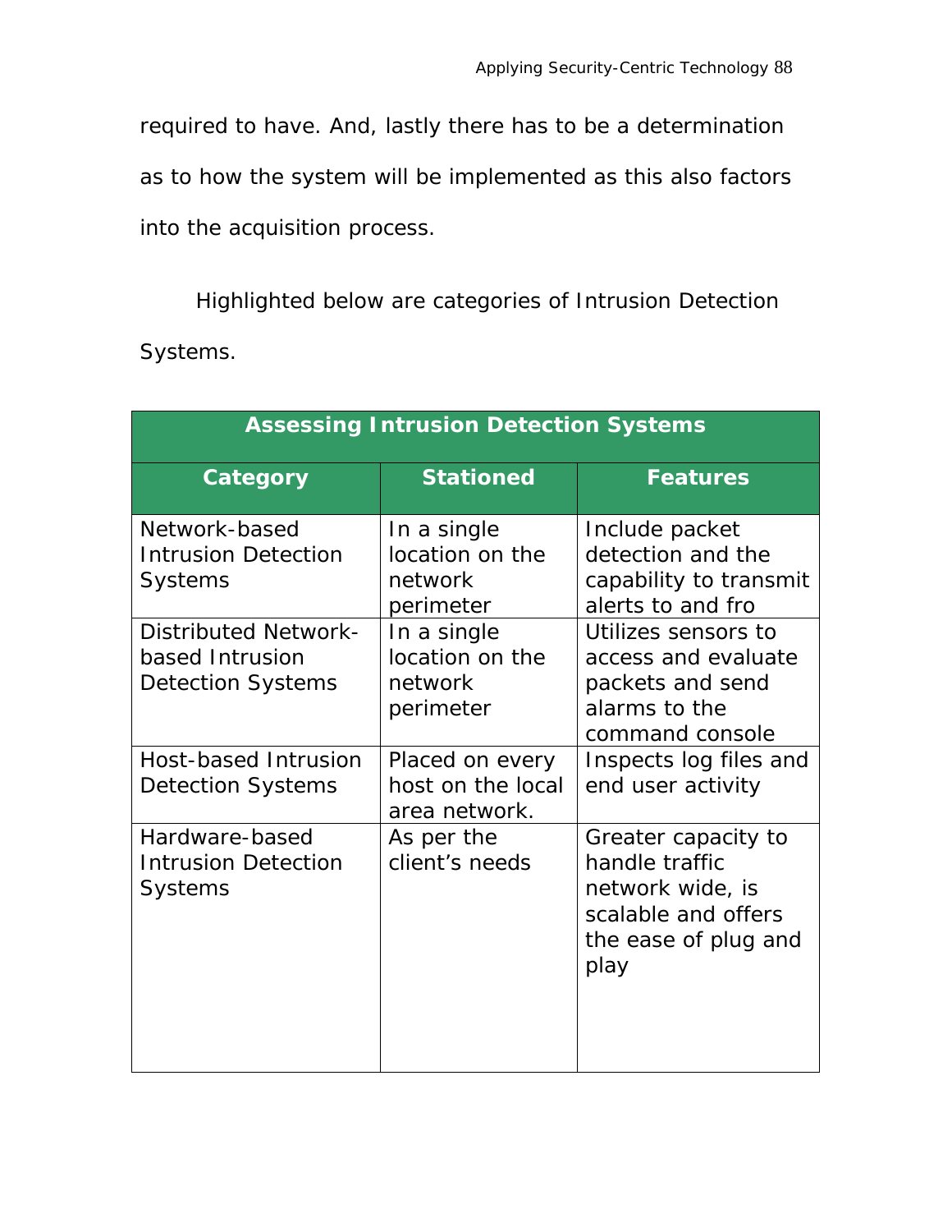required to have. And, lastly there has to be a determination as to how the system will be implemented as this also factors into the acquisition process.

Highlighted below are categories of Intrusion Detection Systems.

| **Assessing Intrusion Detection Systems** | | |
|---|---|---|
| **Category** | **Stationed** | **Features** |
| Network-based Intrusion Detection Systems | In a single location on the network perimeter | Include packet detection and the capability to transmit alerts to and fro |
| Distributed Network-based Intrusion Detection Systems | In a single location on the network perimeter | Utilizes sensors to access and evaluate packets and send alarms to the command console |
| Host-based Intrusion Detection Systems | Placed on every host on the local area network. | Inspects log files and end user activity |
| Hardware-based Intrusion Detection Systems | As per the client's needs | Greater capacity to handle traffic network wide, is scalable and offers the ease of plug and play |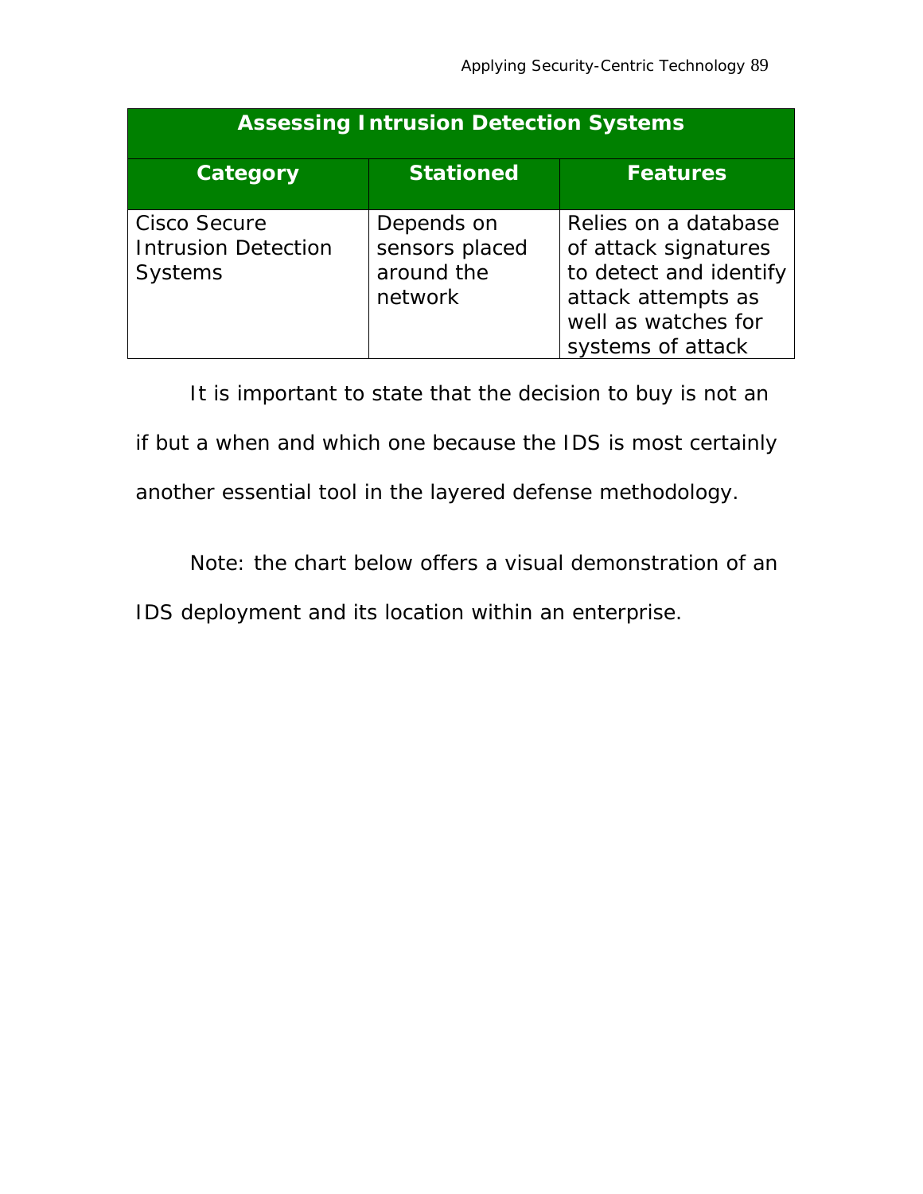| Assessing Intrusion Detection Systems | | |
|---|---|---|
| **Category** | **Stationed** | **Features** |
| Cisco Secure Intrusion Detection Systems | Depends on sensors placed around the network | Relies on a database of attack signatures to detect and identify attack attempts as well as watches for systems of attack |

It is important to state that the decision to buy is not an if but a when and which one because the IDS is most certainly another essential tool in the layered defense methodology.

Note: the chart below offers a visual demonstration of an IDS deployment and its location within an enterprise.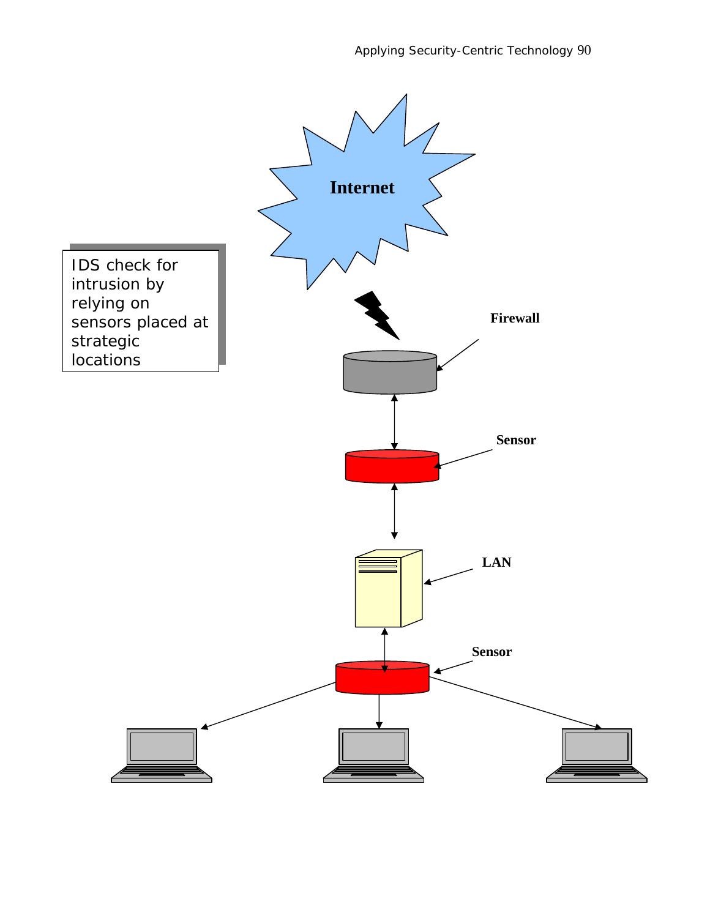IDS check for intrusion by relying on sensors placed at strategic locations

Internet

Firewall

Sensor

LAN

Sensor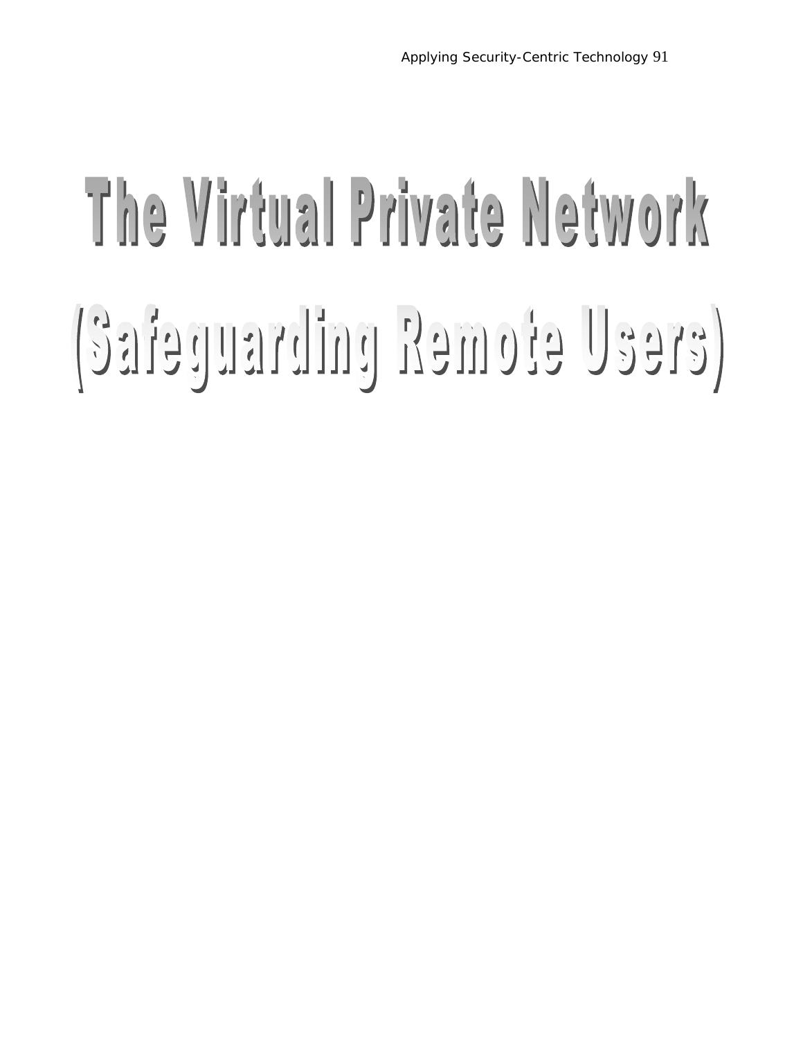# The Virtual Private Network

# (Safeguarding Remote Users)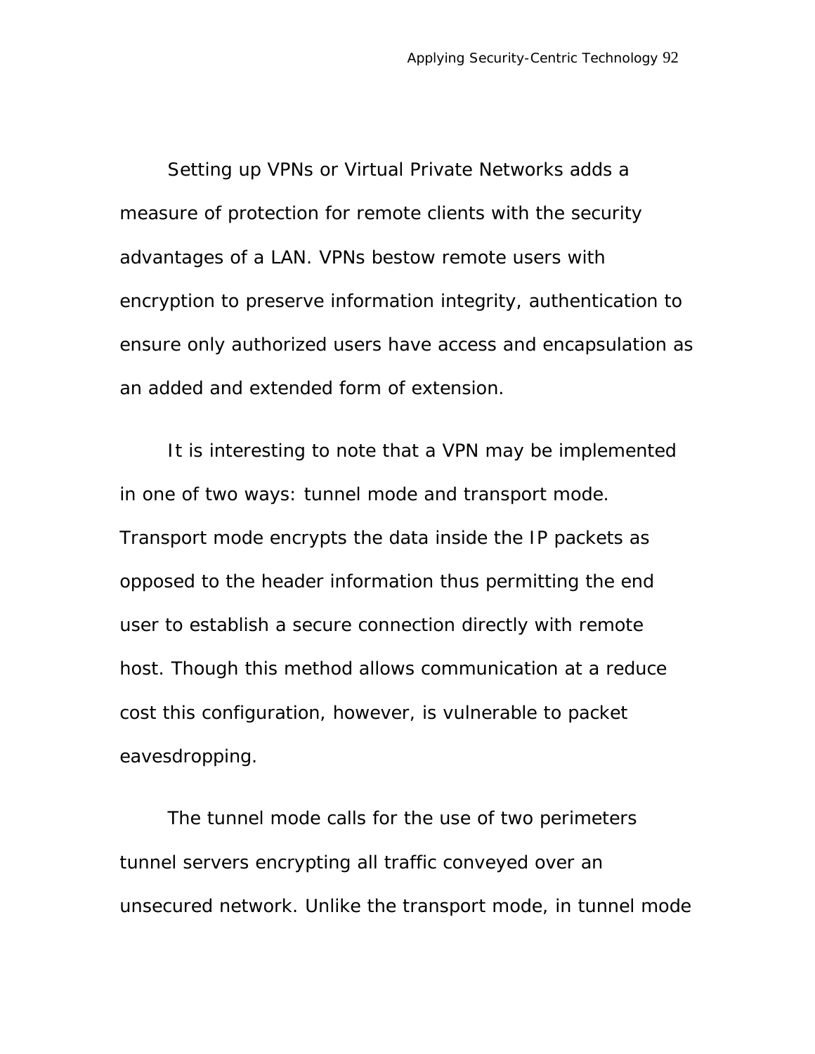Setting up VPNs or Virtual Private Networks adds a measure of protection for remote clients with the security advantages of a LAN. VPNs bestow remote users with encryption to preserve information integrity, authentication to ensure only authorized users have access and encapsulation as an added and extended form of extension.

It is interesting to note that a VPN may be implemented in one of two ways: tunnel mode and transport mode. Transport mode encrypts the data inside the IP packets as opposed to the header information thus permitting the end user to establish a secure connection directly with remote host. Though this method allows communication at a reduce cost this configuration, however, is vulnerable to packet eavesdropping.

The tunnel mode calls for the use of two perimeters tunnel servers encrypting all traffic conveyed over an unsecured network. Unlike the transport mode, in tunnel mode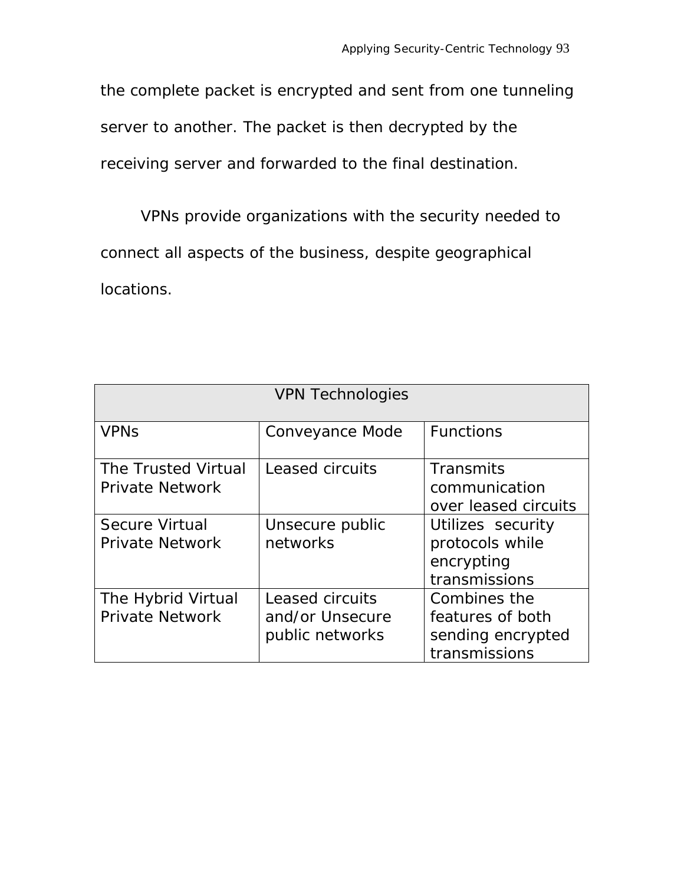the complete packet is encrypted and sent from one tunneling server to another. The packet is then decrypted by the receiving server and forwarded to the final destination.

VPNs provide organizations with the security needed to connect all aspects of the business, despite geographical locations.

| VPN Technologies | | |
|---|---|---|
| VPNs | Conveyance Mode | Functions |
| The Trusted Virtual Private Network | Leased circuits | Transmits communication over leased circuits |
| Secure Virtual Private Network | Unsecure public networks | Utilizes security protocols while encrypting transmissions |
| The Hybrid Virtual Private Network | Leased circuits and/or Unsecure public networks | Combines the features of both sending encrypted transmissions |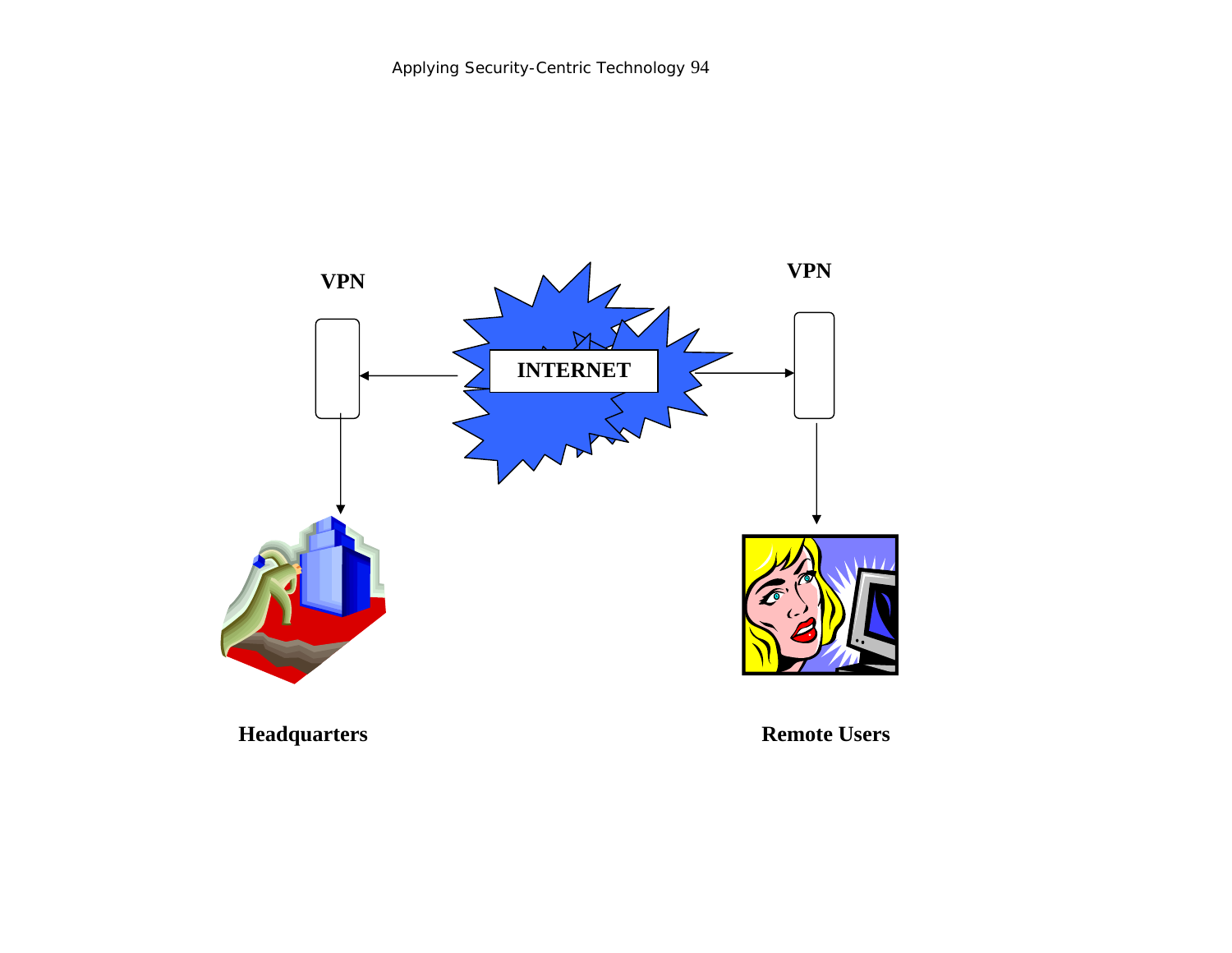VPN

INTERNET

VPN

Headquarters

Remote Users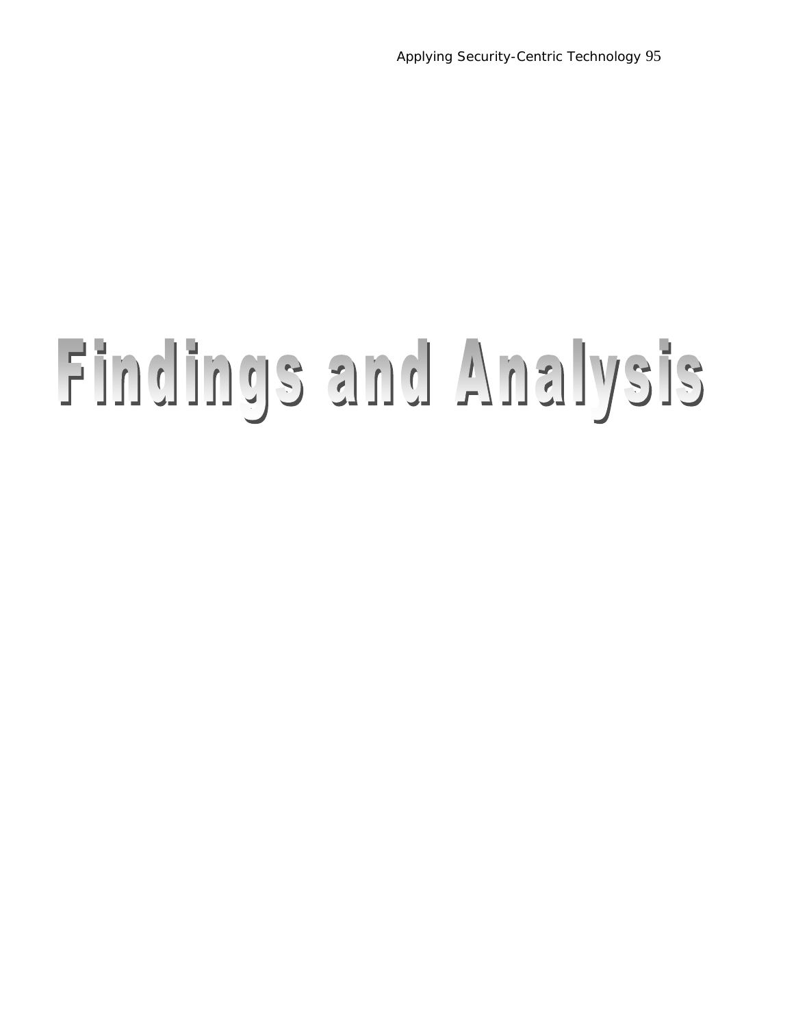# Findings and Analysis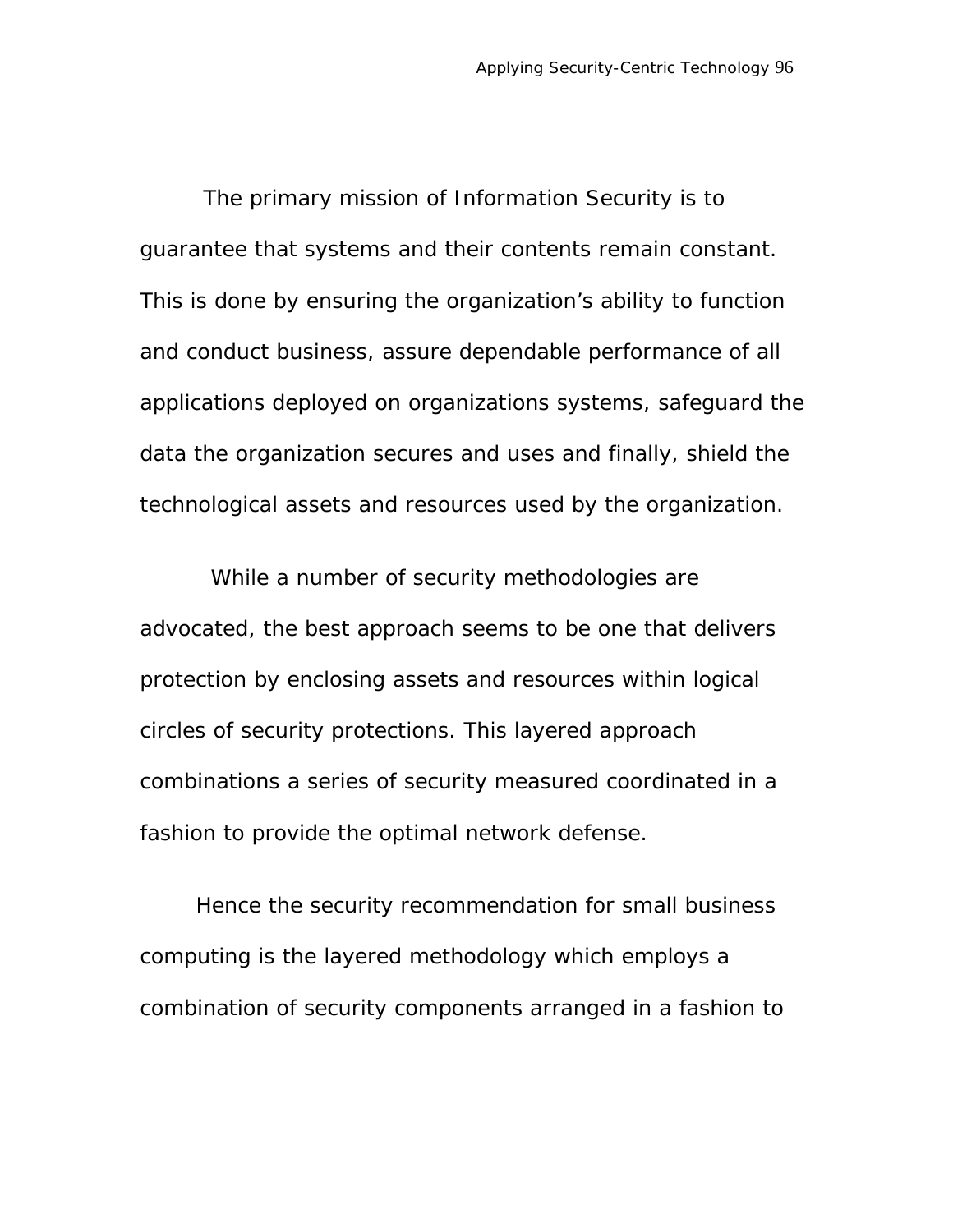The primary mission of Information Security is to guarantee that systems and their contents remain constant. This is done by ensuring the organization's ability to function and conduct business, assure dependable performance of all applications deployed on organizations systems, safeguard the data the organization secures and uses and finally, shield the technological assets and resources used by the organization.

While a number of security methodologies are advocated, the best approach seems to be one that delivers protection by enclosing assets and resources within logical circles of security protections. This layered approach combinations a series of security measured coordinated in a fashion to provide the optimal network defense.

Hence the security recommendation for small business computing is the layered methodology which employs a combination of security components arranged in a fashion to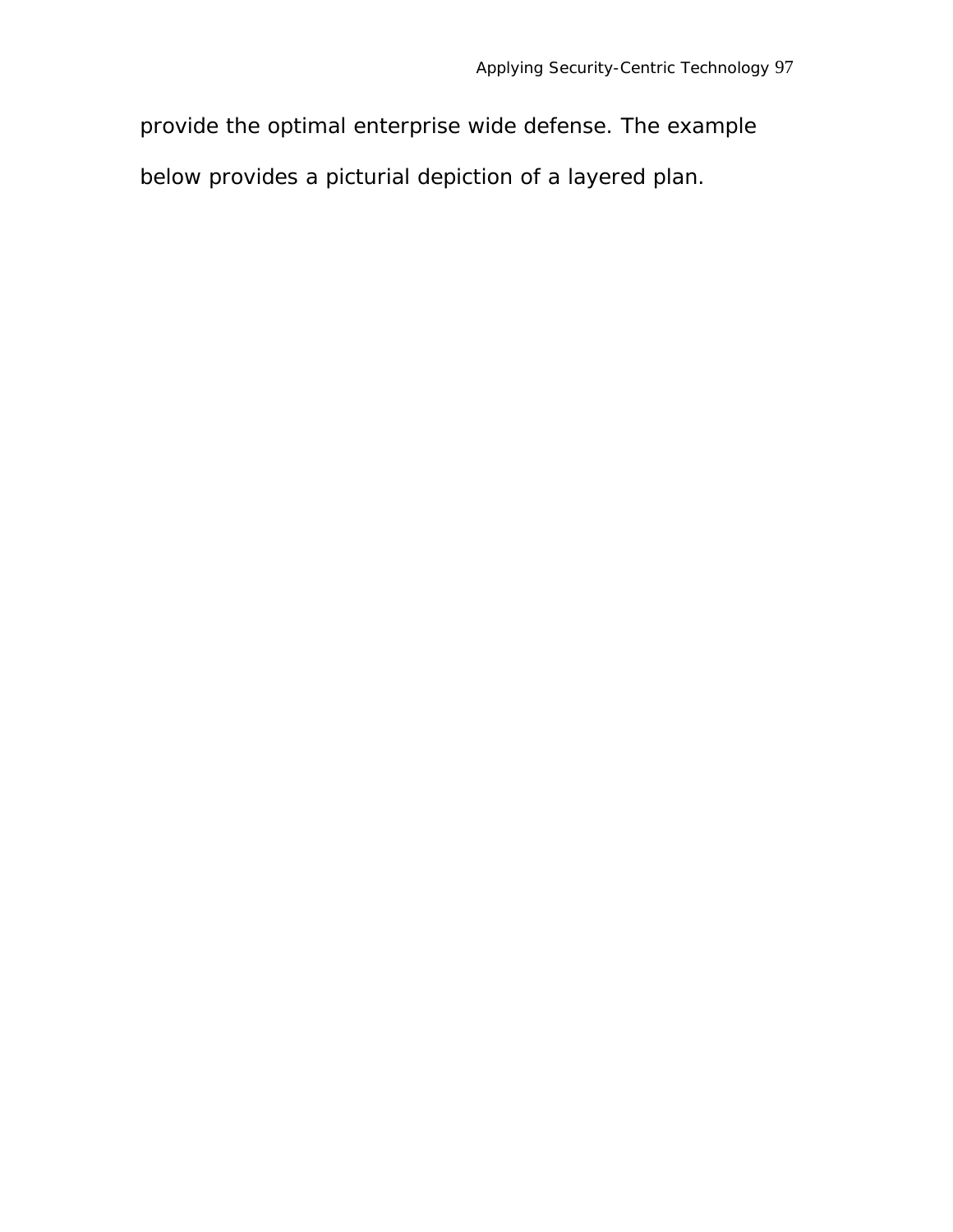provide the optimal enterprise wide defense. The example below provides a picturial depiction of a layered plan.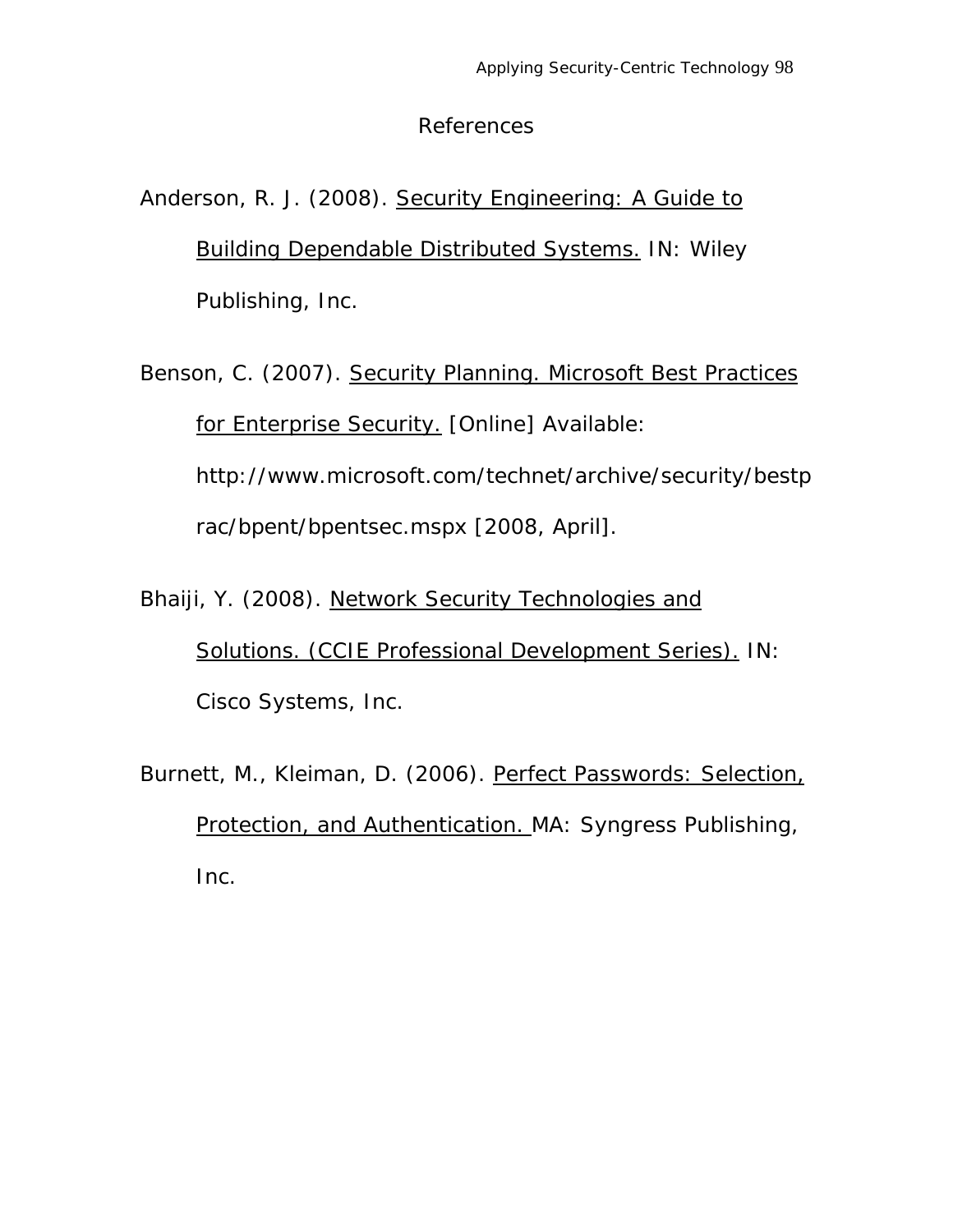# References

Anderson, R. J. (2008). <u>Security Engineering: A Guide to Building Dependable Distributed Systems.</u> IN: Wiley Publishing, Inc.

Benson, C. (2007). <u>Security Planning. Microsoft Best Practices for Enterprise Security.</u> [Online] Available: http://www.microsoft.com/technet/archive/security/bestprac/bpent/bpentsec.mspx [2008, April].

Bhaiji, Y. (2008). <u>Network Security Technologies and Solutions. (CCIE Professional Development Series).</u> IN: Cisco Systems, Inc.

Burnett, M., Kleiman, D. (2006). <u>Perfect Passwords: Selection, Protection, and Authentication.</u> MA: Syngress Publishing, Inc.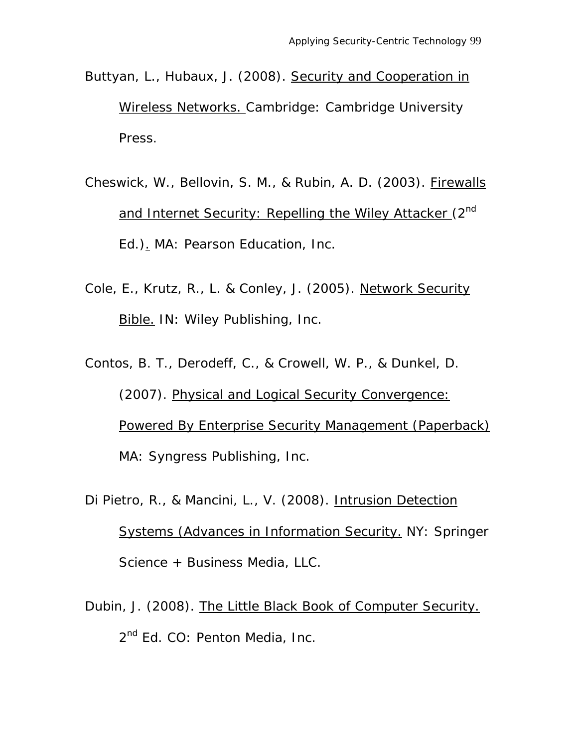Buttyan, L., Hubaux, J. (2008). Security and Cooperation in Wireless Networks. Cambridge: Cambridge University Press.

Cheswick, W., Bellovin, S. M., & Rubin, A. D. (2003). Firewalls and Internet Security: Repelling the Wiley Attacker (2nd Ed.). MA: Pearson Education, Inc.

Cole, E., Krutz, R., L. & Conley, J. (2005). Network Security Bible. IN: Wiley Publishing, Inc.

Contos, B. T., Derodeff, C., & Crowell, W. P., & Dunkel, D. (2007). Physical and Logical Security Convergence: Powered By Enterprise Security Management (Paperback) MA: Syngress Publishing, Inc.

Di Pietro, R., & Mancini, L., V. (2008). Intrusion Detection Systems (Advances in Information Security. NY: Springer Science + Business Media, LLC.

Dubin, J. (2008). The Little Black Book of Computer Security. 2nd Ed. CO: Penton Media, Inc.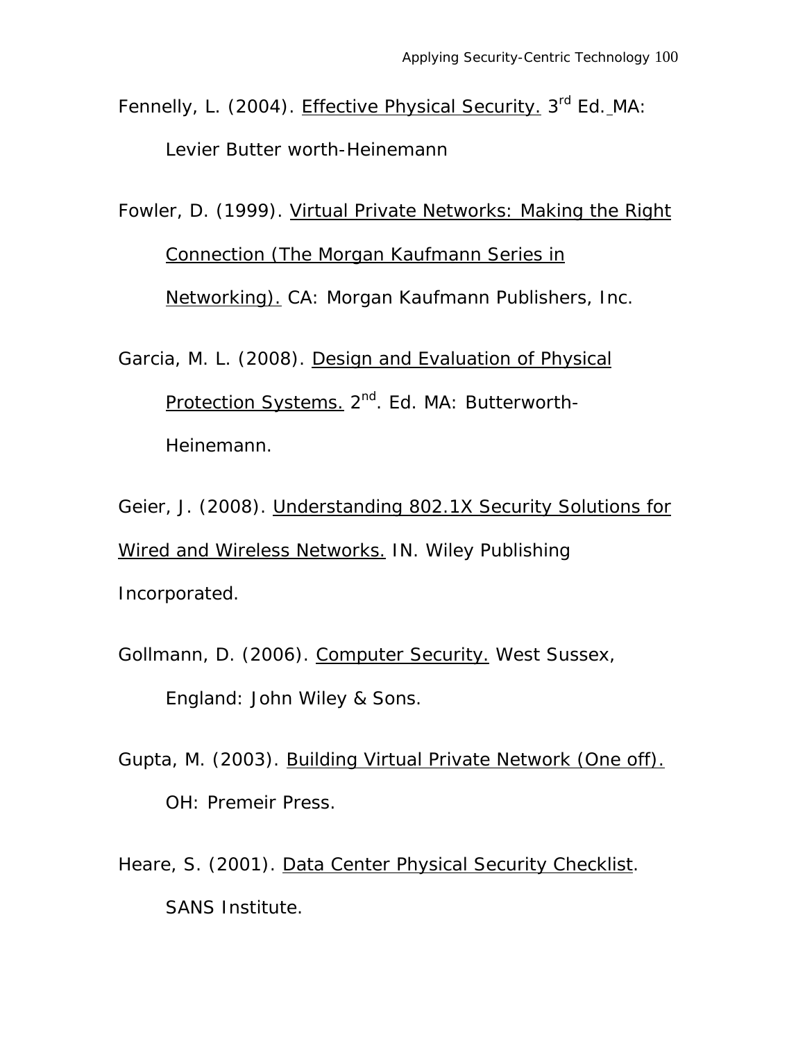Fennelly, L. (2004). Effective Physical Security. 3rd Ed. MA: Levier Butter worth-Heinemann

Fowler, D. (1999). Virtual Private Networks: Making the Right Connection (The Morgan Kaufmann Series in Networking). CA: Morgan Kaufmann Publishers, Inc.

Garcia, M. L. (2008). Design and Evaluation of Physical Protection Systems. 2nd. Ed. MA: Butterworth-Heinemann.

Geier, J. (2008). Understanding 802.1X Security Solutions for Wired and Wireless Networks. IN. Wiley Publishing Incorporated.

Gollmann, D. (2006). Computer Security. West Sussex, England: John Wiley & Sons.

Gupta, M. (2003). Building Virtual Private Network (One off). OH: Premeir Press.

Heare, S. (2001). Data Center Physical Security Checklist. SANS Institute.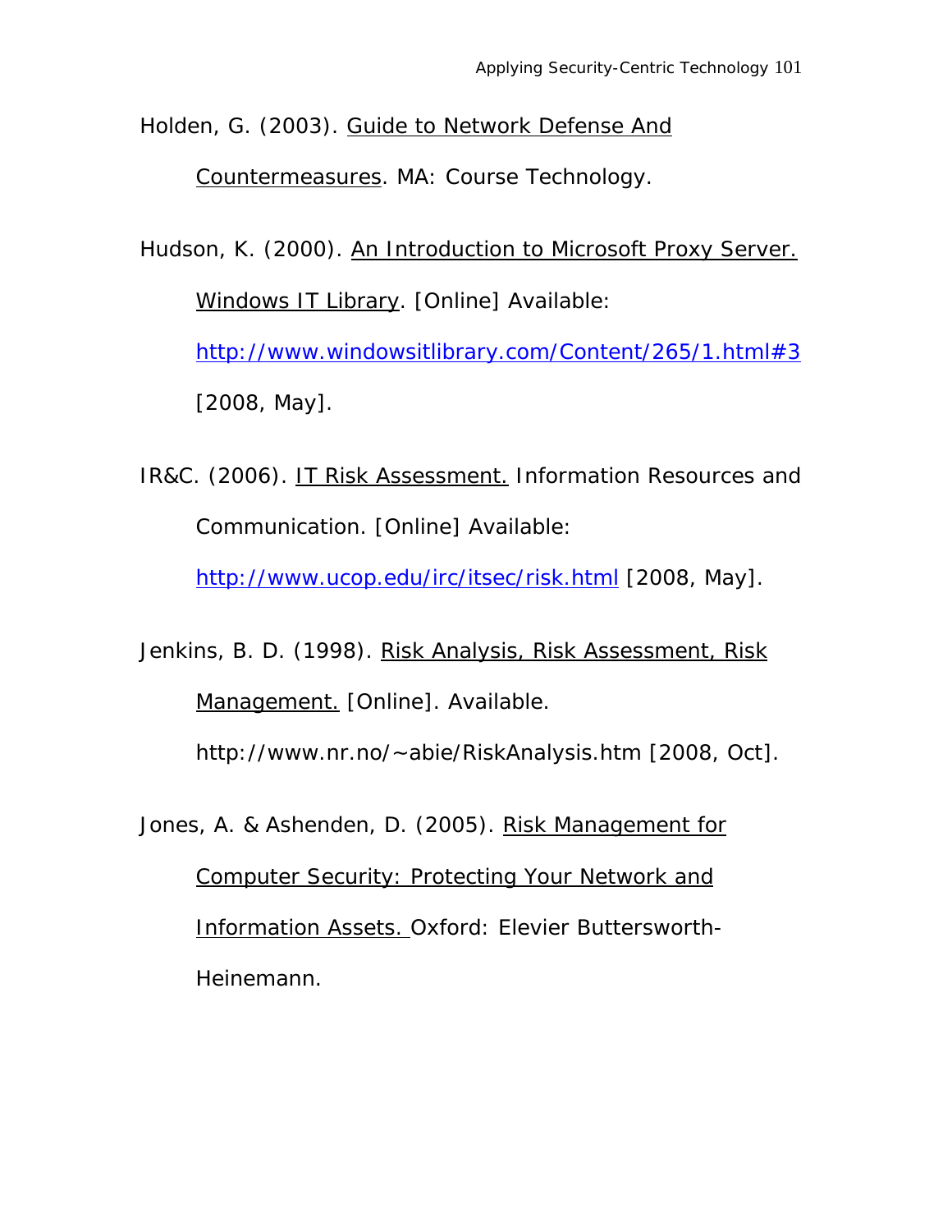Holden, G. (2003). Guide to Network Defense And Countermeasures. MA: Course Technology.

Hudson, K. (2000). An Introduction to Microsoft Proxy Server. Windows IT Library. [Online] Available: http://www.windowsitlibrary.com/Content/265/1.html#3 [2008, May].

IR&C. (2006). IT Risk Assessment. Information Resources and Communication. [Online] Available: http://www.ucop.edu/irc/itsec/risk.html [2008, May].

Jenkins, B. D. (1998). Risk Analysis, Risk Assessment, Risk Management. [Online]. Available. http://www.nr.no/~abie/RiskAnalysis.htm [2008, Oct].

Jones, A. & Ashenden, D. (2005). Risk Management for Computer Security: Protecting Your Network and Information Assets. Oxford: Elevier Buttersworth-Heinemann.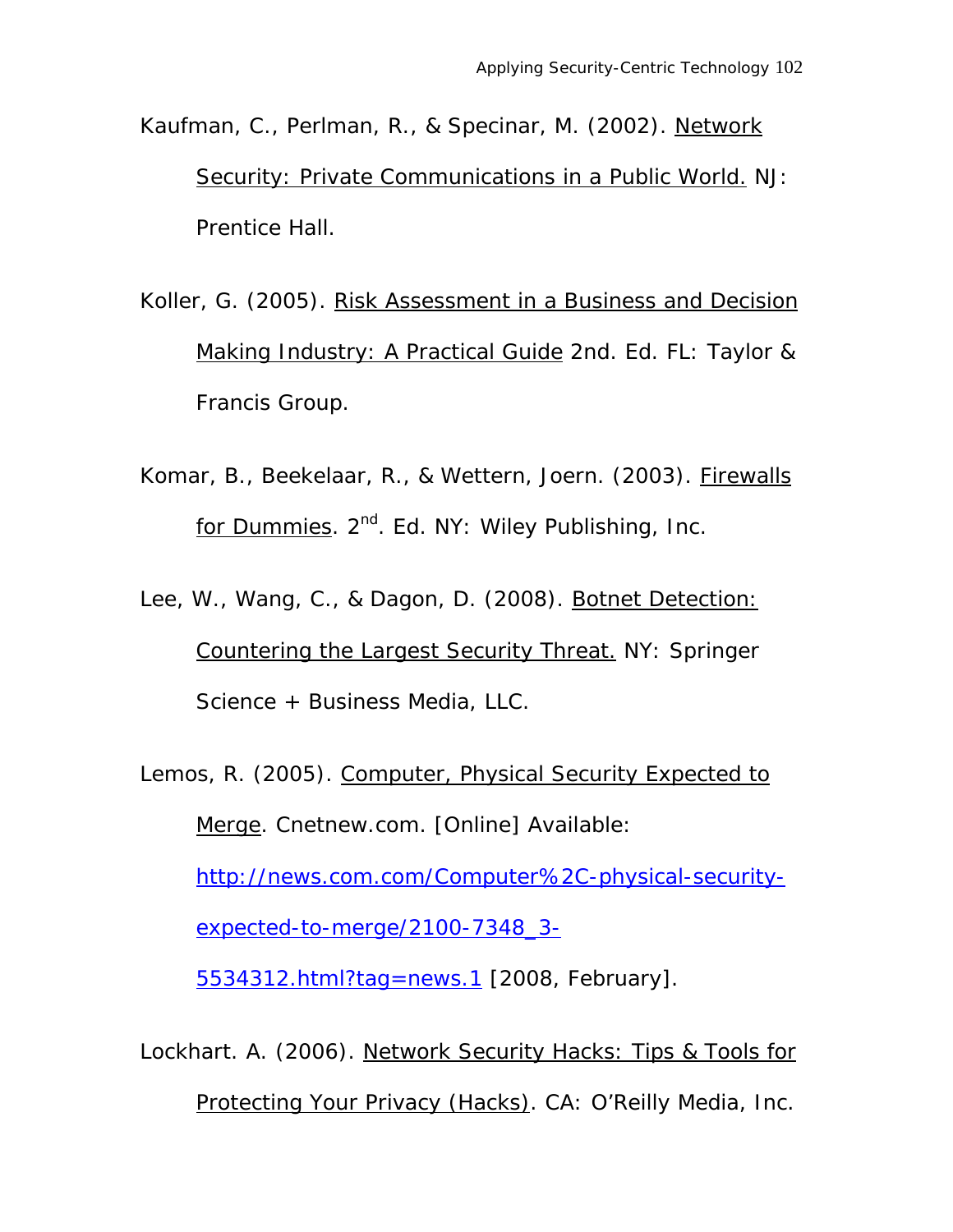Kaufman, C., Perlman, R., & Specinar, M. (2002). Network Security: Private Communications in a Public World. NJ: Prentice Hall.

Koller, G. (2005). Risk Assessment in a Business and Decision Making Industry: A Practical Guide 2nd. Ed. FL: Taylor & Francis Group.

Komar, B., Beekelaar, R., & Wettern, Joern. (2003). Firewalls for Dummies. 2nd. Ed. NY: Wiley Publishing, Inc.

Lee, W., Wang, C., & Dagon, D. (2008). Botnet Detection: Countering the Largest Security Threat. NY: Springer Science + Business Media, LLC.

Lemos, R. (2005). Computer, Physical Security Expected to Merge. Cnetnew.com. [Online] Available: http://news.com.com/Computer%2C-physical-security-expected-to-merge/2100-7348_3-5534312.html?tag=news.1 [2008, February].

Lockhart. A. (2006). Network Security Hacks: Tips & Tools for Protecting Your Privacy (Hacks). CA: O'Reilly Media, Inc.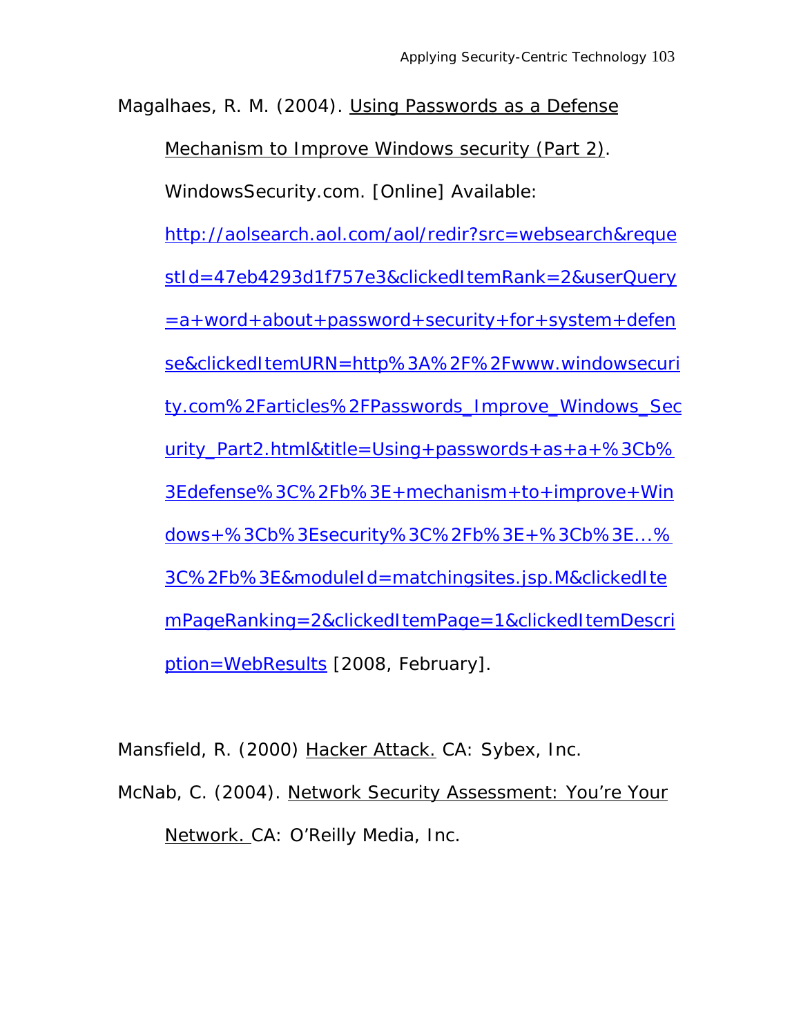Magalhaes, R. M. (2004). Using Passwords as a Defense Mechanism to Improve Windows security (Part 2). WindowsSecurity.com. [Online] Available: http://aolsearch.aol.com/aol/redir?src=websearch&requestId=47eb4293d1f757e3&clickedItemRank=2&userQuery=a+word+about+password+security+for+system+defense&clickedItemURN=http%3A%2F%2Fwww.windowsecurity.com%2Farticles%2FPasswords_Improve_Windows_Security_Part2.html&title=Using+passwords+as+a+%3Cb%3Edefense%3C%2Fb%3E+mechanism+to+improve+Windows+%3Cb%3Esecurity%3C%2Fb%3E+%3Cb%3E...%3C%2Fb%3E&moduleId=matchingsites.jsp.M&clickedItemPageRanking=2&clickedItemPage=1&clickedItemDescription=WebResults [2008, February].

Mansfield, R. (2000) Hacker Attack. CA: Sybex, Inc.

McNab, C. (2004). Network Security Assessment: You're Your Network. CA: O'Reilly Media, Inc.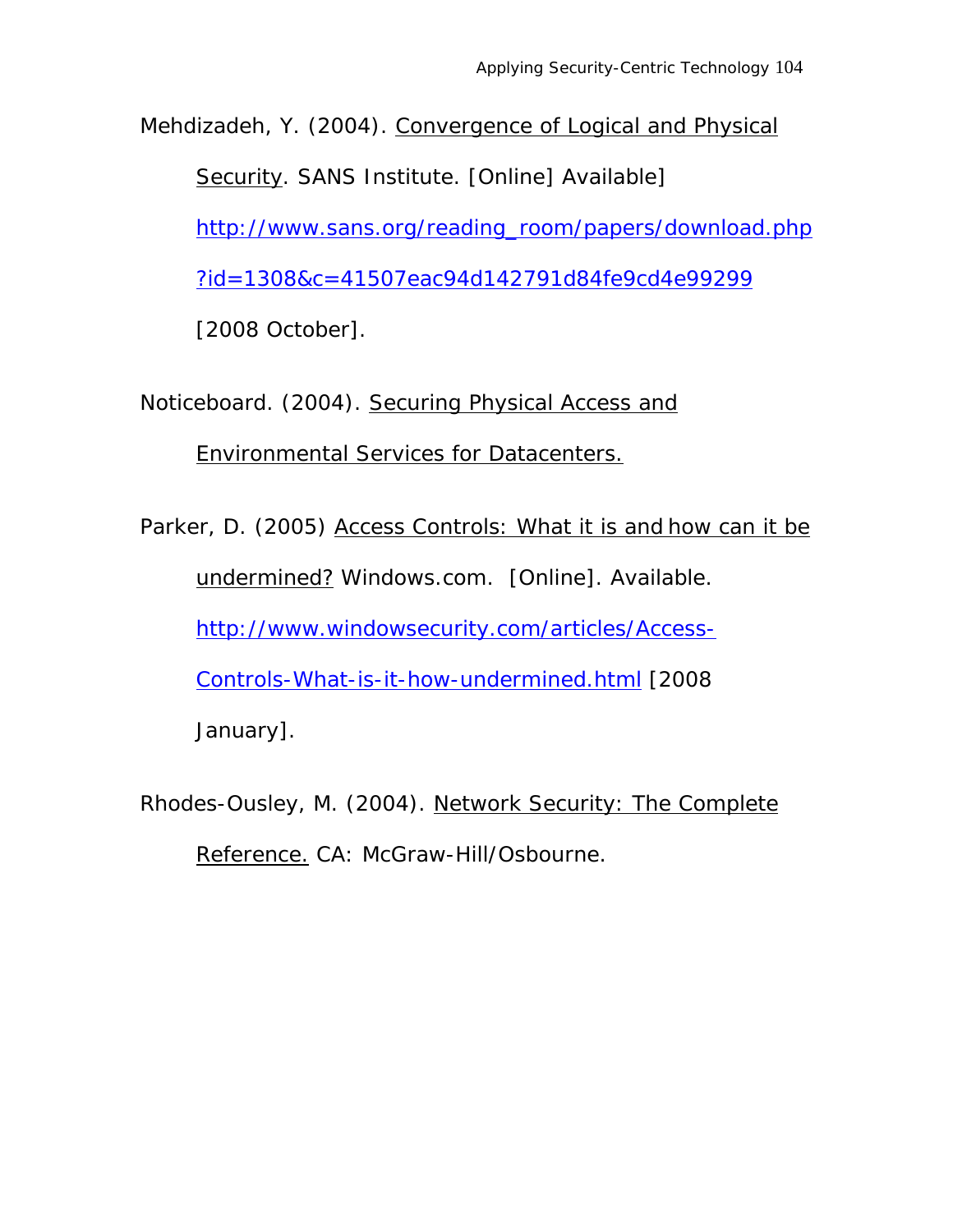Mehdizadeh, Y. (2004). Convergence of Logical and Physical Security. SANS Institute. [Online] Available] http://www.sans.org/reading_room/papers/download.php?id=1308&c=41507eac94d142791d84fe9cd4e99299 [2008 October].

Noticeboard. (2004). Securing Physical Access and Environmental Services for Datacenters.

Parker, D. (2005) Access Controls: What it is and how can it be undermined? Windows.com. [Online]. Available. http://www.windowsecurity.com/articles/Access-Controls-What-is-it-how-undermined.html [2008 January].

Rhodes-Ousley, M. (2004). Network Security: The Complete Reference. CA: McGraw-Hill/Osbourne.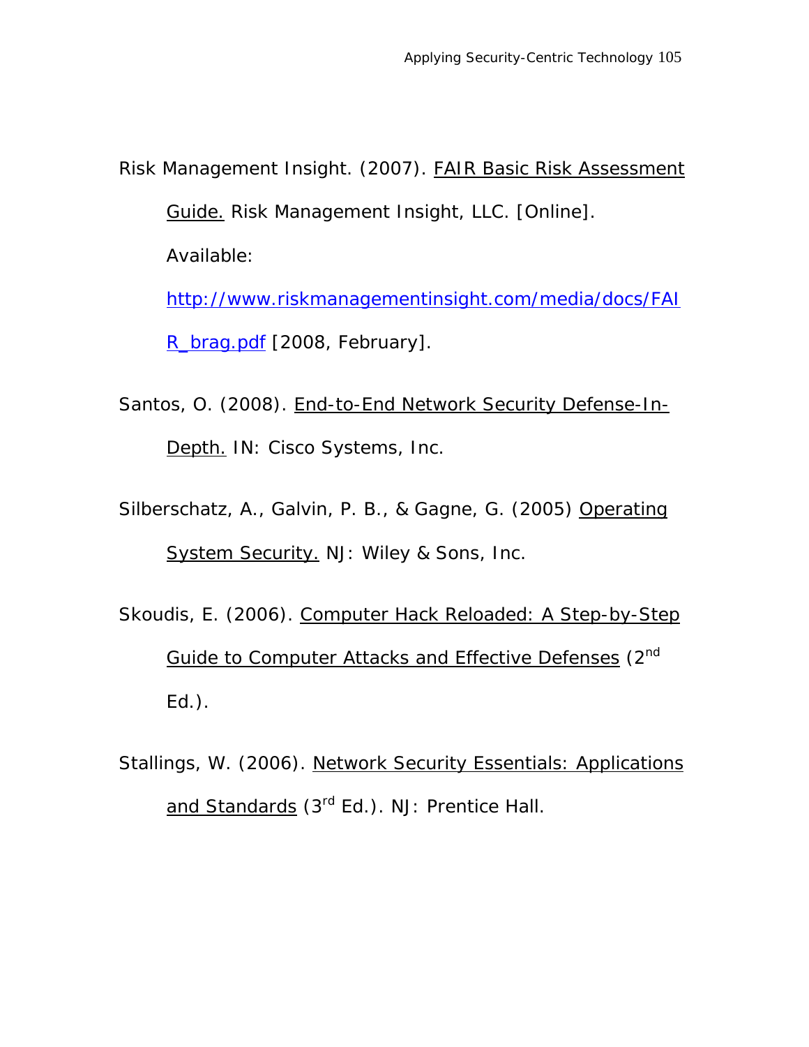Risk Management Insight. (2007). FAIR Basic Risk Assessment Guide. Risk Management Insight, LLC. [Online]. Available: http://www.riskmanagementinsight.com/media/docs/FAIR_brag.pdf [2008, February].

Santos, O. (2008). End-to-End Network Security Defense-In-Depth. IN: Cisco Systems, Inc.

Silberschatz, A., Galvin, P. B., & Gagne, G. (2005) Operating System Security. NJ: Wiley & Sons, Inc.

Skoudis, E. (2006). Computer Hack Reloaded: A Step-by-Step Guide to Computer Attacks and Effective Defenses (2nd Ed.).

Stallings, W. (2006). Network Security Essentials: Applications and Standards (3rd Ed.). NJ: Prentice Hall.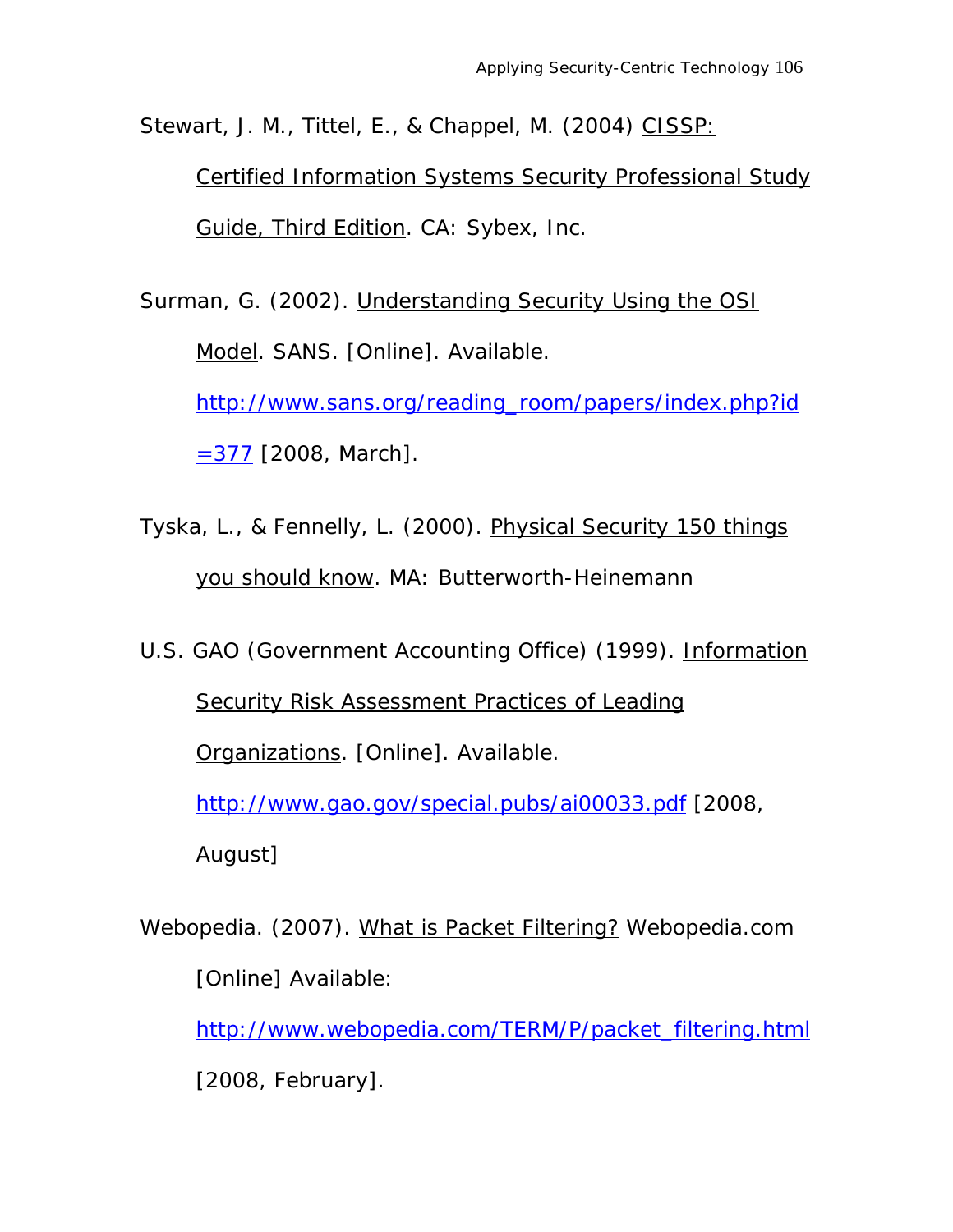Stewart, J. M., Tittel, E., & Chappel, M. (2004) CISSP: Certified Information Systems Security Professional Study Guide, Third Edition. CA: Sybex, Inc.

Surman, G. (2002). Understanding Security Using the OSI Model. SANS. [Online]. Available. http://www.sans.org/reading_room/papers/index.php?id=377 [2008, March].

Tyska, L., & Fennelly, L. (2000). Physical Security 150 things you should know. MA: Butterworth-Heinemann

U.S. GAO (Government Accounting Office) (1999). Information Security Risk Assessment Practices of Leading Organizations. [Online]. Available. http://www.gao.gov/special.pubs/ai00033.pdf [2008, August]

Webopedia. (2007). What is Packet Filtering? Webopedia.com [Online] Available: http://www.webopedia.com/TERM/P/packet_filtering.html [2008, February].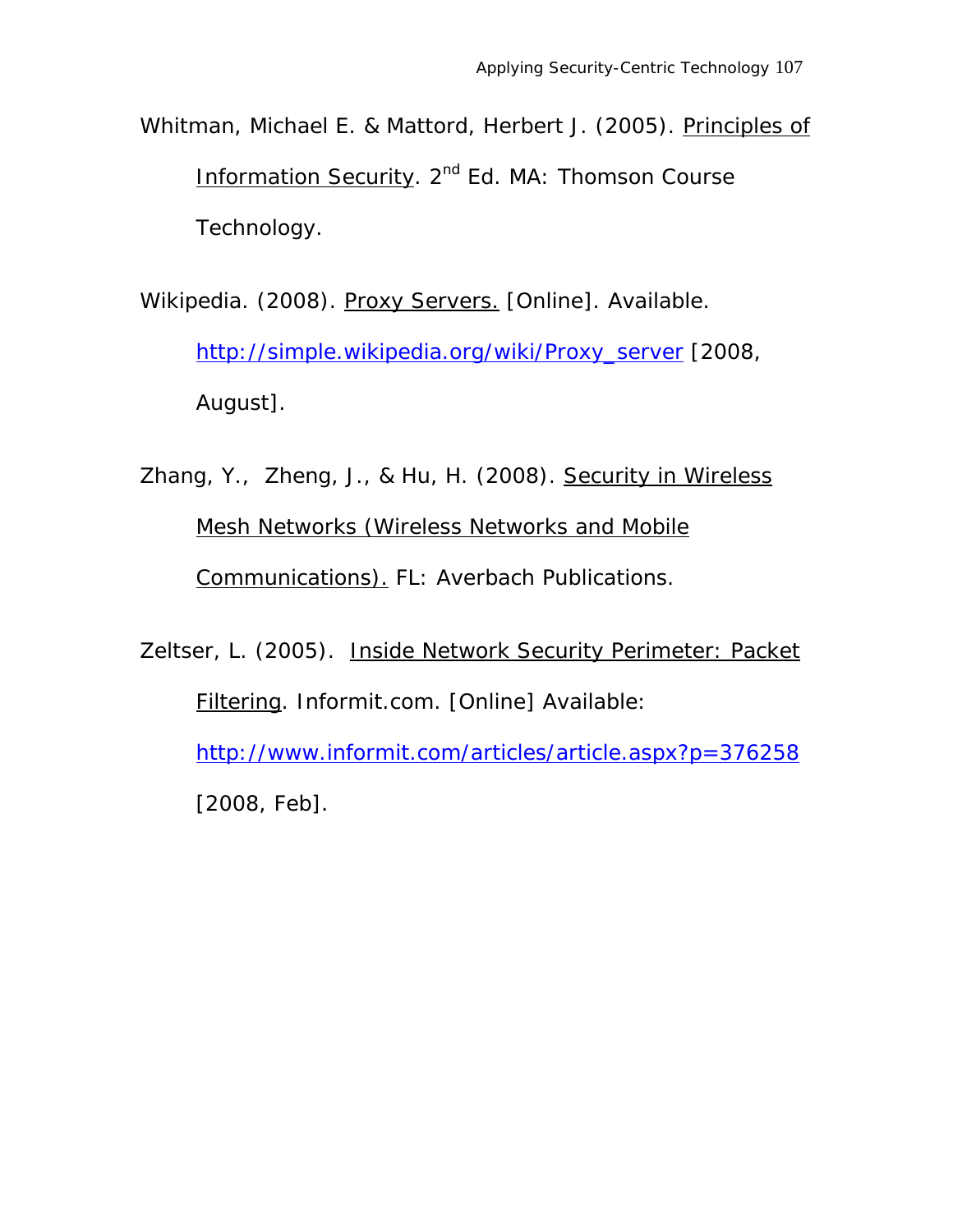Whitman, Michael E. & Mattord, Herbert J. (2005). Principles of Information Security. 2nd Ed. MA: Thomson Course Technology.

Wikipedia. (2008). Proxy Servers. [Online]. Available. http://simple.wikipedia.org/wiki/Proxy_server [2008, August].

Zhang, Y., Zheng, J., & Hu, H. (2008). Security in Wireless Mesh Networks (Wireless Networks and Mobile Communications). FL: Averbach Publications.

Zeltser, L. (2005). Inside Network Security Perimeter: Packet Filtering. Informit.com. [Online] Available: http://www.informit.com/articles/article.aspx?p=376258 [2008, Feb].